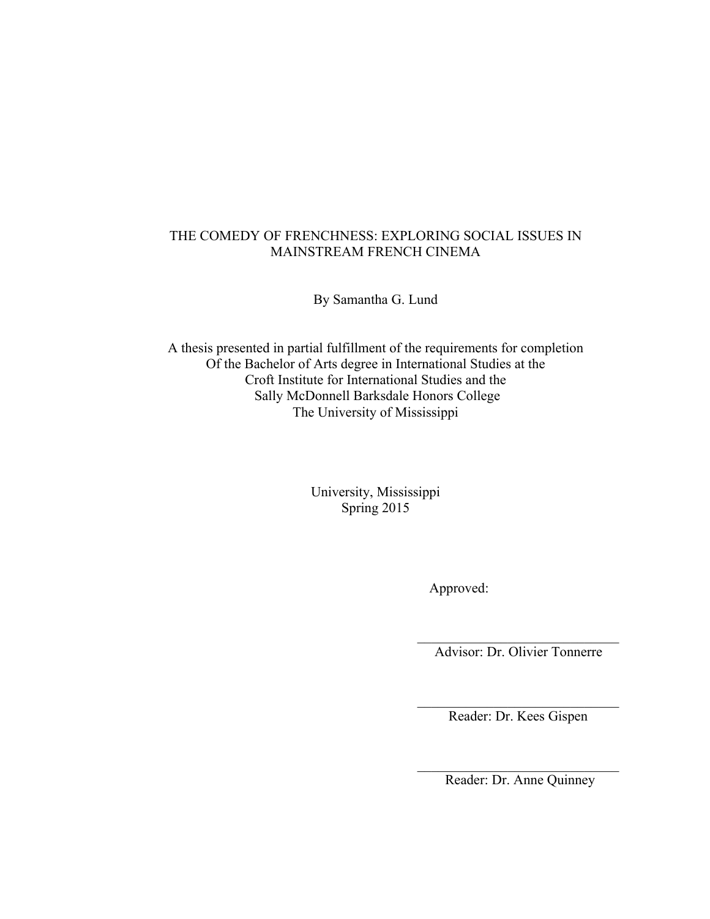# THE COMEDY OF FRENCHNESS: EXPLORING SOCIAL ISSUES IN MAINSTREAM FRENCH CINEMA

By Samantha G. Lund

A thesis presented in partial fulfillment of the requirements for completion
Of the Bachelor of Arts degree in International Studies at the
Croft Institute for International Studies and the
Sally McDonnell Barksdale Honors College
The University of Mississippi

University, Mississippi
Spring 2015

Approved:

\_\_\_\_\_\_\_\_\_\_\_\_\_\_\_\_\_\_\_\_\_\_\_\_\_\_\_\_\_\_
Advisor: Dr. Olivier Tonnerre

\_\_\_\_\_\_\_\_\_\_\_\_\_\_\_\_\_\_\_\_\_\_\_\_\_\_\_\_\_\_
Reader: Dr. Kees Gispen

\_\_\_\_\_\_\_\_\_\_\_\_\_\_\_\_\_\_\_\_\_\_\_\_\_\_\_\_\_\_
Reader: Dr. Anne Quinney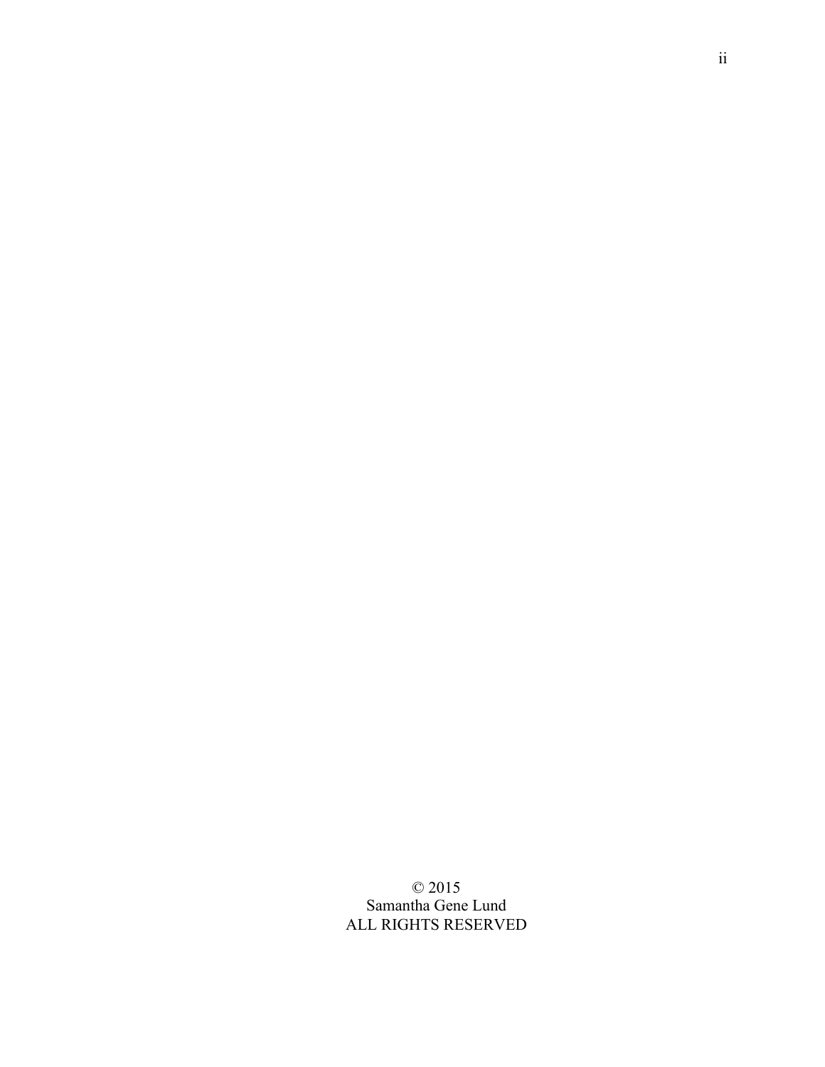© 2015
Samantha Gene Lund
ALL RIGHTS RESERVED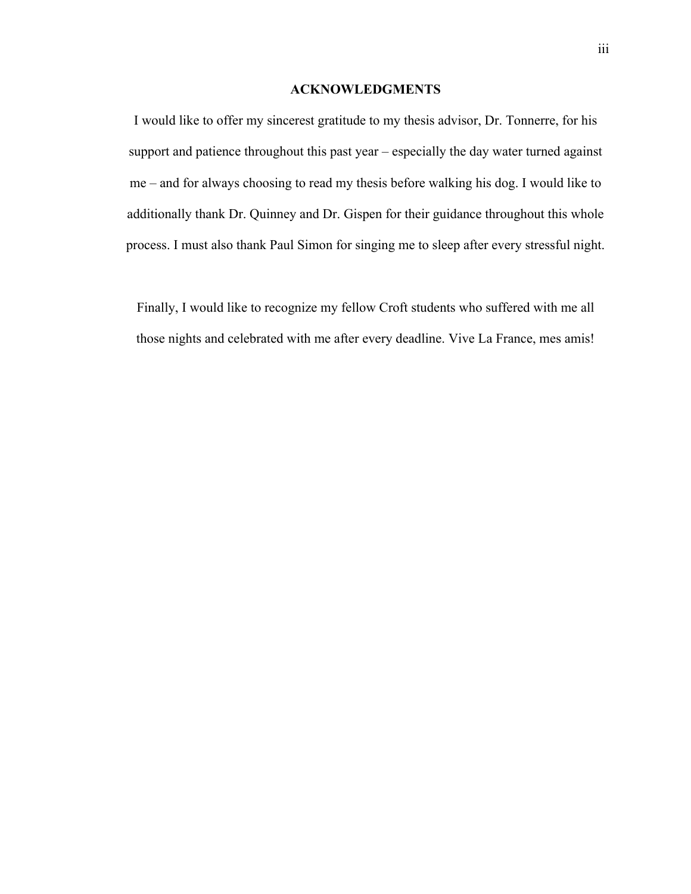## ACKNOWLEDGMENTS

I would like to offer my sincerest gratitude to my thesis advisor, Dr. Tonnerre, for his support and patience throughout this past year – especially the day water turned against me – and for always choosing to read my thesis before walking his dog. I would like to additionally thank Dr. Quinney and Dr. Gispen for their guidance throughout this whole process. I must also thank Paul Simon for singing me to sleep after every stressful night.

Finally, I would like to recognize my fellow Croft students who suffered with me all those nights and celebrated with me after every deadline. Vive La France, mes amis!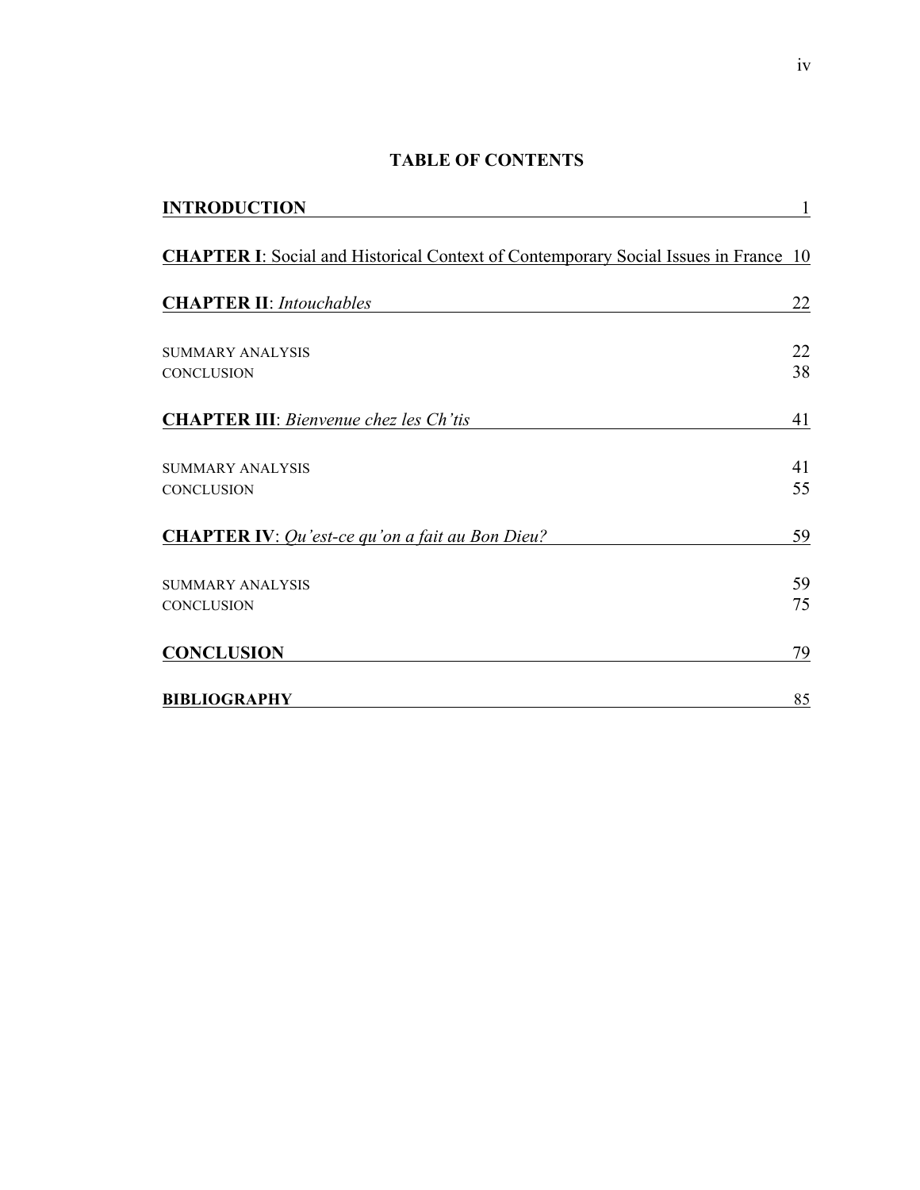# TABLE OF CONTENTS

**INTRODUCTION** 1

**CHAPTER I**: Social and Historical Context of Contemporary Social Issues in France 10

**CHAPTER II**: *Intouchables* 22

SUMMARY ANALYSIS 22
CONCLUSION 38

**CHAPTER III**: *Bienvenue chez les Ch'tis* 41

SUMMARY ANALYSIS 41
CONCLUSION 55

**CHAPTER IV**: *Qu'est-ce qu'on a fait au Bon Dieu?* 59

SUMMARY ANALYSIS 59
CONCLUSION 75

**CONCLUSION** 79

**BIBLIOGRAPHY** 85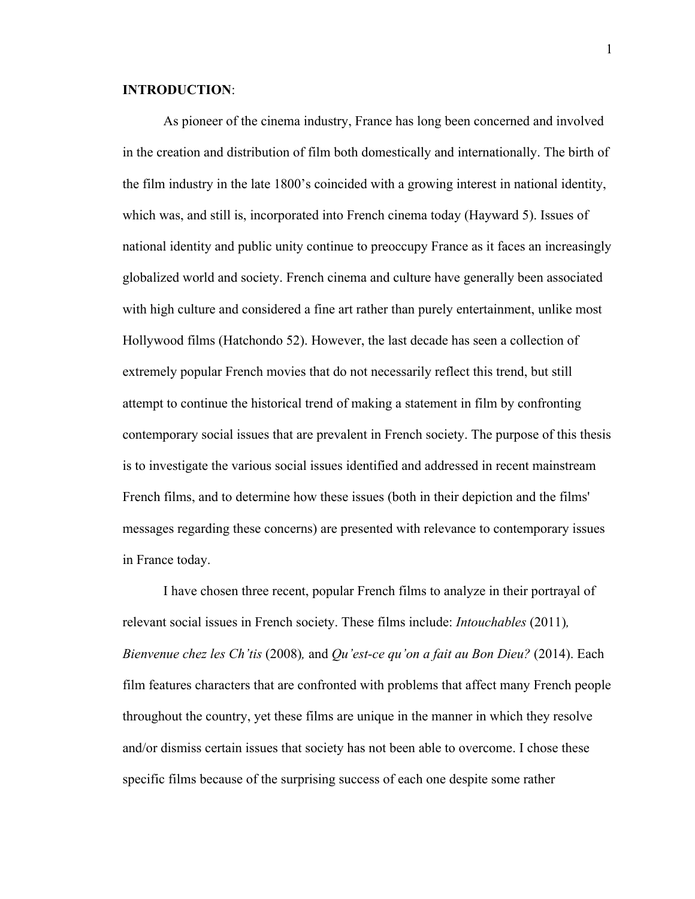**INTRODUCTION**:

As pioneer of the cinema industry, France has long been concerned and involved in the creation and distribution of film both domestically and internationally. The birth of the film industry in the late 1800's coincided with a growing interest in national identity, which was, and still is, incorporated into French cinema today (Hayward 5). Issues of national identity and public unity continue to preoccupy France as it faces an increasingly globalized world and society. French cinema and culture have generally been associated with high culture and considered a fine art rather than purely entertainment, unlike most Hollywood films (Hatchondo 52). However, the last decade has seen a collection of extremely popular French movies that do not necessarily reflect this trend, but still attempt to continue the historical trend of making a statement in film by confronting contemporary social issues that are prevalent in French society. The purpose of this thesis is to investigate the various social issues identified and addressed in recent mainstream French films, and to determine how these issues (both in their depiction and the films' messages regarding these concerns) are presented with relevance to contemporary issues in France today.

I have chosen three recent, popular French films to analyze in their portrayal of relevant social issues in French society. These films include: *Intouchables* (2011), *Bienvenue chez les Ch'tis* (2008), and *Qu'est-ce qu'on a fait au Bon Dieu?* (2014). Each film features characters that are confronted with problems that affect many French people throughout the country, yet these films are unique in the manner in which they resolve and/or dismiss certain issues that society has not been able to overcome. I chose these specific films because of the surprising success of each one despite some rather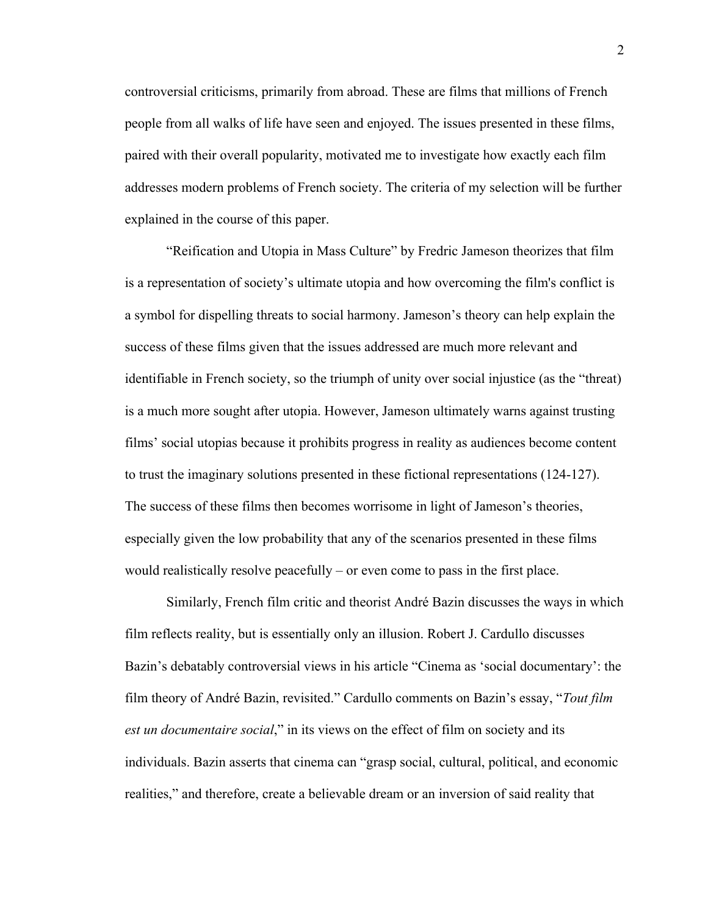controversial criticisms, primarily from abroad. These are films that millions of French people from all walks of life have seen and enjoyed. The issues presented in these films, paired with their overall popularity, motivated me to investigate how exactly each film addresses modern problems of French society. The criteria of my selection will be further explained in the course of this paper.

"Reification and Utopia in Mass Culture" by Fredric Jameson theorizes that film is a representation of society's ultimate utopia and how overcoming the film's conflict is a symbol for dispelling threats to social harmony. Jameson's theory can help explain the success of these films given that the issues addressed are much more relevant and identifiable in French society, so the triumph of unity over social injustice (as the "threat) is a much more sought after utopia. However, Jameson ultimately warns against trusting films' social utopias because it prohibits progress in reality as audiences become content to trust the imaginary solutions presented in these fictional representations (124-127). The success of these films then becomes worrisome in light of Jameson's theories, especially given the low probability that any of the scenarios presented in these films would realistically resolve peacefully – or even come to pass in the first place.

Similarly, French film critic and theorist André Bazin discusses the ways in which film reflects reality, but is essentially only an illusion. Robert J. Cardullo discusses Bazin's debatably controversial views in his article "Cinema as 'social documentary': the film theory of André Bazin, revisited." Cardullo comments on Bazin's essay, "*Tout film est un documentaire social*," in its views on the effect of film on society and its individuals. Bazin asserts that cinema can "grasp social, cultural, political, and economic realities," and therefore, create a believable dream or an inversion of said reality that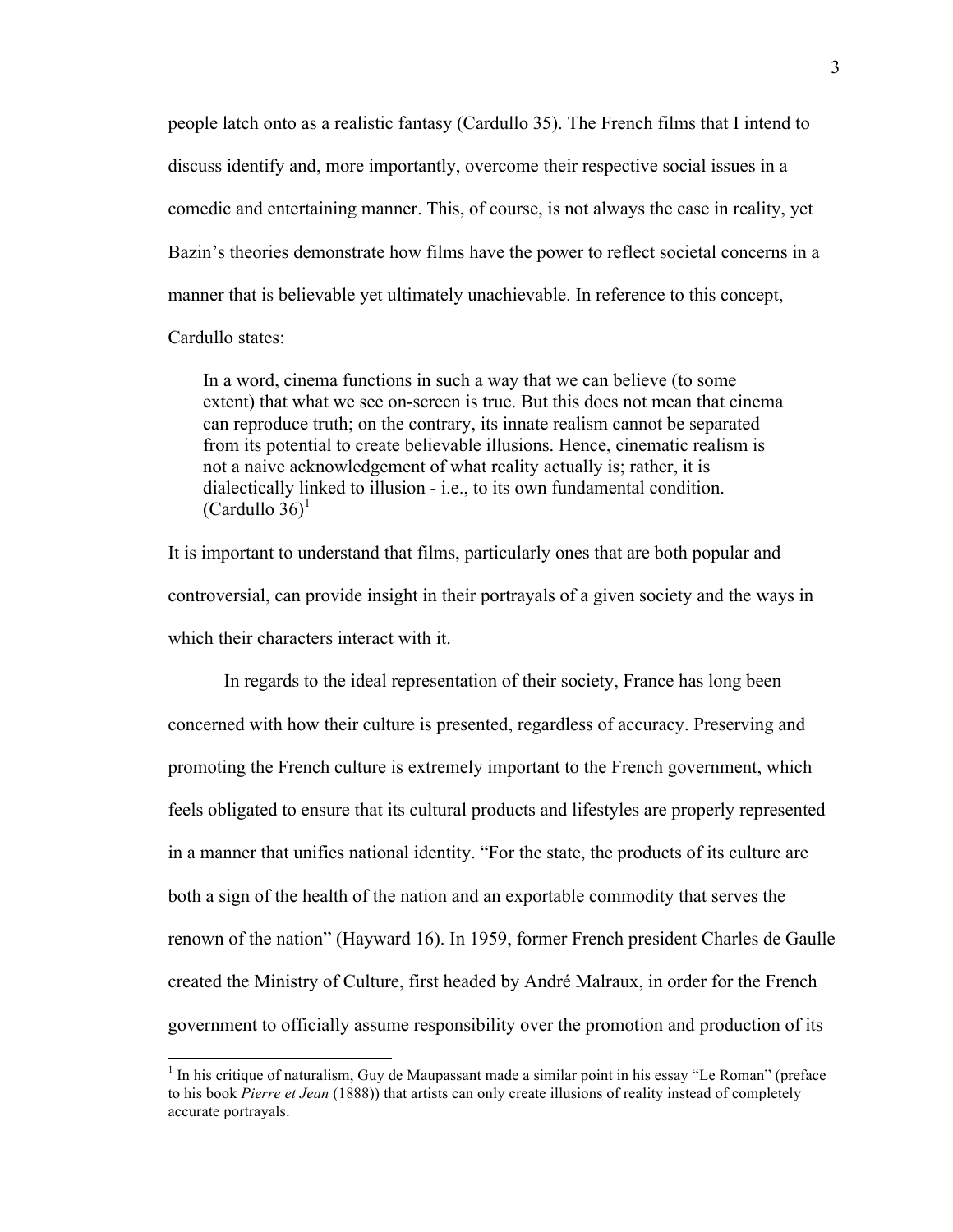people latch onto as a realistic fantasy (Cardullo 35). The French films that I intend to discuss identify and, more importantly, overcome their respective social issues in a comedic and entertaining manner. This, of course, is not always the case in reality, yet Bazin's theories demonstrate how films have the power to reflect societal concerns in a manner that is believable yet ultimately unachievable. In reference to this concept, Cardullo states:

> In a word, cinema functions in such a way that we can believe (to some extent) that what we see on-screen is true. But this does not mean that cinema can reproduce truth; on the contrary, its innate realism cannot be separated from its potential to create believable illusions. Hence, cinematic realism is not a naive acknowledgement of what reality actually is; rather, it is dialectically linked to illusion - i.e., to its own fundamental condition. (Cardullo 36)[1]

It is important to understand that films, particularly ones that are both popular and controversial, can provide insight in their portrayals of a given society and the ways in which their characters interact with it.

In regards to the ideal representation of their society, France has long been concerned with how their culture is presented, regardless of accuracy. Preserving and promoting the French culture is extremely important to the French government, which feels obligated to ensure that its cultural products and lifestyles are properly represented in a manner that unifies national identity. "For the state, the products of its culture are both a sign of the health of the nation and an exportable commodity that serves the renown of the nation" (Hayward 16). In 1959, former French president Charles de Gaulle created the Ministry of Culture, first headed by André Malraux, in order for the French government to officially assume responsibility over the promotion and production of its

---

[1] In his critique of naturalism, Guy de Maupassant made a similar point in his essay "Le Roman" (preface to his book *Pierre et Jean* (1888)) that artists can only create illusions of reality instead of completely accurate portrayals.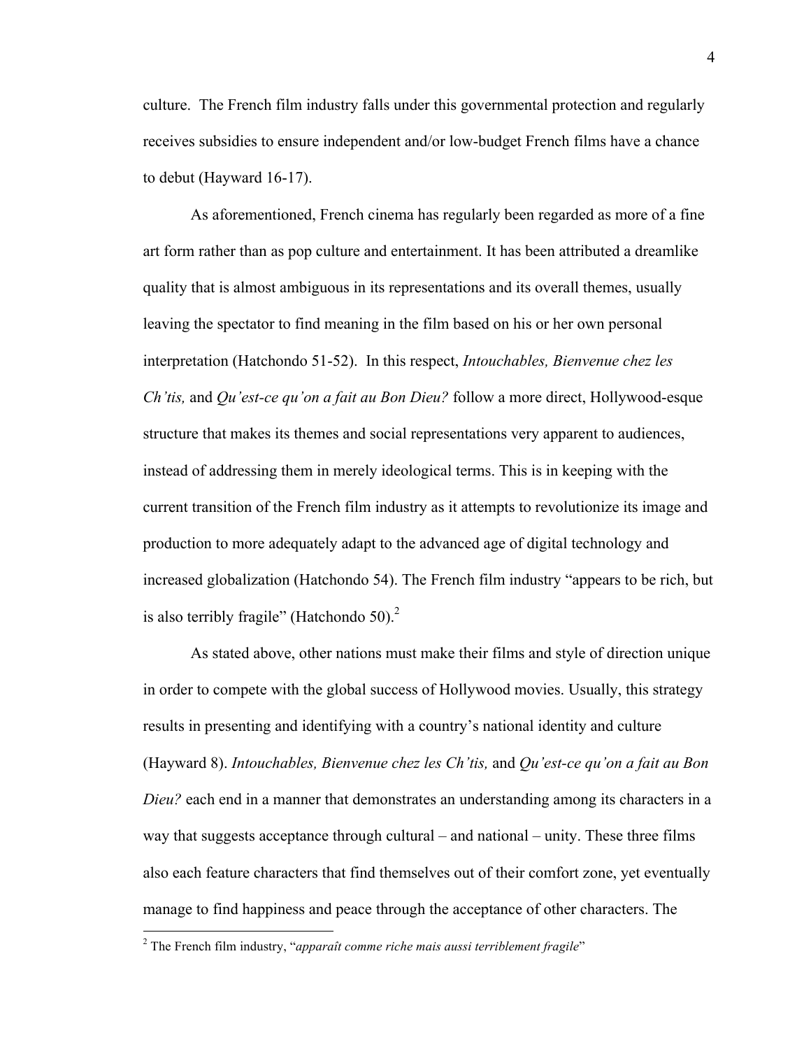culture. The French film industry falls under this governmental protection and regularly receives subsidies to ensure independent and/or low-budget French films have a chance to debut (Hayward 16-17).

As aforementioned, French cinema has regularly been regarded as more of a fine art form rather than as pop culture and entertainment. It has been attributed a dreamlike quality that is almost ambiguous in its representations and its overall themes, usually leaving the spectator to find meaning in the film based on his or her own personal interpretation (Hatchondo 51-52). In this respect, *Intouchables, Bienvenue chez les Ch'tis,* and *Qu'est-ce qu'on a fait au Bon Dieu?* follow a more direct, Hollywood-esque structure that makes its themes and social representations very apparent to audiences, instead of addressing them in merely ideological terms. This is in keeping with the current transition of the French film industry as it attempts to revolutionize its image and production to more adequately adapt to the advanced age of digital technology and increased globalization (Hatchondo 54). The French film industry "appears to be rich, but is also terribly fragile" (Hatchondo 50).[2]

As stated above, other nations must make their films and style of direction unique in order to compete with the global success of Hollywood movies. Usually, this strategy results in presenting and identifying with a country's national identity and culture (Hayward 8). *Intouchables, Bienvenue chez les Ch'tis,* and *Qu'est-ce qu'on a fait au Bon Dieu?* each end in a manner that demonstrates an understanding among its characters in a way that suggests acceptance through cultural – and national – unity. These three films also each feature characters that find themselves out of their comfort zone, yet eventually manage to find happiness and peace through the acceptance of other characters. The

---

[2] The French film industry, "*apparaît comme riche mais aussi terriblement fragile*"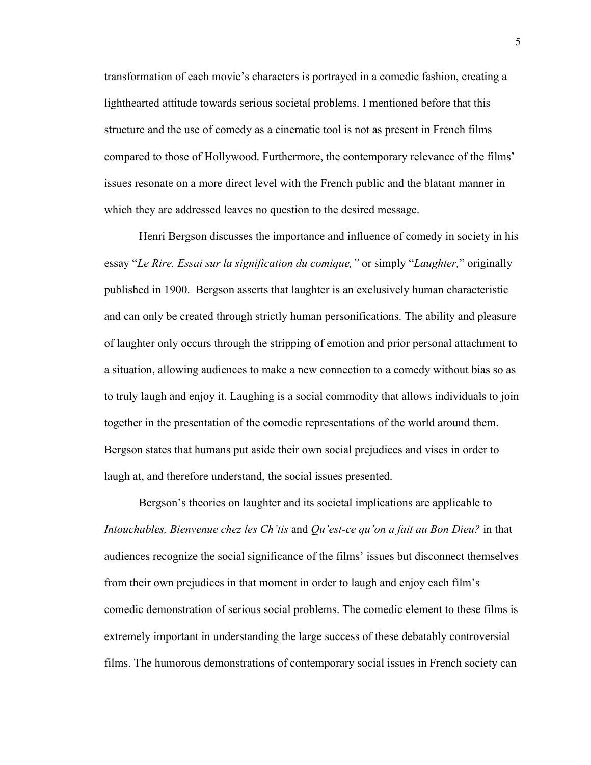transformation of each movie's characters is portrayed in a comedic fashion, creating a lighthearted attitude towards serious societal problems. I mentioned before that this structure and the use of comedy as a cinematic tool is not as present in French films compared to those of Hollywood. Furthermore, the contemporary relevance of the films' issues resonate on a more direct level with the French public and the blatant manner in which they are addressed leaves no question to the desired message.

Henri Bergson discusses the importance and influence of comedy in society in his essay "*Le Rire. Essai sur la signification du comique,"* or simply "*Laughter,*" originally published in 1900. Bergson asserts that laughter is an exclusively human characteristic and can only be created through strictly human personifications. The ability and pleasure of laughter only occurs through the stripping of emotion and prior personal attachment to a situation, allowing audiences to make a new connection to a comedy without bias so as to truly laugh and enjoy it. Laughing is a social commodity that allows individuals to join together in the presentation of the comedic representations of the world around them. Bergson states that humans put aside their own social prejudices and vises in order to laugh at, and therefore understand, the social issues presented.

Bergson's theories on laughter and its societal implications are applicable to *Intouchables, Bienvenue chez les Ch'tis* and *Qu'est-ce qu'on a fait au Bon Dieu?* in that audiences recognize the social significance of the films' issues but disconnect themselves from their own prejudices in that moment in order to laugh and enjoy each film's comedic demonstration of serious social problems. The comedic element to these films is extremely important in understanding the large success of these debatably controversial films. The humorous demonstrations of contemporary social issues in French society can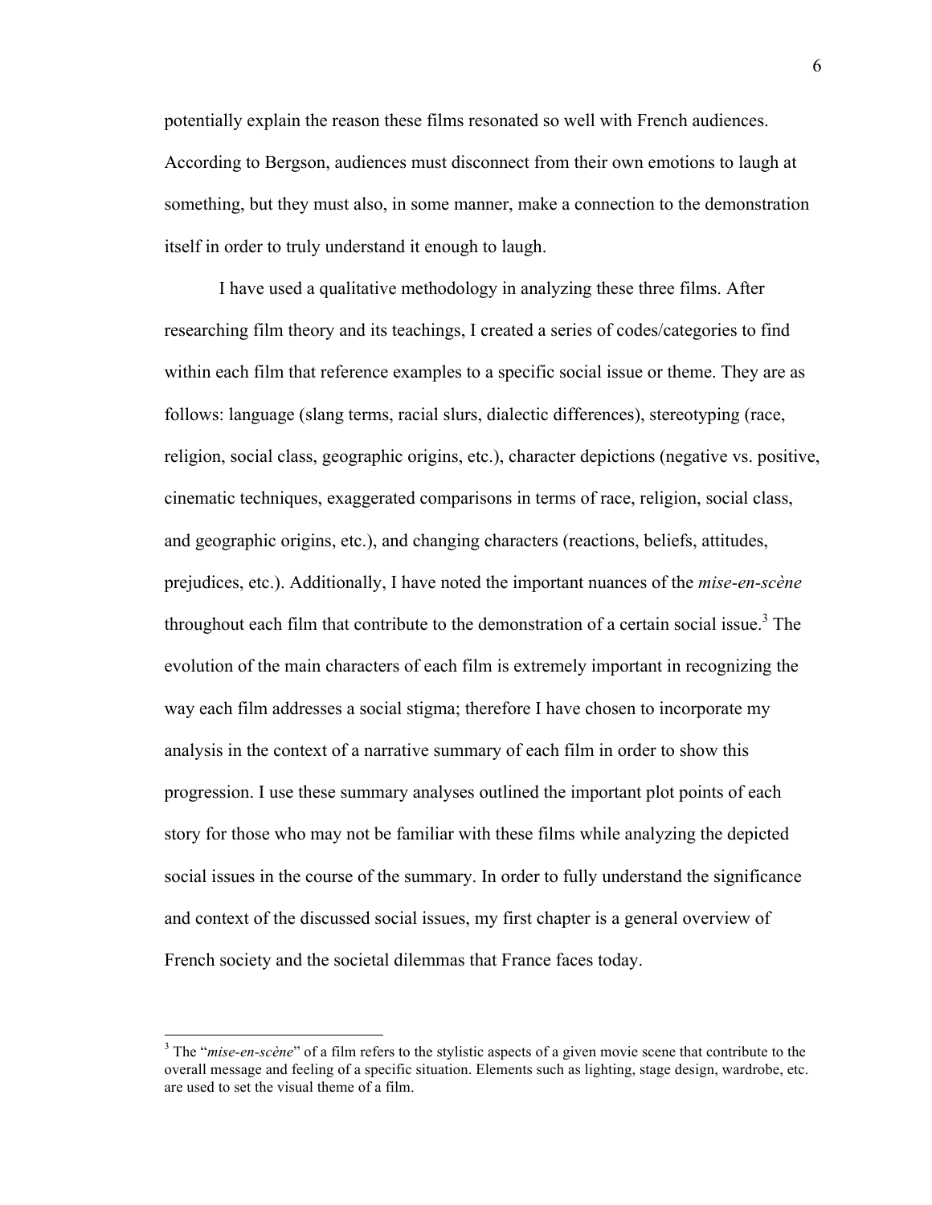potentially explain the reason these films resonated so well with French audiences. According to Bergson, audiences must disconnect from their own emotions to laugh at something, but they must also, in some manner, make a connection to the demonstration itself in order to truly understand it enough to laugh.

I have used a qualitative methodology in analyzing these three films. After researching film theory and its teachings, I created a series of codes/categories to find within each film that reference examples to a specific social issue or theme. They are as follows: language (slang terms, racial slurs, dialectic differences), stereotyping (race, religion, social class, geographic origins, etc.), character depictions (negative vs. positive, cinematic techniques, exaggerated comparisons in terms of race, religion, social class, and geographic origins, etc.), and changing characters (reactions, beliefs, attitudes, prejudices, etc.). Additionally, I have noted the important nuances of the *mise-en-scène* throughout each film that contribute to the demonstration of a certain social issue.[3] The evolution of the main characters of each film is extremely important in recognizing the way each film addresses a social stigma; therefore I have chosen to incorporate my analysis in the context of a narrative summary of each film in order to show this progression. I use these summary analyses outlined the important plot points of each story for those who may not be familiar with these films while analyzing the depicted social issues in the course of the summary. In order to fully understand the significance and context of the discussed social issues, my first chapter is a general overview of French society and the societal dilemmas that France faces today.

---

[3] The "*mise-en-scène*" of a film refers to the stylistic aspects of a given movie scene that contribute to the overall message and feeling of a specific situation. Elements such as lighting, stage design, wardrobe, etc. are used to set the visual theme of a film.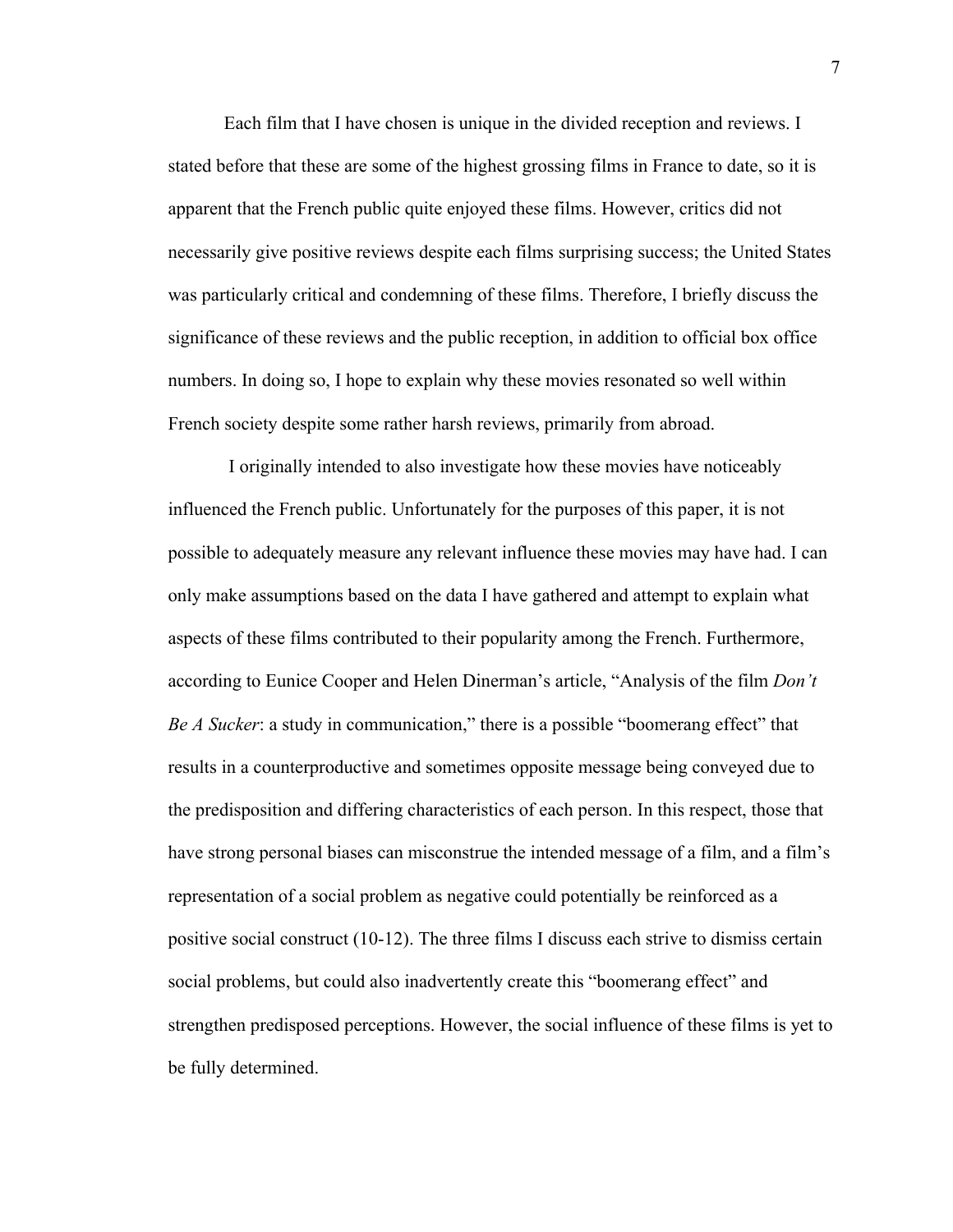Each film that I have chosen is unique in the divided reception and reviews. I stated before that these are some of the highest grossing films in France to date, so it is apparent that the French public quite enjoyed these films. However, critics did not necessarily give positive reviews despite each films surprising success; the United States was particularly critical and condemning of these films. Therefore, I briefly discuss the significance of these reviews and the public reception, in addition to official box office numbers. In doing so, I hope to explain why these movies resonated so well within French society despite some rather harsh reviews, primarily from abroad.

I originally intended to also investigate how these movies have noticeably influenced the French public. Unfortunately for the purposes of this paper, it is not possible to adequately measure any relevant influence these movies may have had. I can only make assumptions based on the data I have gathered and attempt to explain what aspects of these films contributed to their popularity among the French. Furthermore, according to Eunice Cooper and Helen Dinerman's article, "Analysis of the film *Don't Be A Sucker*: a study in communication," there is a possible "boomerang effect" that results in a counterproductive and sometimes opposite message being conveyed due to the predisposition and differing characteristics of each person. In this respect, those that have strong personal biases can misconstrue the intended message of a film, and a film's representation of a social problem as negative could potentially be reinforced as a positive social construct (10-12). The three films I discuss each strive to dismiss certain social problems, but could also inadvertently create this "boomerang effect" and strengthen predisposed perceptions. However, the social influence of these films is yet to be fully determined.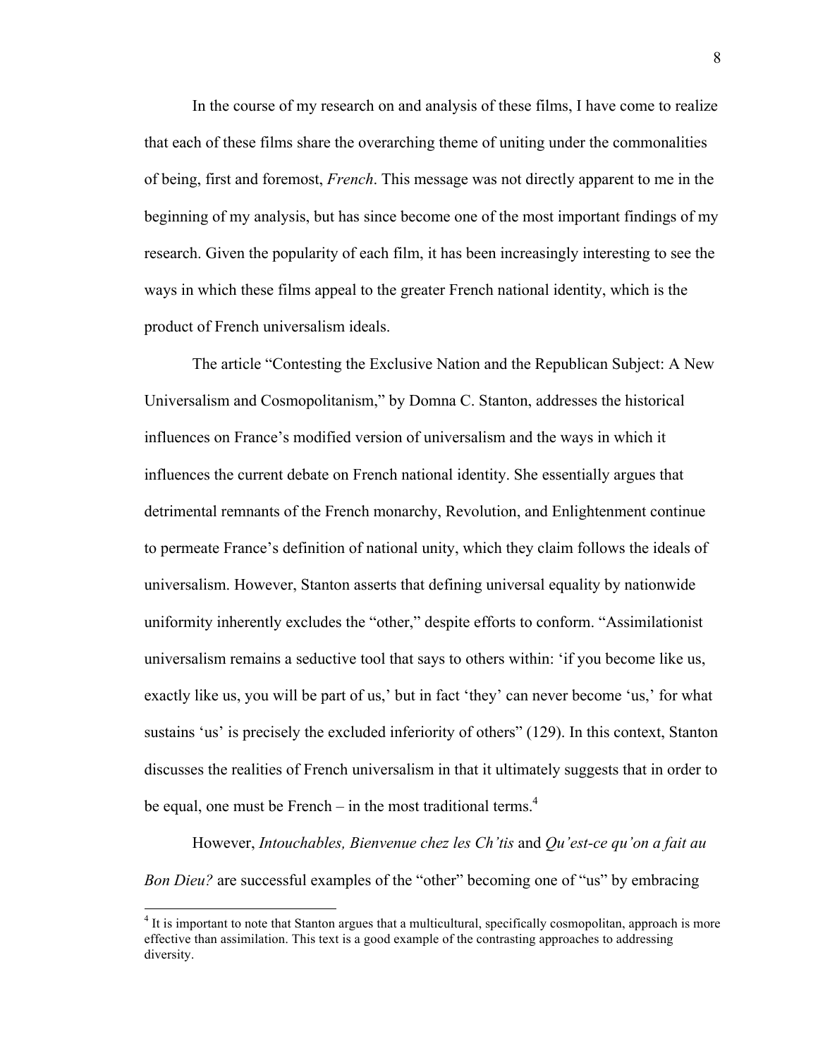In the course of my research on and analysis of these films, I have come to realize that each of these films share the overarching theme of uniting under the commonalities of being, first and foremost, *French*. This message was not directly apparent to me in the beginning of my analysis, but has since become one of the most important findings of my research. Given the popularity of each film, it has been increasingly interesting to see the ways in which these films appeal to the greater French national identity, which is the product of French universalism ideals.

The article "Contesting the Exclusive Nation and the Republican Subject: A New Universalism and Cosmopolitanism," by Domna C. Stanton, addresses the historical influences on France's modified version of universalism and the ways in which it influences the current debate on French national identity. She essentially argues that detrimental remnants of the French monarchy, Revolution, and Enlightenment continue to permeate France's definition of national unity, which they claim follows the ideals of universalism. However, Stanton asserts that defining universal equality by nationwide uniformity inherently excludes the "other," despite efforts to conform. "Assimilationist universalism remains a seductive tool that says to others within: 'if you become like us, exactly like us, you will be part of us,' but in fact 'they' can never become 'us,' for what sustains 'us' is precisely the excluded inferiority of others" (129). In this context, Stanton discusses the realities of French universalism in that it ultimately suggests that in order to be equal, one must be French – in the most traditional terms.[4]

However, *Intouchables, Bienvenue chez les Ch'tis* and *Qu'est-ce qu'on a fait au Bon Dieu?* are successful examples of the "other" becoming one of "us" by embracing

[4] It is important to note that Stanton argues that a multicultural, specifically cosmopolitan, approach is more effective than assimilation. This text is a good example of the contrasting approaches to addressing diversity.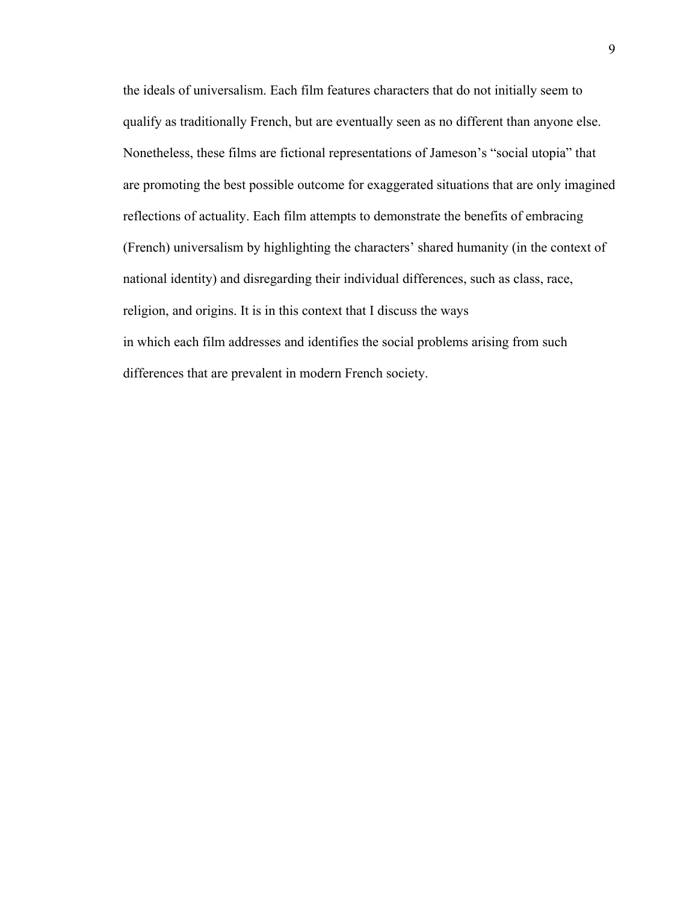the ideals of universalism. Each film features characters that do not initially seem to qualify as traditionally French, but are eventually seen as no different than anyone else. Nonetheless, these films are fictional representations of Jameson's "social utopia" that are promoting the best possible outcome for exaggerated situations that are only imagined reflections of actuality. Each film attempts to demonstrate the benefits of embracing (French) universalism by highlighting the characters' shared humanity (in the context of national identity) and disregarding their individual differences, such as class, race, religion, and origins. It is in this context that I discuss the ways in which each film addresses and identifies the social problems arising from such differences that are prevalent in modern French society.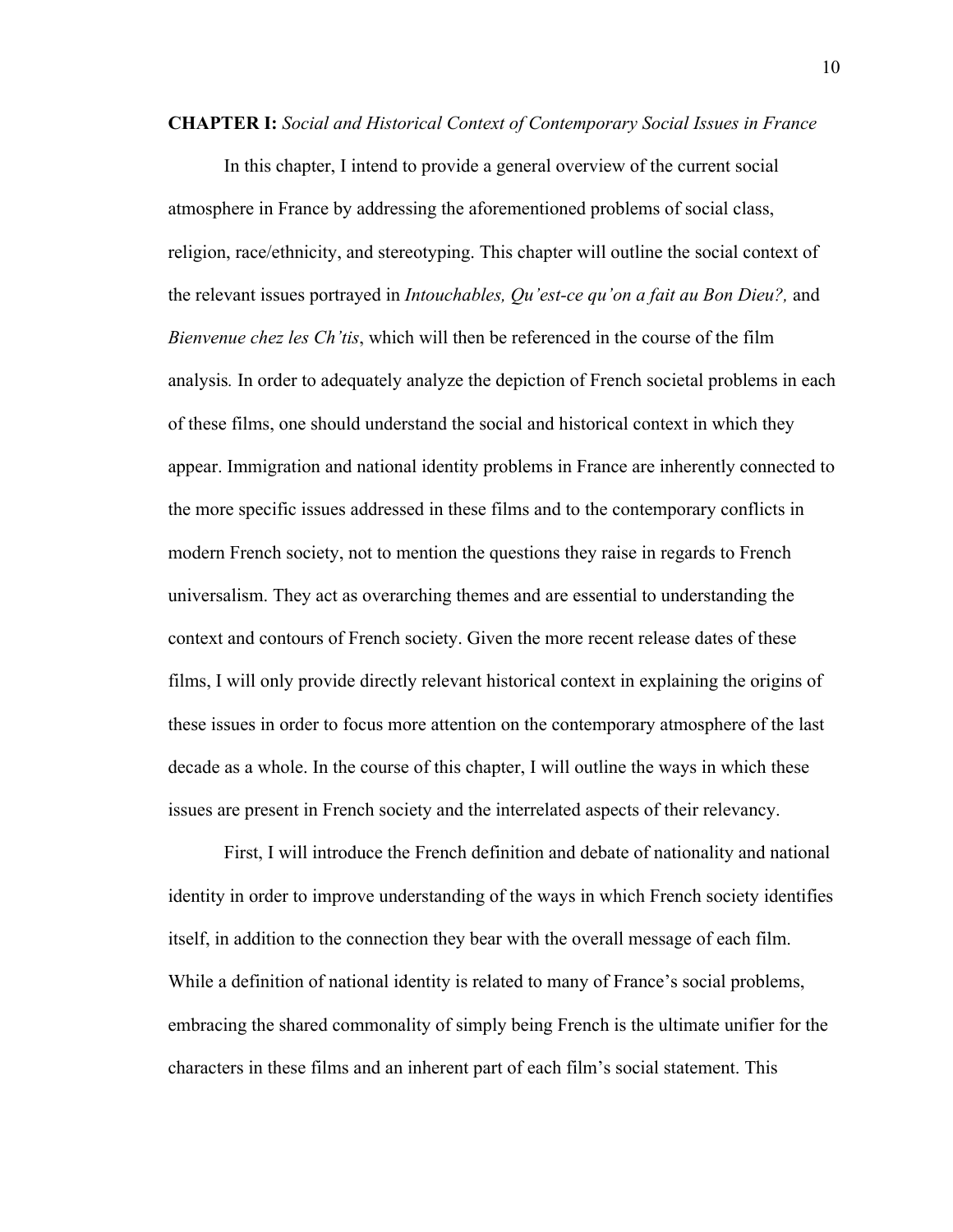**CHAPTER I:** *Social and Historical Context of Contemporary Social Issues in France*

In this chapter, I intend to provide a general overview of the current social atmosphere in France by addressing the aforementioned problems of social class, religion, race/ethnicity, and stereotyping. This chapter will outline the social context of the relevant issues portrayed in *Intouchables, Qu'est-ce qu'on a fait au Bon Dieu?,* and *Bienvenue chez les Ch'tis*, which will then be referenced in the course of the film analysis*.* In order to adequately analyze the depiction of French societal problems in each of these films, one should understand the social and historical context in which they appear. Immigration and national identity problems in France are inherently connected to the more specific issues addressed in these films and to the contemporary conflicts in modern French society, not to mention the questions they raise in regards to French universalism. They act as overarching themes and are essential to understanding the context and contours of French society. Given the more recent release dates of these films, I will only provide directly relevant historical context in explaining the origins of these issues in order to focus more attention on the contemporary atmosphere of the last decade as a whole. In the course of this chapter, I will outline the ways in which these issues are present in French society and the interrelated aspects of their relevancy.

First, I will introduce the French definition and debate of nationality and national identity in order to improve understanding of the ways in which French society identifies itself, in addition to the connection they bear with the overall message of each film. While a definition of national identity is related to many of France's social problems, embracing the shared commonality of simply being French is the ultimate unifier for the characters in these films and an inherent part of each film's social statement. This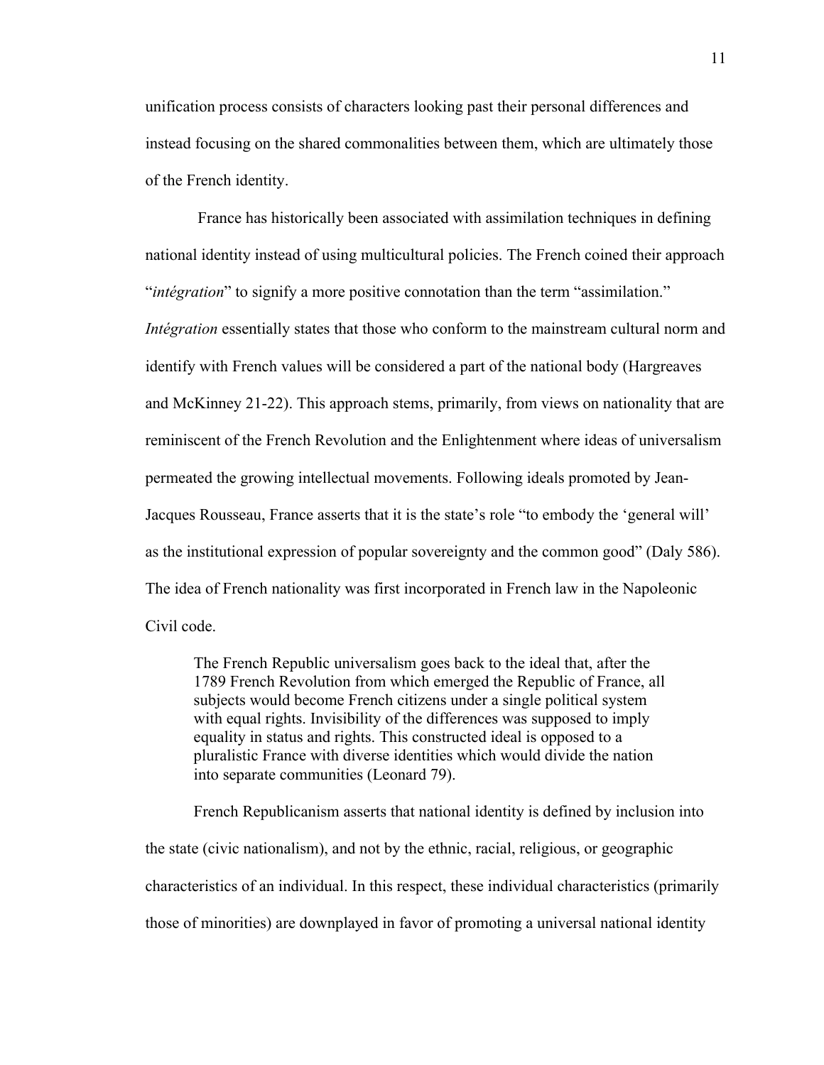unification process consists of characters looking past their personal differences and instead focusing on the shared commonalities between them, which are ultimately those of the French identity.

France has historically been associated with assimilation techniques in defining national identity instead of using multicultural policies. The French coined their approach "*intégration*" to signify a more positive connotation than the term "assimilation." *Intégration* essentially states that those who conform to the mainstream cultural norm and identify with French values will be considered a part of the national body (Hargreaves and McKinney 21-22). This approach stems, primarily, from views on nationality that are reminiscent of the French Revolution and the Enlightenment where ideas of universalism permeated the growing intellectual movements. Following ideals promoted by Jean-Jacques Rousseau, France asserts that it is the state's role "to embody the 'general will' as the institutional expression of popular sovereignty and the common good" (Daly 586). The idea of French nationality was first incorporated in French law in the Napoleonic Civil code.

> The French Republic universalism goes back to the ideal that, after the 1789 French Revolution from which emerged the Republic of France, all subjects would become French citizens under a single political system with equal rights. Invisibility of the differences was supposed to imply equality in status and rights. This constructed ideal is opposed to a pluralistic France with diverse identities which would divide the nation into separate communities (Leonard 79).

French Republicanism asserts that national identity is defined by inclusion into the state (civic nationalism), and not by the ethnic, racial, religious, or geographic characteristics of an individual. In this respect, these individual characteristics (primarily those of minorities) are downplayed in favor of promoting a universal national identity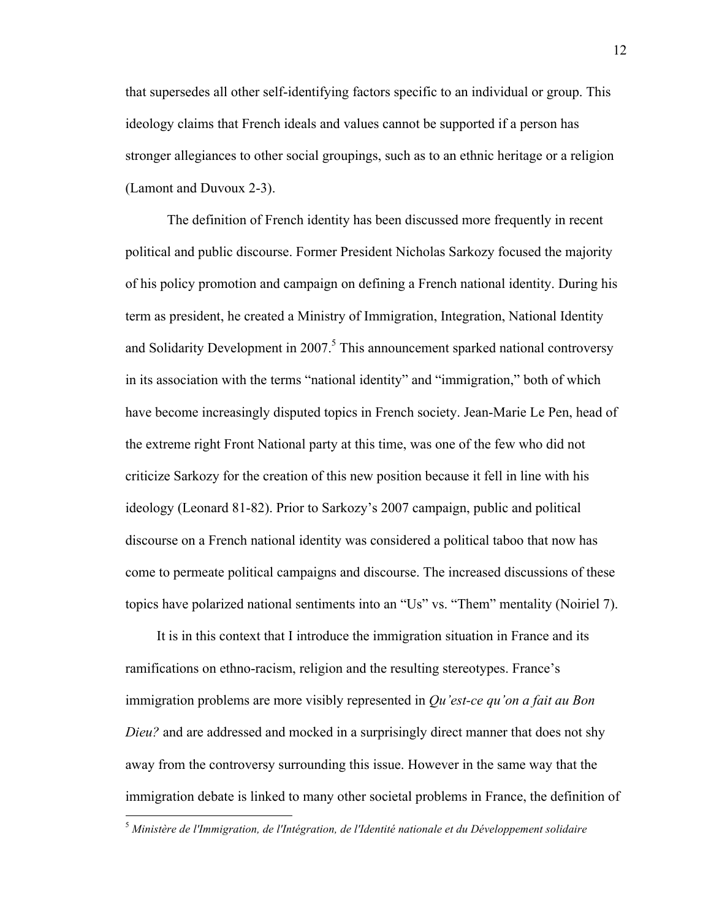that supersedes all other self-identifying factors specific to an individual or group. This ideology claims that French ideals and values cannot be supported if a person has stronger allegiances to other social groupings, such as to an ethnic heritage or a religion (Lamont and Duvoux 2-3).

The definition of French identity has been discussed more frequently in recent political and public discourse. Former President Nicholas Sarkozy focused the majority of his policy promotion and campaign on defining a French national identity. During his term as president, he created a Ministry of Immigration, Integration, National Identity and Solidarity Development in 2007.[5] This announcement sparked national controversy in its association with the terms "national identity" and "immigration," both of which have become increasingly disputed topics in French society. Jean-Marie Le Pen, head of the extreme right Front National party at this time, was one of the few who did not criticize Sarkozy for the creation of this new position because it fell in line with his ideology (Leonard 81-82). Prior to Sarkozy's 2007 campaign, public and political discourse on a French national identity was considered a political taboo that now has come to permeate political campaigns and discourse. The increased discussions of these topics have polarized national sentiments into an "Us" vs. "Them" mentality (Noiriel 7).

It is in this context that I introduce the immigration situation in France and its ramifications on ethno-racism, religion and the resulting stereotypes. France's immigration problems are more visibly represented in *Qu'est-ce qu'on a fait au Bon Dieu?* and are addressed and mocked in a surprisingly direct manner that does not shy away from the controversy surrounding this issue. However in the same way that the immigration debate is linked to many other societal problems in France, the definition of

---

[5] *Ministère de l'Immigration, de l'Intégration, de l'Identité nationale et du Développement solidaire*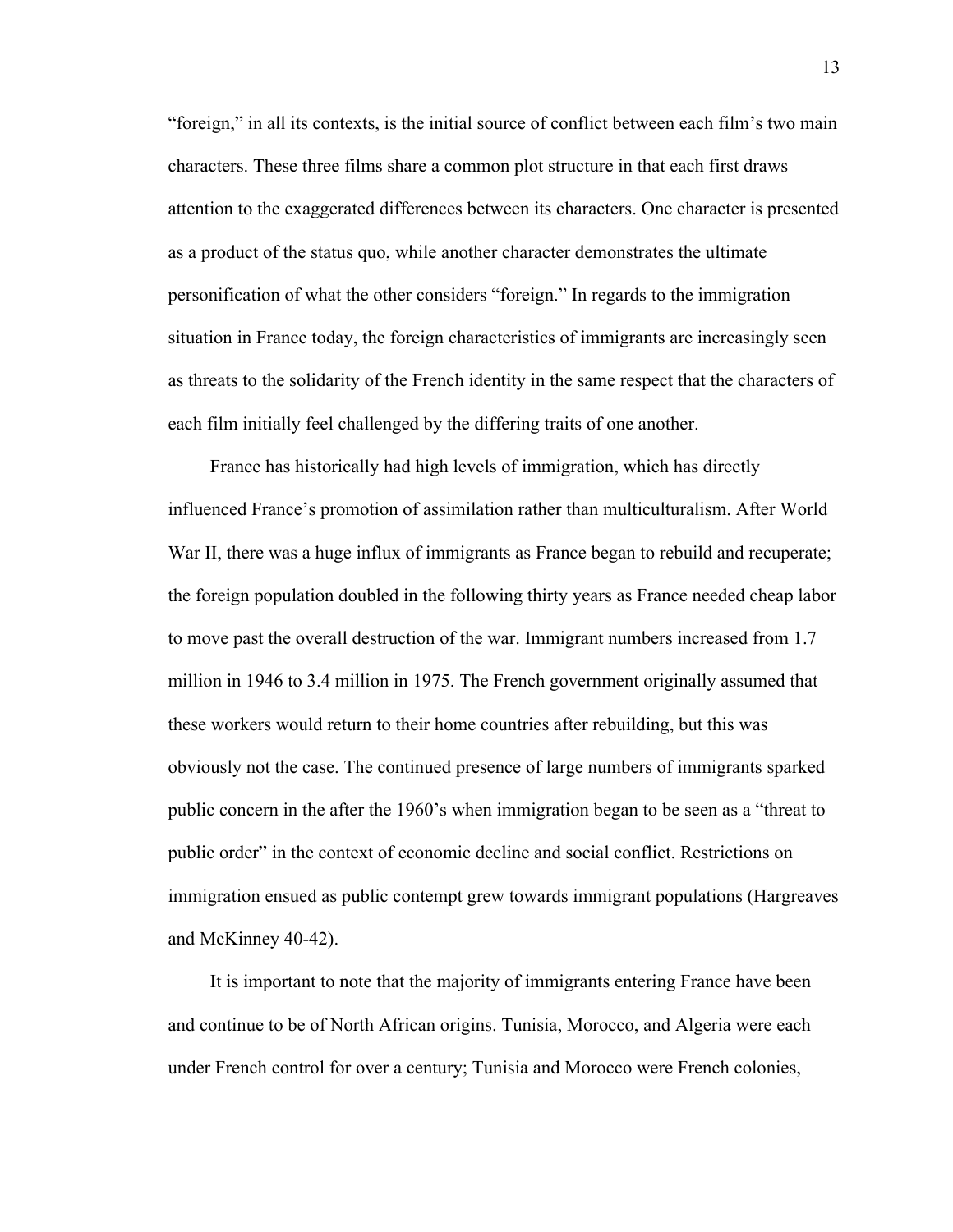"foreign," in all its contexts, is the initial source of conflict between each film's two main characters. These three films share a common plot structure in that each first draws attention to the exaggerated differences between its characters. One character is presented as a product of the status quo, while another character demonstrates the ultimate personification of what the other considers "foreign." In regards to the immigration situation in France today, the foreign characteristics of immigrants are increasingly seen as threats to the solidarity of the French identity in the same respect that the characters of each film initially feel challenged by the differing traits of one another.

France has historically had high levels of immigration, which has directly influenced France's promotion of assimilation rather than multiculturalism. After World War II, there was a huge influx of immigrants as France began to rebuild and recuperate; the foreign population doubled in the following thirty years as France needed cheap labor to move past the overall destruction of the war. Immigrant numbers increased from 1.7 million in 1946 to 3.4 million in 1975. The French government originally assumed that these workers would return to their home countries after rebuilding, but this was obviously not the case. The continued presence of large numbers of immigrants sparked public concern in the after the 1960's when immigration began to be seen as a "threat to public order" in the context of economic decline and social conflict. Restrictions on immigration ensued as public contempt grew towards immigrant populations (Hargreaves and McKinney 40-42).

It is important to note that the majority of immigrants entering France have been and continue to be of North African origins. Tunisia, Morocco, and Algeria were each under French control for over a century; Tunisia and Morocco were French colonies,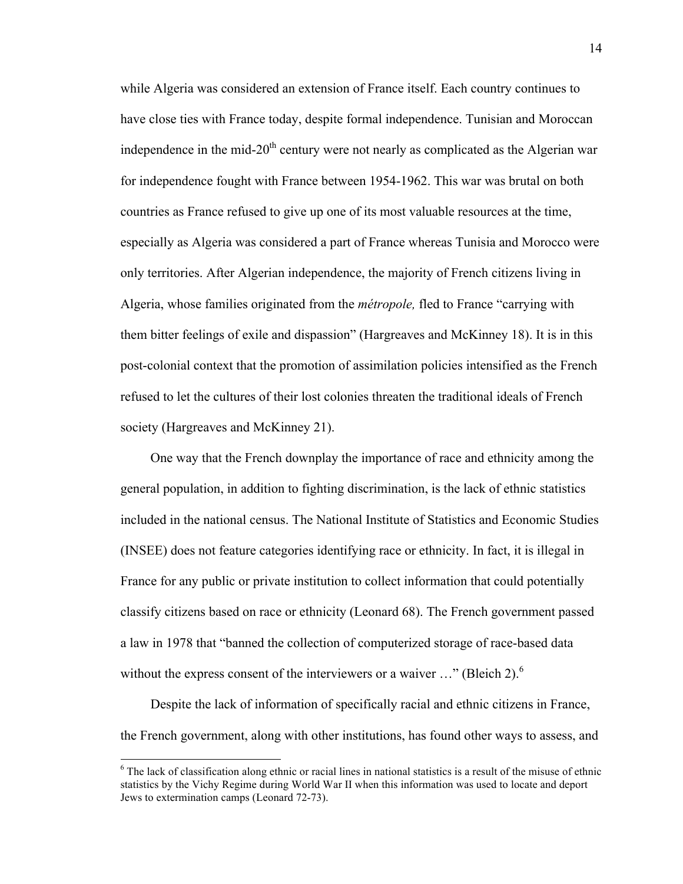while Algeria was considered an extension of France itself. Each country continues to have close ties with France today, despite formal independence. Tunisian and Moroccan independence in the mid-20th century were not nearly as complicated as the Algerian war for independence fought with France between 1954-1962. This war was brutal on both countries as France refused to give up one of its most valuable resources at the time, especially as Algeria was considered a part of France whereas Tunisia and Morocco were only territories. After Algerian independence, the majority of French citizens living in Algeria, whose families originated from the *métropole,* fled to France "carrying with them bitter feelings of exile and dispassion" (Hargreaves and McKinney 18). It is in this post-colonial context that the promotion of assimilation policies intensified as the French refused to let the cultures of their lost colonies threaten the traditional ideals of French society (Hargreaves and McKinney 21).

One way that the French downplay the importance of race and ethnicity among the general population, in addition to fighting discrimination, is the lack of ethnic statistics included in the national census. The National Institute of Statistics and Economic Studies (INSEE) does not feature categories identifying race or ethnicity. In fact, it is illegal in France for any public or private institution to collect information that could potentially classify citizens based on race or ethnicity (Leonard 68). The French government passed a law in 1978 that "banned the collection of computerized storage of race-based data without the express consent of the interviewers or a waiver …" (Bleich 2).[6]

Despite the lack of information of specifically racial and ethnic citizens in France, the French government, along with other institutions, has found other ways to assess, and

[6] The lack of classification along ethnic or racial lines in national statistics is a result of the misuse of ethnic statistics by the Vichy Regime during World War II when this information was used to locate and deport Jews to extermination camps (Leonard 72-73).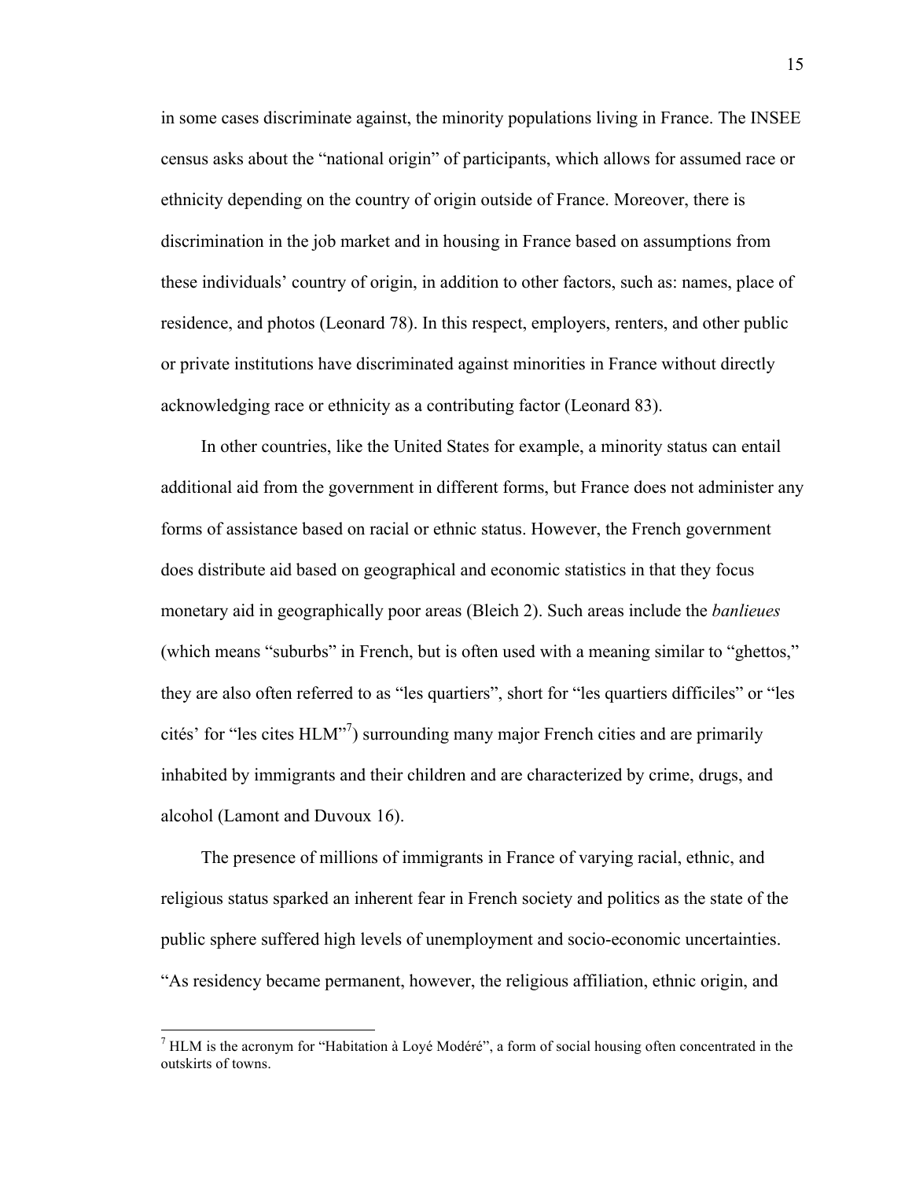in some cases discriminate against, the minority populations living in France. The INSEE census asks about the "national origin" of participants, which allows for assumed race or ethnicity depending on the country of origin outside of France. Moreover, there is discrimination in the job market and in housing in France based on assumptions from these individuals' country of origin, in addition to other factors, such as: names, place of residence, and photos (Leonard 78). In this respect, employers, renters, and other public or private institutions have discriminated against minorities in France without directly acknowledging race or ethnicity as a contributing factor (Leonard 83).

In other countries, like the United States for example, a minority status can entail additional aid from the government in different forms, but France does not administer any forms of assistance based on racial or ethnic status. However, the French government does distribute aid based on geographical and economic statistics in that they focus monetary aid in geographically poor areas (Bleich 2). Such areas include the *banlieues* (which means "suburbs" in French, but is often used with a meaning similar to "ghettos," they are also often referred to as "les quartiers", short for "les quartiers difficiles" or "les cités' for "les cites HLM"[7]) surrounding many major French cities and are primarily inhabited by immigrants and their children and are characterized by crime, drugs, and alcohol (Lamont and Duvoux 16).

The presence of millions of immigrants in France of varying racial, ethnic, and religious status sparked an inherent fear in French society and politics as the state of the public sphere suffered high levels of unemployment and socio-economic uncertainties. "As residency became permanent, however, the religious affiliation, ethnic origin, and

[7] HLM is the acronym for "Habitation à Loyé Modéré", a form of social housing often concentrated in the outskirts of towns.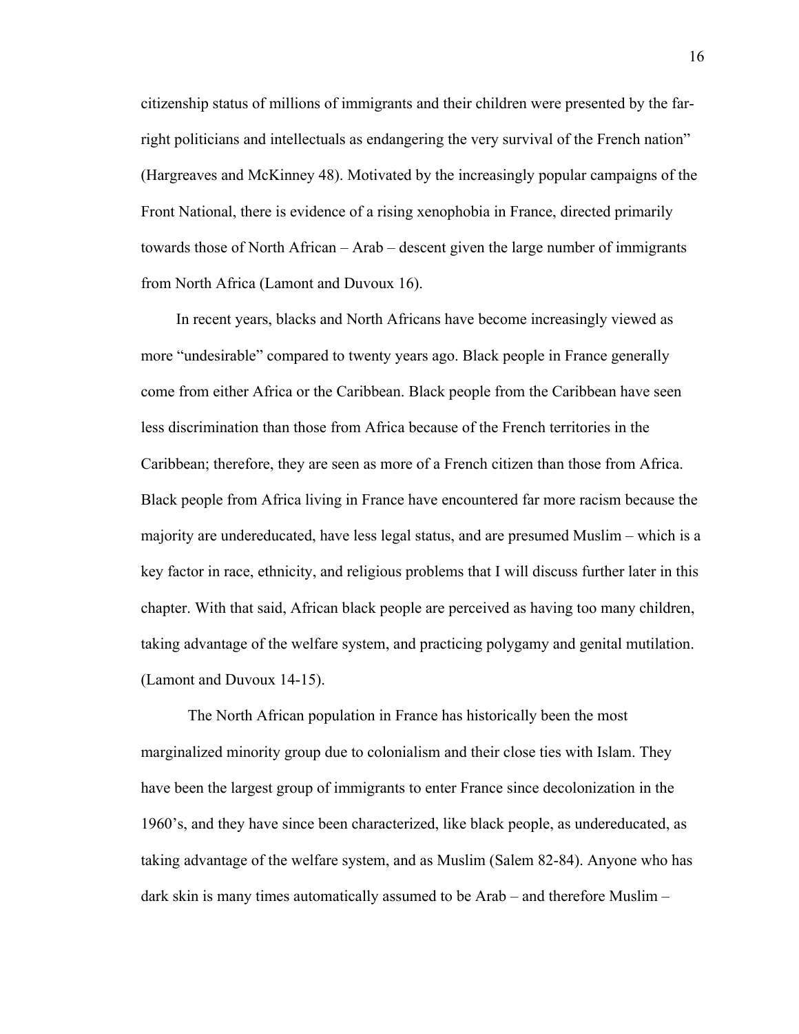citizenship status of millions of immigrants and their children were presented by the far-right politicians and intellectuals as endangering the very survival of the French nation" (Hargreaves and McKinney 48). Motivated by the increasingly popular campaigns of the Front National, there is evidence of a rising xenophobia in France, directed primarily towards those of North African – Arab – descent given the large number of immigrants from North Africa (Lamont and Duvoux 16).

In recent years, blacks and North Africans have become increasingly viewed as more "undesirable" compared to twenty years ago. Black people in France generally come from either Africa or the Caribbean. Black people from the Caribbean have seen less discrimination than those from Africa because of the French territories in the Caribbean; therefore, they are seen as more of a French citizen than those from Africa. Black people from Africa living in France have encountered far more racism because the majority are undereducated, have less legal status, and are presumed Muslim – which is a key factor in race, ethnicity, and religious problems that I will discuss further later in this chapter. With that said, African black people are perceived as having too many children, taking advantage of the welfare system, and practicing polygamy and genital mutilation. (Lamont and Duvoux 14-15).

The North African population in France has historically been the most marginalized minority group due to colonialism and their close ties with Islam. They have been the largest group of immigrants to enter France since decolonization in the 1960's, and they have since been characterized, like black people, as undereducated, as taking advantage of the welfare system, and as Muslim (Salem 82-84). Anyone who has dark skin is many times automatically assumed to be Arab – and therefore Muslim –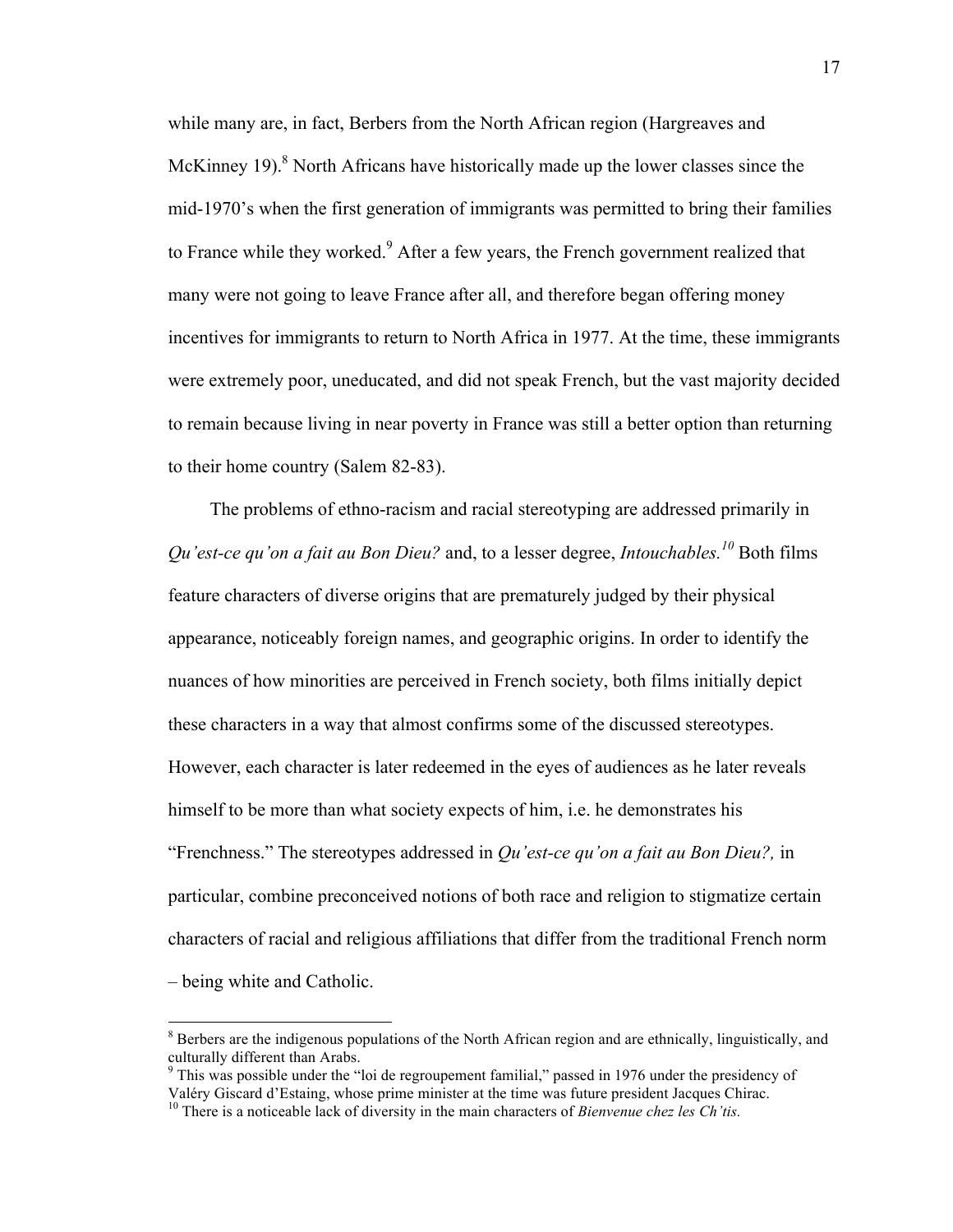while many are, in fact, Berbers from the North African region (Hargreaves and McKinney 19).[8] North Africans have historically made up the lower classes since the mid-1970's when the first generation of immigrants was permitted to bring their families to France while they worked.[9] After a few years, the French government realized that many were not going to leave France after all, and therefore began offering money incentives for immigrants to return to North Africa in 1977. At the time, these immigrants were extremely poor, uneducated, and did not speak French, but the vast majority decided to remain because living in near poverty in France was still a better option than returning to their home country (Salem 82-83).

The problems of ethno-racism and racial stereotyping are addressed primarily in *Qu'est-ce qu'on a fait au Bon Dieu?* and, to a lesser degree, *Intouchables.*[10] Both films feature characters of diverse origins that are prematurely judged by their physical appearance, noticeably foreign names, and geographic origins. In order to identify the nuances of how minorities are perceived in French society, both films initially depict these characters in a way that almost confirms some of the discussed stereotypes. However, each character is later redeemed in the eyes of audiences as he later reveals himself to be more than what society expects of him, i.e. he demonstrates his "Frenchness." The stereotypes addressed in *Qu'est-ce qu'on a fait au Bon Dieu?,* in particular, combine preconceived notions of both race and religion to stigmatize certain characters of racial and religious affiliations that differ from the traditional French norm – being white and Catholic.

---

[8] Berbers are the indigenous populations of the North African region and are ethnically, linguistically, and culturally different than Arabs.

[9] This was possible under the "loi de regroupement familial," passed in 1976 under the presidency of Valéry Giscard d'Estaing, whose prime minister at the time was future president Jacques Chirac.

[10] There is a noticeable lack of diversity in the main characters of *Bienvenue chez les Ch'tis.*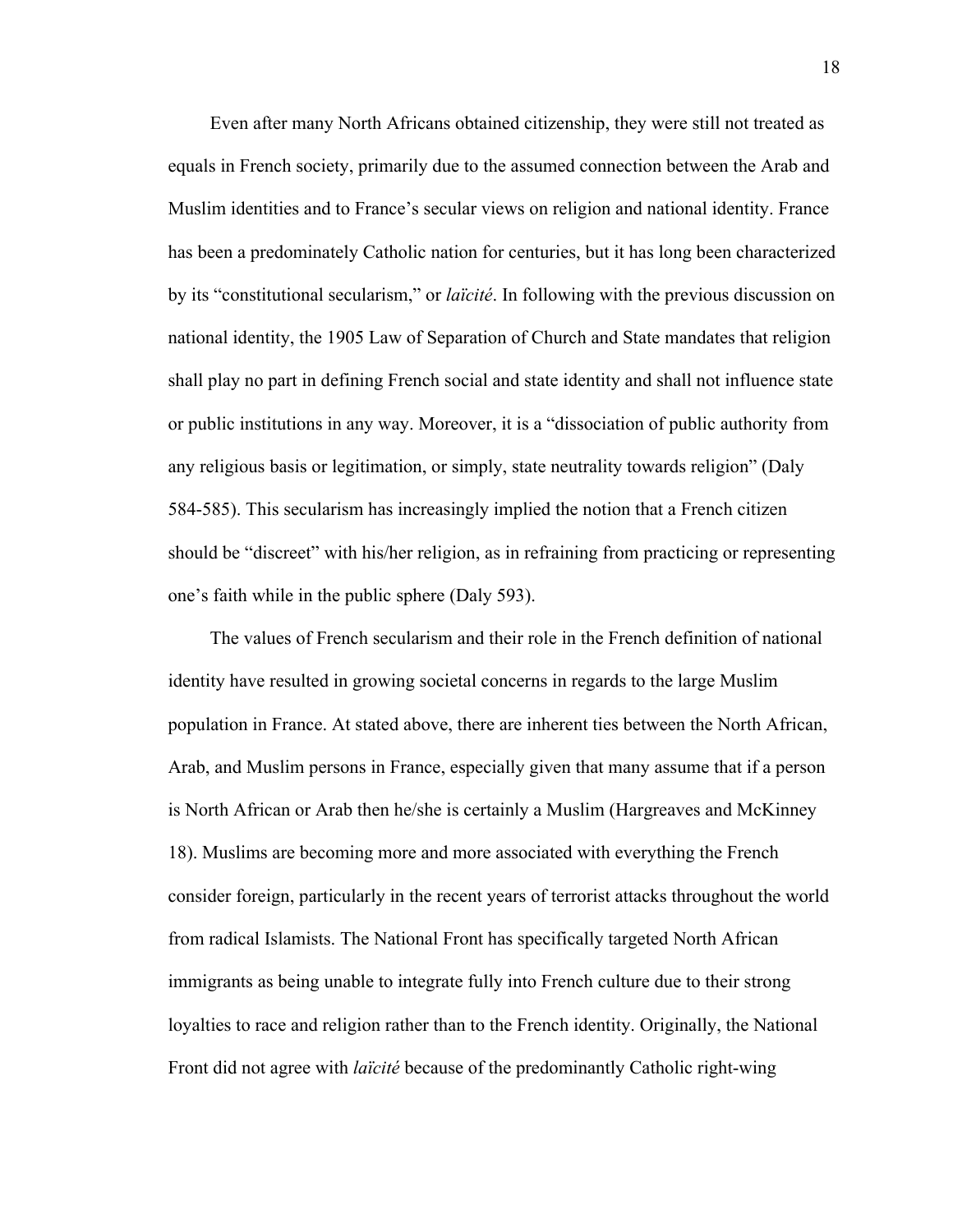Even after many North Africans obtained citizenship, they were still not treated as equals in French society, primarily due to the assumed connection between the Arab and Muslim identities and to France's secular views on religion and national identity. France has been a predominately Catholic nation for centuries, but it has long been characterized by its "constitutional secularism," or *laïcité*. In following with the previous discussion on national identity, the 1905 Law of Separation of Church and State mandates that religion shall play no part in defining French social and state identity and shall not influence state or public institutions in any way. Moreover, it is a "dissociation of public authority from any religious basis or legitimation, or simply, state neutrality towards religion" (Daly 584-585). This secularism has increasingly implied the notion that a French citizen should be "discreet" with his/her religion, as in refraining from practicing or representing one's faith while in the public sphere (Daly 593).

The values of French secularism and their role in the French definition of national identity have resulted in growing societal concerns in regards to the large Muslim population in France. At stated above, there are inherent ties between the North African, Arab, and Muslim persons in France, especially given that many assume that if a person is North African or Arab then he/she is certainly a Muslim (Hargreaves and McKinney 18). Muslims are becoming more and more associated with everything the French consider foreign, particularly in the recent years of terrorist attacks throughout the world from radical Islamists. The National Front has specifically targeted North African immigrants as being unable to integrate fully into French culture due to their strong loyalties to race and religion rather than to the French identity. Originally, the National Front did not agree with *laïcité* because of the predominantly Catholic right-wing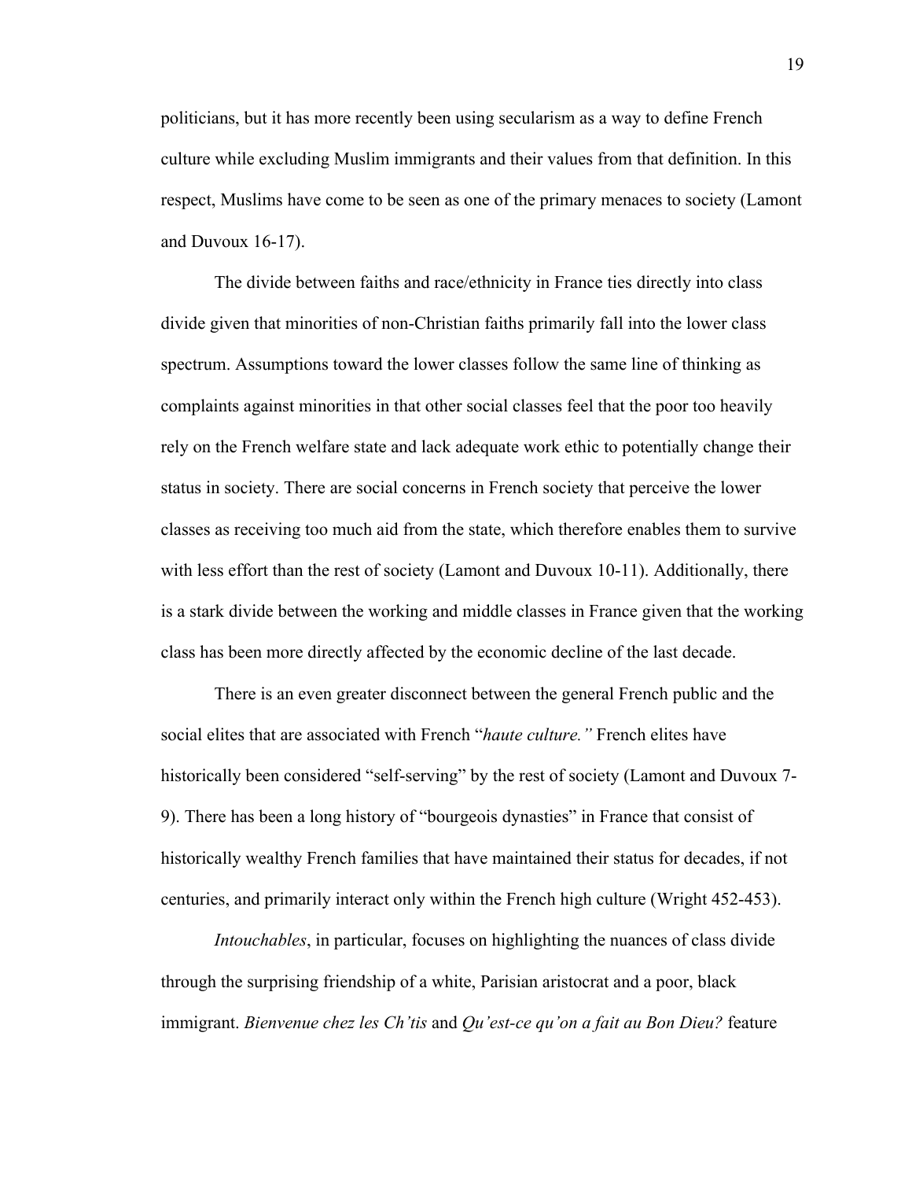politicians, but it has more recently been using secularism as a way to define French culture while excluding Muslim immigrants and their values from that definition. In this respect, Muslims have come to be seen as one of the primary menaces to society (Lamont and Duvoux 16-17).

The divide between faiths and race/ethnicity in France ties directly into class divide given that minorities of non-Christian faiths primarily fall into the lower class spectrum. Assumptions toward the lower classes follow the same line of thinking as complaints against minorities in that other social classes feel that the poor too heavily rely on the French welfare state and lack adequate work ethic to potentially change their status in society. There are social concerns in French society that perceive the lower classes as receiving too much aid from the state, which therefore enables them to survive with less effort than the rest of society (Lamont and Duvoux 10-11). Additionally, there is a stark divide between the working and middle classes in France given that the working class has been more directly affected by the economic decline of the last decade.

There is an even greater disconnect between the general French public and the social elites that are associated with French "*haute culture.*" French elites have historically been considered "self-serving" by the rest of society (Lamont and Duvoux 7-9). There has been a long history of "bourgeois dynasties" in France that consist of historically wealthy French families that have maintained their status for decades, if not centuries, and primarily interact only within the French high culture (Wright 452-453).

*Intouchables*, in particular, focuses on highlighting the nuances of class divide through the surprising friendship of a white, Parisian aristocrat and a poor, black immigrant. *Bienvenue chez les Ch'tis* and *Qu'est-ce qu'on a fait au Bon Dieu?* feature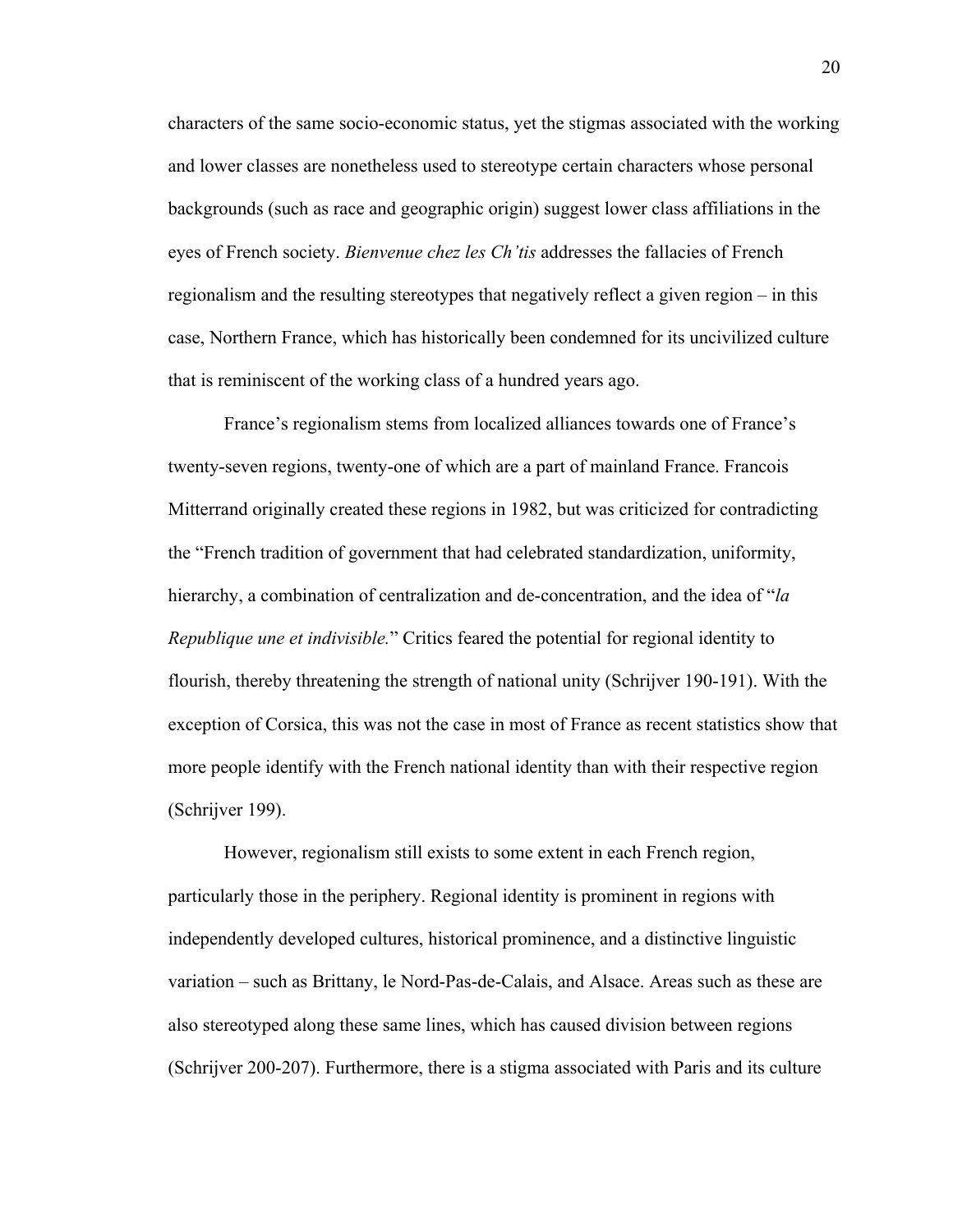characters of the same socio-economic status, yet the stigmas associated with the working and lower classes are nonetheless used to stereotype certain characters whose personal backgrounds (such as race and geographic origin) suggest lower class affiliations in the eyes of French society. *Bienvenue chez les Ch'tis* addresses the fallacies of French regionalism and the resulting stereotypes that negatively reflect a given region – in this case, Northern France, which has historically been condemned for its uncivilized culture that is reminiscent of the working class of a hundred years ago.

France's regionalism stems from localized alliances towards one of France's twenty-seven regions, twenty-one of which are a part of mainland France. Francois Mitterrand originally created these regions in 1982, but was criticized for contradicting the "French tradition of government that had celebrated standardization, uniformity, hierarchy, a combination of centralization and de-concentration, and the idea of "*la Republique une et indivisible.*" Critics feared the potential for regional identity to flourish, thereby threatening the strength of national unity (Schrijver 190-191). With the exception of Corsica, this was not the case in most of France as recent statistics show that more people identify with the French national identity than with their respective region (Schrijver 199).

However, regionalism still exists to some extent in each French region, particularly those in the periphery. Regional identity is prominent in regions with independently developed cultures, historical prominence, and a distinctive linguistic variation – such as Brittany, le Nord-Pas-de-Calais, and Alsace. Areas such as these are also stereotyped along these same lines, which has caused division between regions (Schrijver 200-207). Furthermore, there is a stigma associated with Paris and its culture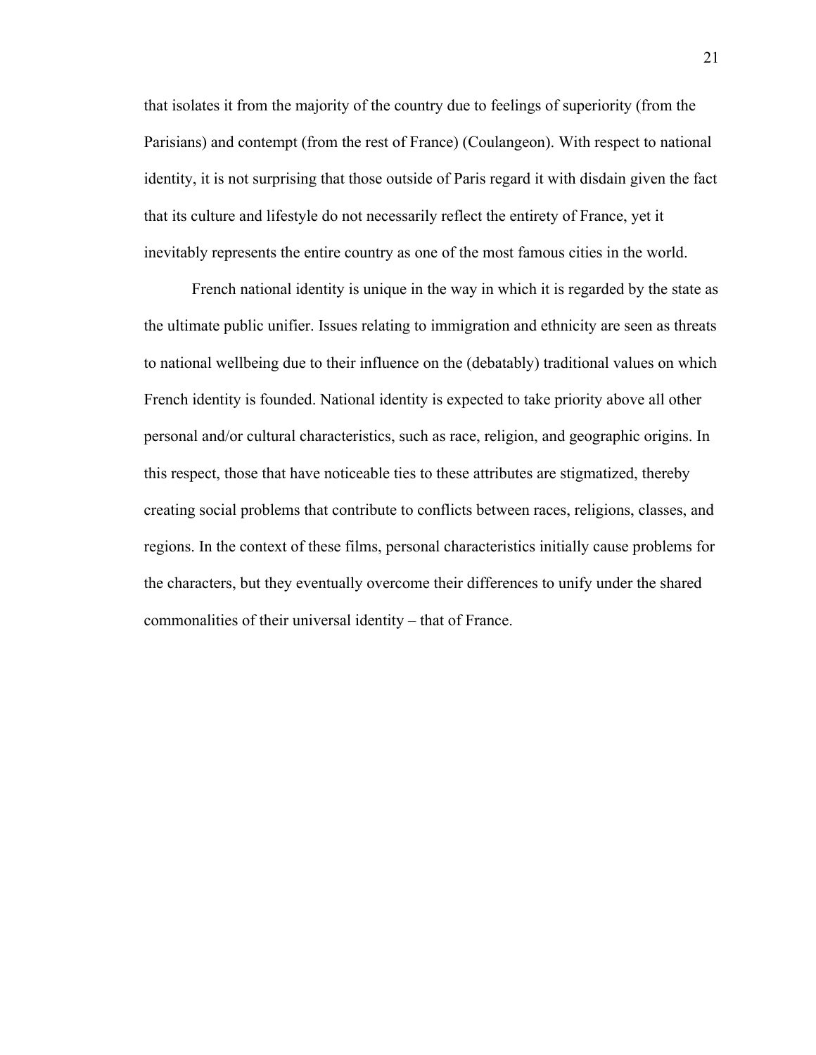that isolates it from the majority of the country due to feelings of superiority (from the Parisians) and contempt (from the rest of France) (Coulangeon). With respect to national identity, it is not surprising that those outside of Paris regard it with disdain given the fact that its culture and lifestyle do not necessarily reflect the entirety of France, yet it inevitably represents the entire country as one of the most famous cities in the world.

French national identity is unique in the way in which it is regarded by the state as the ultimate public unifier. Issues relating to immigration and ethnicity are seen as threats to national wellbeing due to their influence on the (debatably) traditional values on which French identity is founded. National identity is expected to take priority above all other personal and/or cultural characteristics, such as race, religion, and geographic origins. In this respect, those that have noticeable ties to these attributes are stigmatized, thereby creating social problems that contribute to conflicts between races, religions, classes, and regions. In the context of these films, personal characteristics initially cause problems for the characters, but they eventually overcome their differences to unify under the shared commonalities of their universal identity – that of France.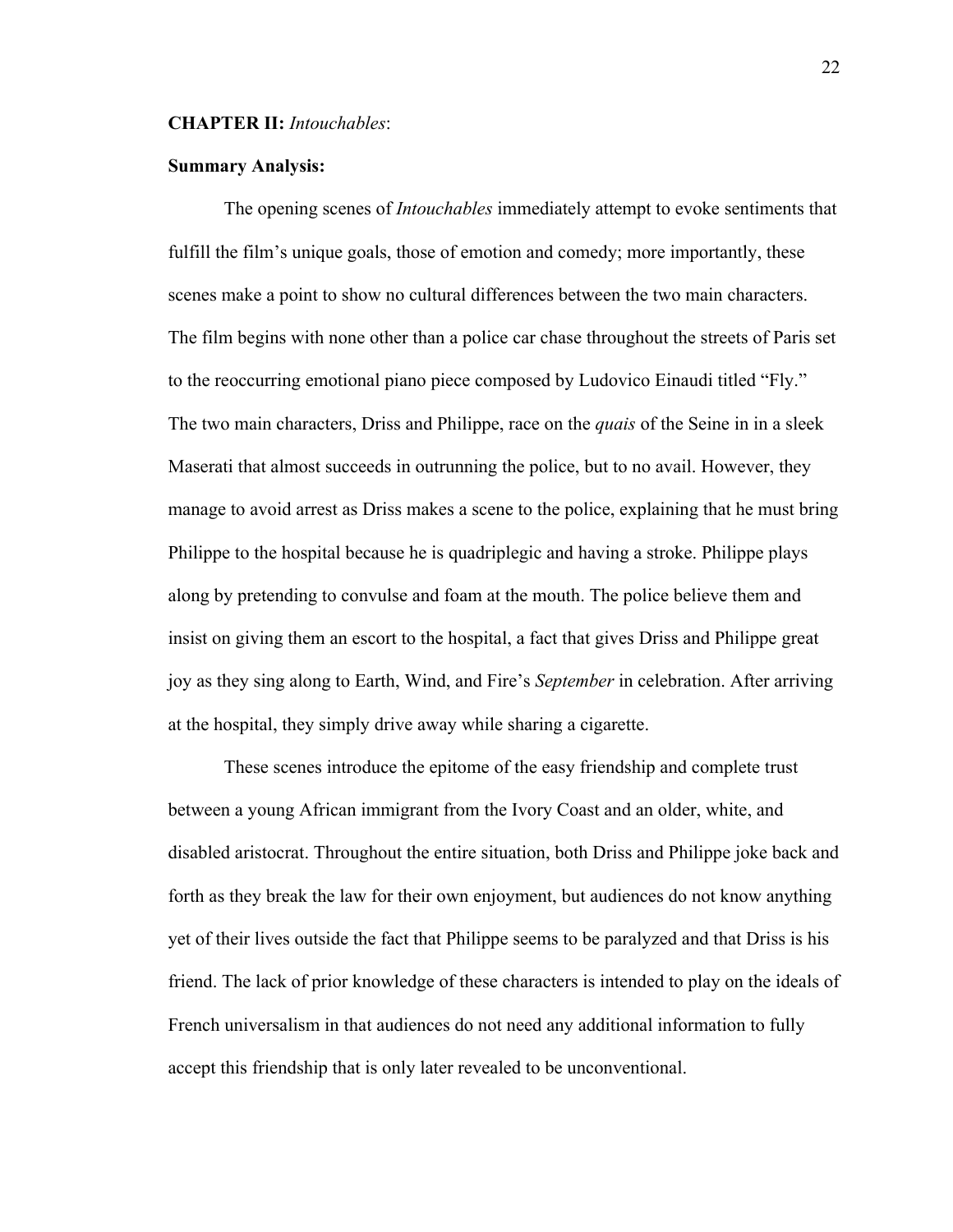**CHAPTER II:** *Intouchables*:

**Summary Analysis:**

The opening scenes of *Intouchables* immediately attempt to evoke sentiments that fulfill the film's unique goals, those of emotion and comedy; more importantly, these scenes make a point to show no cultural differences between the two main characters. The film begins with none other than a police car chase throughout the streets of Paris set to the reoccurring emotional piano piece composed by Ludovico Einaudi titled "Fly." The two main characters, Driss and Philippe, race on the *quais* of the Seine in in a sleek Maserati that almost succeeds in outrunning the police, but to no avail. However, they manage to avoid arrest as Driss makes a scene to the police, explaining that he must bring Philippe to the hospital because he is quadriplegic and having a stroke. Philippe plays along by pretending to convulse and foam at the mouth. The police believe them and insist on giving them an escort to the hospital, a fact that gives Driss and Philippe great joy as they sing along to Earth, Wind, and Fire's *September* in celebration. After arriving at the hospital, they simply drive away while sharing a cigarette.

These scenes introduce the epitome of the easy friendship and complete trust between a young African immigrant from the Ivory Coast and an older, white, and disabled aristocrat. Throughout the entire situation, both Driss and Philippe joke back and forth as they break the law for their own enjoyment, but audiences do not know anything yet of their lives outside the fact that Philippe seems to be paralyzed and that Driss is his friend. The lack of prior knowledge of these characters is intended to play on the ideals of French universalism in that audiences do not need any additional information to fully accept this friendship that is only later revealed to be unconventional.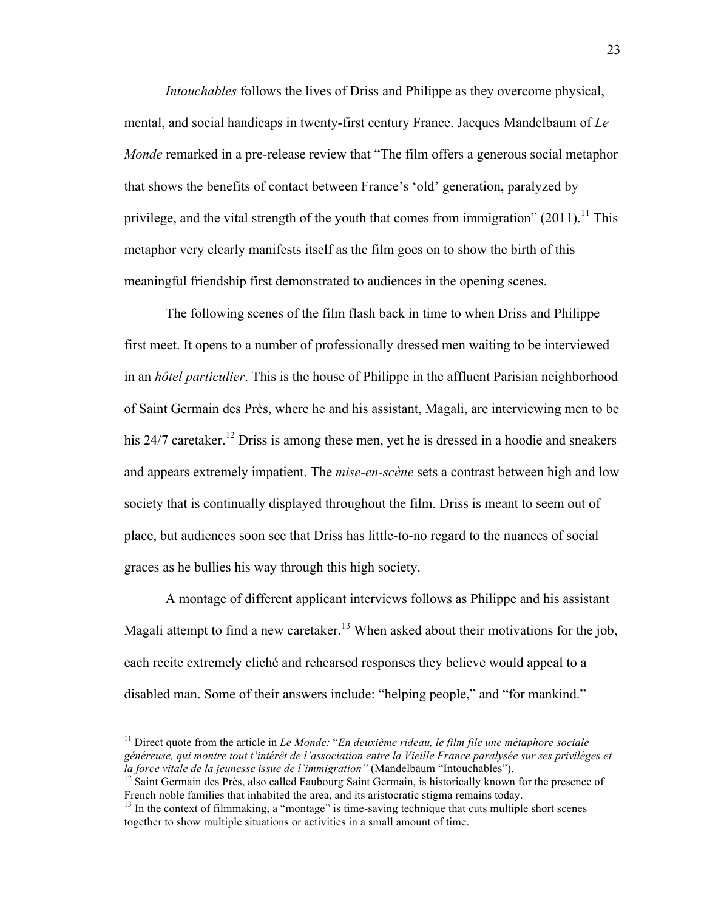*Intouchables* follows the lives of Driss and Philippe as they overcome physical, mental, and social handicaps in twenty-first century France. Jacques Mandelbaum of *Le Monde* remarked in a pre-release review that "The film offers a generous social metaphor that shows the benefits of contact between France's 'old' generation, paralyzed by privilege, and the vital strength of the youth that comes from immigration" (2011).[11] This metaphor very clearly manifests itself as the film goes on to show the birth of this meaningful friendship first demonstrated to audiences in the opening scenes.

The following scenes of the film flash back in time to when Driss and Philippe first meet. It opens to a number of professionally dressed men waiting to be interviewed in an *hôtel particulier*. This is the house of Philippe in the affluent Parisian neighborhood of Saint Germain des Près, where he and his assistant, Magali, are interviewing men to be his 24/7 caretaker.[12] Driss is among these men, yet he is dressed in a hoodie and sneakers and appears extremely impatient. The *mise-en-scène* sets a contrast between high and low society that is continually displayed throughout the film. Driss is meant to seem out of place, but audiences soon see that Driss has little-to-no regard to the nuances of social graces as he bullies his way through this high society.

A montage of different applicant interviews follows as Philippe and his assistant Magali attempt to find a new caretaker.[13] When asked about their motivations for the job, each recite extremely cliché and rehearsed responses they believe would appeal to a disabled man. Some of their answers include: "helping people," and "for mankind."

---

[11] Direct quote from the article in *Le Monde:* "*En deuxième rideau, le film file une métaphore sociale généreuse, qui montre tout t'intérêt de l'association entre la Vieille France paralysée sur ses privilèges et la force vitale de la jeunesse issue de l'immigration"* (Mandelbaum "Intouchables").

[12] Saint Germain des Près, also called Faubourg Saint Germain, is historically known for the presence of French noble families that inhabited the area, and its aristocratic stigma remains today.

[13] In the context of filmmaking, a "montage" is time-saving technique that cuts multiple short scenes together to show multiple situations or activities in a small amount of time.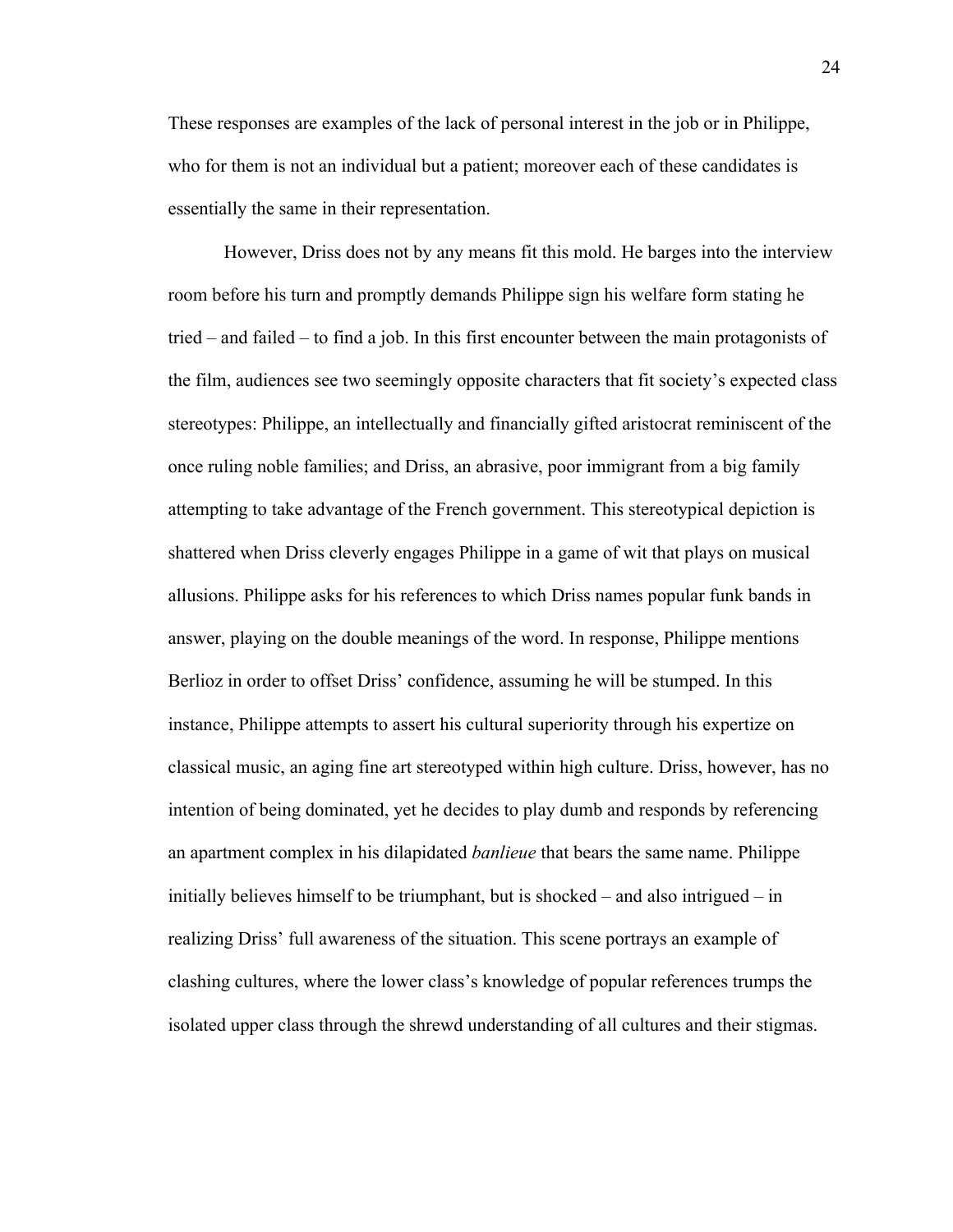These responses are examples of the lack of personal interest in the job or in Philippe, who for them is not an individual but a patient; moreover each of these candidates is essentially the same in their representation.

However, Driss does not by any means fit this mold. He barges into the interview room before his turn and promptly demands Philippe sign his welfare form stating he tried – and failed – to find a job. In this first encounter between the main protagonists of the film, audiences see two seemingly opposite characters that fit society's expected class stereotypes: Philippe, an intellectually and financially gifted aristocrat reminiscent of the once ruling noble families; and Driss, an abrasive, poor immigrant from a big family attempting to take advantage of the French government. This stereotypical depiction is shattered when Driss cleverly engages Philippe in a game of wit that plays on musical allusions. Philippe asks for his references to which Driss names popular funk bands in answer, playing on the double meanings of the word. In response, Philippe mentions Berlioz in order to offset Driss' confidence, assuming he will be stumped. In this instance, Philippe attempts to assert his cultural superiority through his expertize on classical music, an aging fine art stereotyped within high culture. Driss, however, has no intention of being dominated, yet he decides to play dumb and responds by referencing an apartment complex in his dilapidated *banlieue* that bears the same name. Philippe initially believes himself to be triumphant, but is shocked – and also intrigued – in realizing Driss' full awareness of the situation. This scene portrays an example of clashing cultures, where the lower class's knowledge of popular references trumps the isolated upper class through the shrewd understanding of all cultures and their stigmas.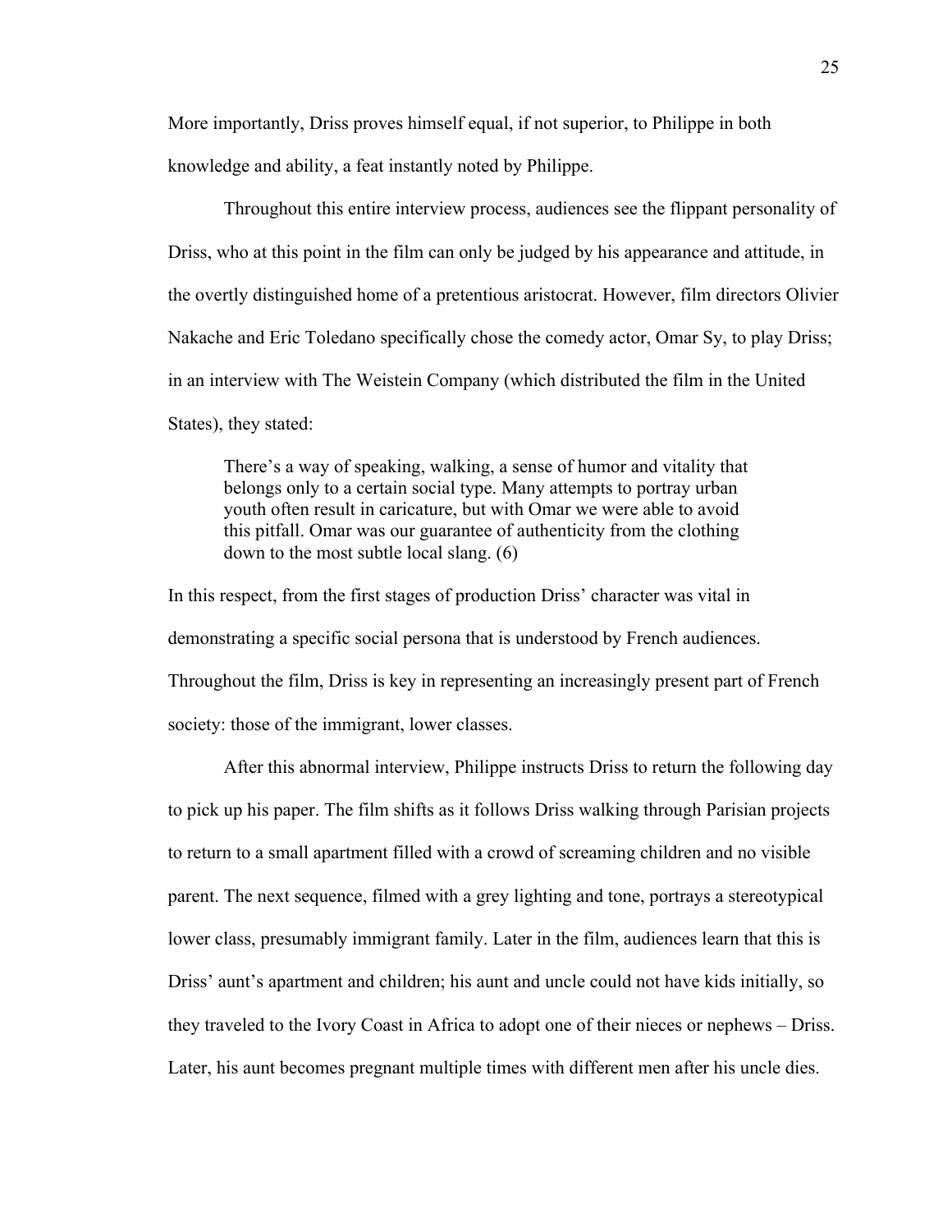More importantly, Driss proves himself equal, if not superior, to Philippe in both knowledge and ability, a feat instantly noted by Philippe.

Throughout this entire interview process, audiences see the flippant personality of Driss, who at this point in the film can only be judged by his appearance and attitude, in the overtly distinguished home of a pretentious aristocrat. However, film directors Olivier Nakache and Eric Toledano specifically chose the comedy actor, Omar Sy, to play Driss; in an interview with The Weistein Company (which distributed the film in the United States), they stated:

> There's a way of speaking, walking, a sense of humor and vitality that belongs only to a certain social type. Many attempts to portray urban youth often result in caricature, but with Omar we were able to avoid this pitfall. Omar was our guarantee of authenticity from the clothing down to the most subtle local slang. (6)

In this respect, from the first stages of production Driss' character was vital in demonstrating a specific social persona that is understood by French audiences. Throughout the film, Driss is key in representing an increasingly present part of French society: those of the immigrant, lower classes.

After this abnormal interview, Philippe instructs Driss to return the following day to pick up his paper. The film shifts as it follows Driss walking through Parisian projects to return to a small apartment filled with a crowd of screaming children and no visible parent. The next sequence, filmed with a grey lighting and tone, portrays a stereotypical lower class, presumably immigrant family. Later in the film, audiences learn that this is Driss' aunt's apartment and children; his aunt and uncle could not have kids initially, so they traveled to the Ivory Coast in Africa to adopt one of their nieces or nephews – Driss. Later, his aunt becomes pregnant multiple times with different men after his uncle dies.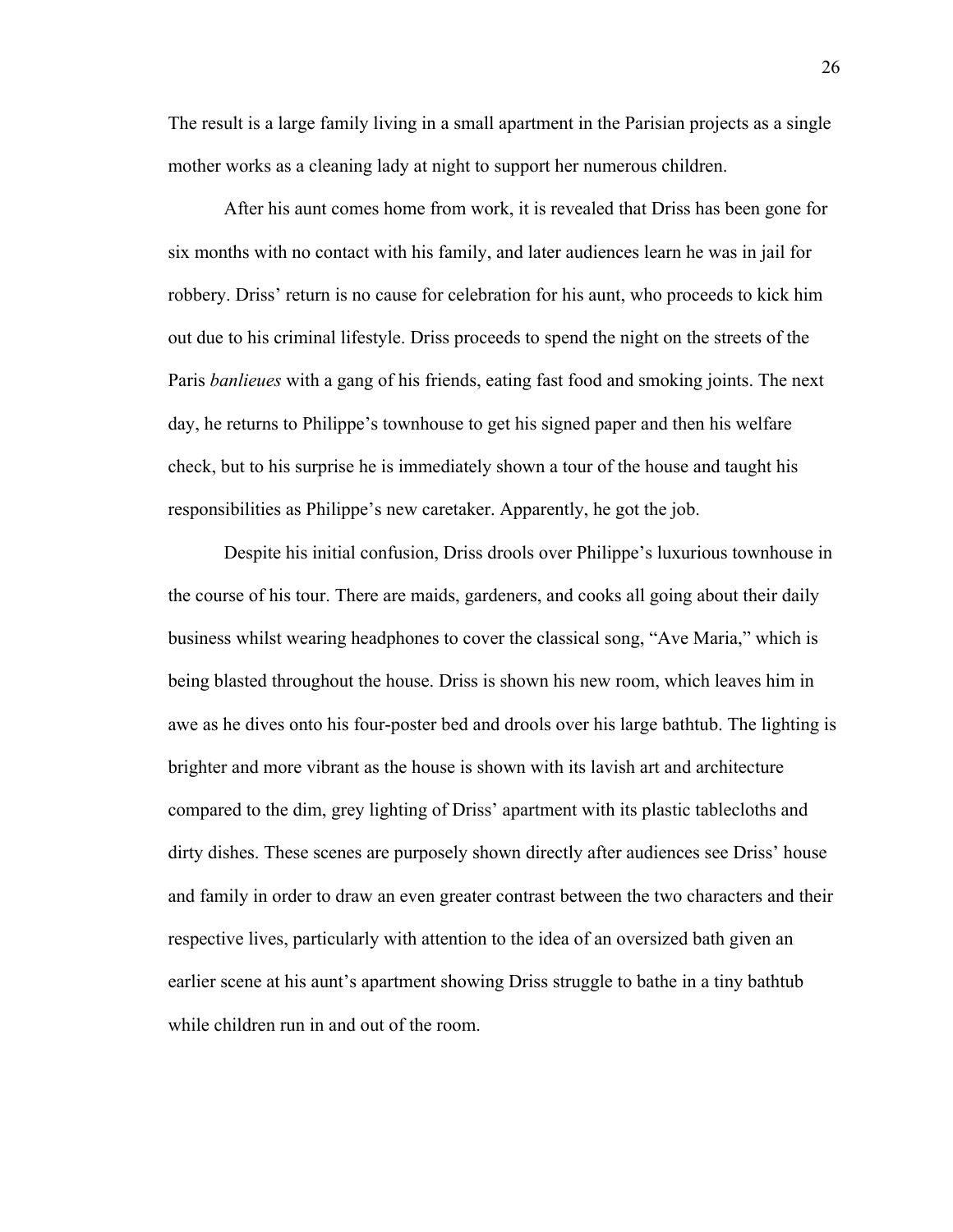The result is a large family living in a small apartment in the Parisian projects as a single mother works as a cleaning lady at night to support her numerous children.

After his aunt comes home from work, it is revealed that Driss has been gone for six months with no contact with his family, and later audiences learn he was in jail for robbery. Driss' return is no cause for celebration for his aunt, who proceeds to kick him out due to his criminal lifestyle. Driss proceeds to spend the night on the streets of the Paris *banlieues* with a gang of his friends, eating fast food and smoking joints. The next day, he returns to Philippe's townhouse to get his signed paper and then his welfare check, but to his surprise he is immediately shown a tour of the house and taught his responsibilities as Philippe's new caretaker. Apparently, he got the job.

Despite his initial confusion, Driss drools over Philippe's luxurious townhouse in the course of his tour. There are maids, gardeners, and cooks all going about their daily business whilst wearing headphones to cover the classical song, "Ave Maria," which is being blasted throughout the house. Driss is shown his new room, which leaves him in awe as he dives onto his four-poster bed and drools over his large bathtub. The lighting is brighter and more vibrant as the house is shown with its lavish art and architecture compared to the dim, grey lighting of Driss' apartment with its plastic tablecloths and dirty dishes. These scenes are purposely shown directly after audiences see Driss' house and family in order to draw an even greater contrast between the two characters and their respective lives, particularly with attention to the idea of an oversized bath given an earlier scene at his aunt's apartment showing Driss struggle to bathe in a tiny bathtub while children run in and out of the room.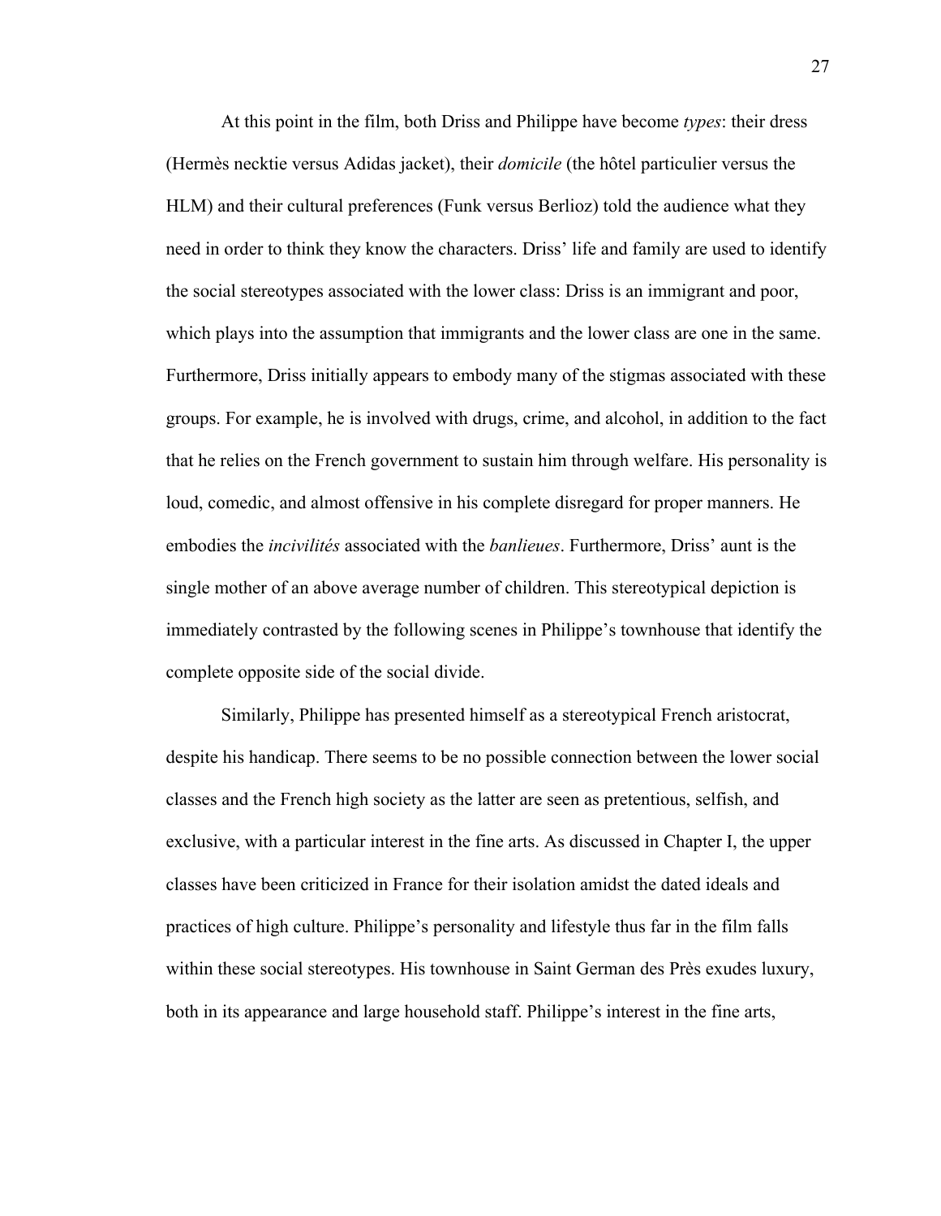At this point in the film, both Driss and Philippe have become *types*: their dress (Hermès necktie versus Adidas jacket), their *domicile* (the hôtel particulier versus the HLM) and their cultural preferences (Funk versus Berlioz) told the audience what they need in order to think they know the characters. Driss' life and family are used to identify the social stereotypes associated with the lower class: Driss is an immigrant and poor, which plays into the assumption that immigrants and the lower class are one in the same. Furthermore, Driss initially appears to embody many of the stigmas associated with these groups. For example, he is involved with drugs, crime, and alcohol, in addition to the fact that he relies on the French government to sustain him through welfare. His personality is loud, comedic, and almost offensive in his complete disregard for proper manners. He embodies the *incivilités* associated with the *banlieues*. Furthermore, Driss' aunt is the single mother of an above average number of children. This stereotypical depiction is immediately contrasted by the following scenes in Philippe's townhouse that identify the complete opposite side of the social divide.

Similarly, Philippe has presented himself as a stereotypical French aristocrat, despite his handicap. There seems to be no possible connection between the lower social classes and the French high society as the latter are seen as pretentious, selfish, and exclusive, with a particular interest in the fine arts. As discussed in Chapter I, the upper classes have been criticized in France for their isolation amidst the dated ideals and practices of high culture. Philippe's personality and lifestyle thus far in the film falls within these social stereotypes. His townhouse in Saint German des Près exudes luxury, both in its appearance and large household staff. Philippe's interest in the fine arts,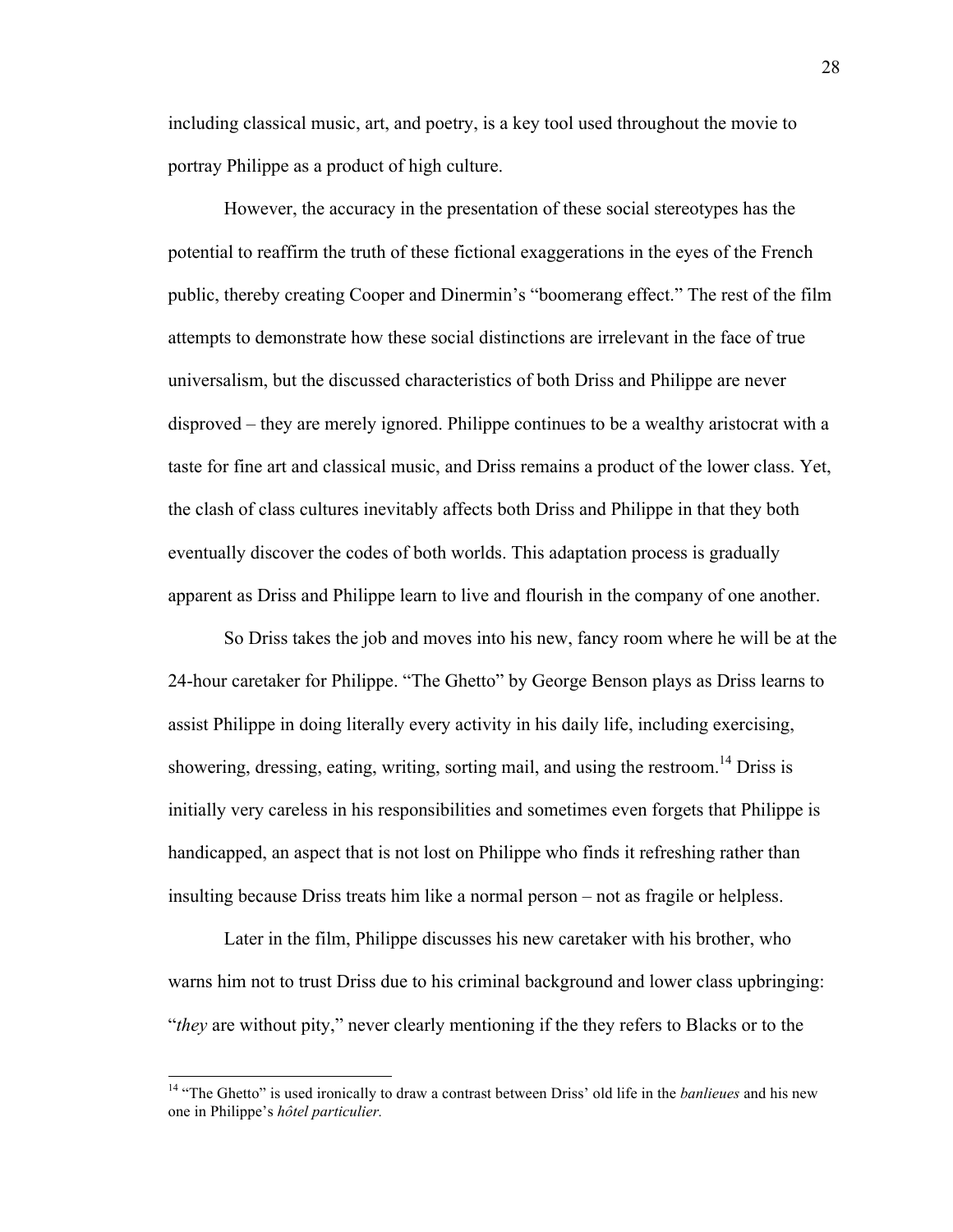including classical music, art, and poetry, is a key tool used throughout the movie to portray Philippe as a product of high culture.

However, the accuracy in the presentation of these social stereotypes has the potential to reaffirm the truth of these fictional exaggerations in the eyes of the French public, thereby creating Cooper and Dinermin's "boomerang effect." The rest of the film attempts to demonstrate how these social distinctions are irrelevant in the face of true universalism, but the discussed characteristics of both Driss and Philippe are never disproved – they are merely ignored. Philippe continues to be a wealthy aristocrat with a taste for fine art and classical music, and Driss remains a product of the lower class. Yet, the clash of class cultures inevitably affects both Driss and Philippe in that they both eventually discover the codes of both worlds. This adaptation process is gradually apparent as Driss and Philippe learn to live and flourish in the company of one another.

So Driss takes the job and moves into his new, fancy room where he will be at the 24-hour caretaker for Philippe. "The Ghetto" by George Benson plays as Driss learns to assist Philippe in doing literally every activity in his daily life, including exercising, showering, dressing, eating, writing, sorting mail, and using the restroom.[14] Driss is initially very careless in his responsibilities and sometimes even forgets that Philippe is handicapped, an aspect that is not lost on Philippe who finds it refreshing rather than insulting because Driss treats him like a normal person – not as fragile or helpless.

Later in the film, Philippe discusses his new caretaker with his brother, who warns him not to trust Driss due to his criminal background and lower class upbringing: "*they* are without pity," never clearly mentioning if the they refers to Blacks or to the

---

[14] "The Ghetto" is used ironically to draw a contrast between Driss' old life in the *banlieues* and his new one in Philippe's *hôtel particulier.*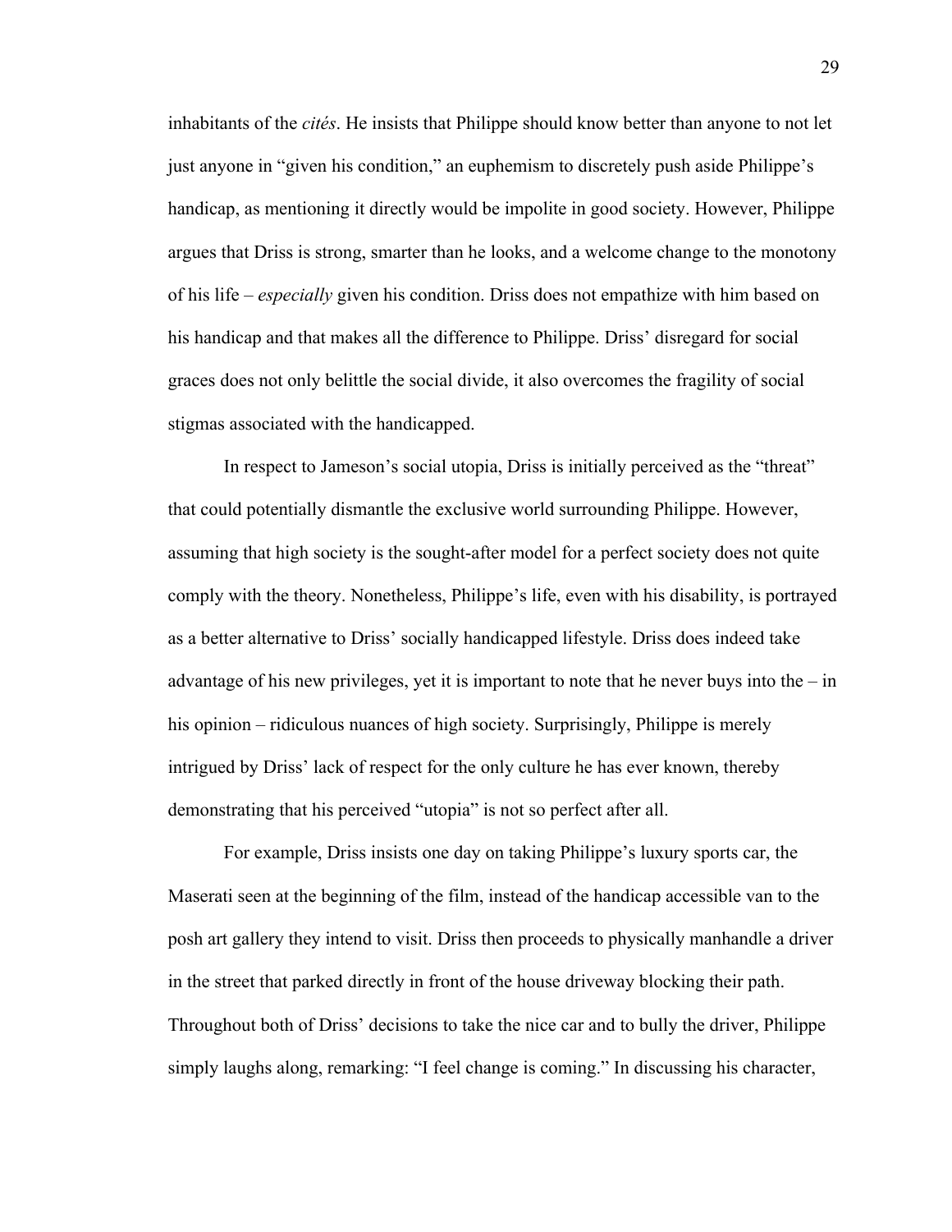inhabitants of the *cités*. He insists that Philippe should know better than anyone to not let just anyone in "given his condition," an euphemism to discretely push aside Philippe's handicap, as mentioning it directly would be impolite in good society. However, Philippe argues that Driss is strong, smarter than he looks, and a welcome change to the monotony of his life – *especially* given his condition. Driss does not empathize with him based on his handicap and that makes all the difference to Philippe. Driss' disregard for social graces does not only belittle the social divide, it also overcomes the fragility of social stigmas associated with the handicapped.

In respect to Jameson's social utopia, Driss is initially perceived as the "threat" that could potentially dismantle the exclusive world surrounding Philippe. However, assuming that high society is the sought-after model for a perfect society does not quite comply with the theory. Nonetheless, Philippe's life, even with his disability, is portrayed as a better alternative to Driss' socially handicapped lifestyle. Driss does indeed take advantage of his new privileges, yet it is important to note that he never buys into the – in his opinion – ridiculous nuances of high society. Surprisingly, Philippe is merely intrigued by Driss' lack of respect for the only culture he has ever known, thereby demonstrating that his perceived "utopia" is not so perfect after all.

For example, Driss insists one day on taking Philippe's luxury sports car, the Maserati seen at the beginning of the film, instead of the handicap accessible van to the posh art gallery they intend to visit. Driss then proceeds to physically manhandle a driver in the street that parked directly in front of the house driveway blocking their path. Throughout both of Driss' decisions to take the nice car and to bully the driver, Philippe simply laughs along, remarking: "I feel change is coming." In discussing his character,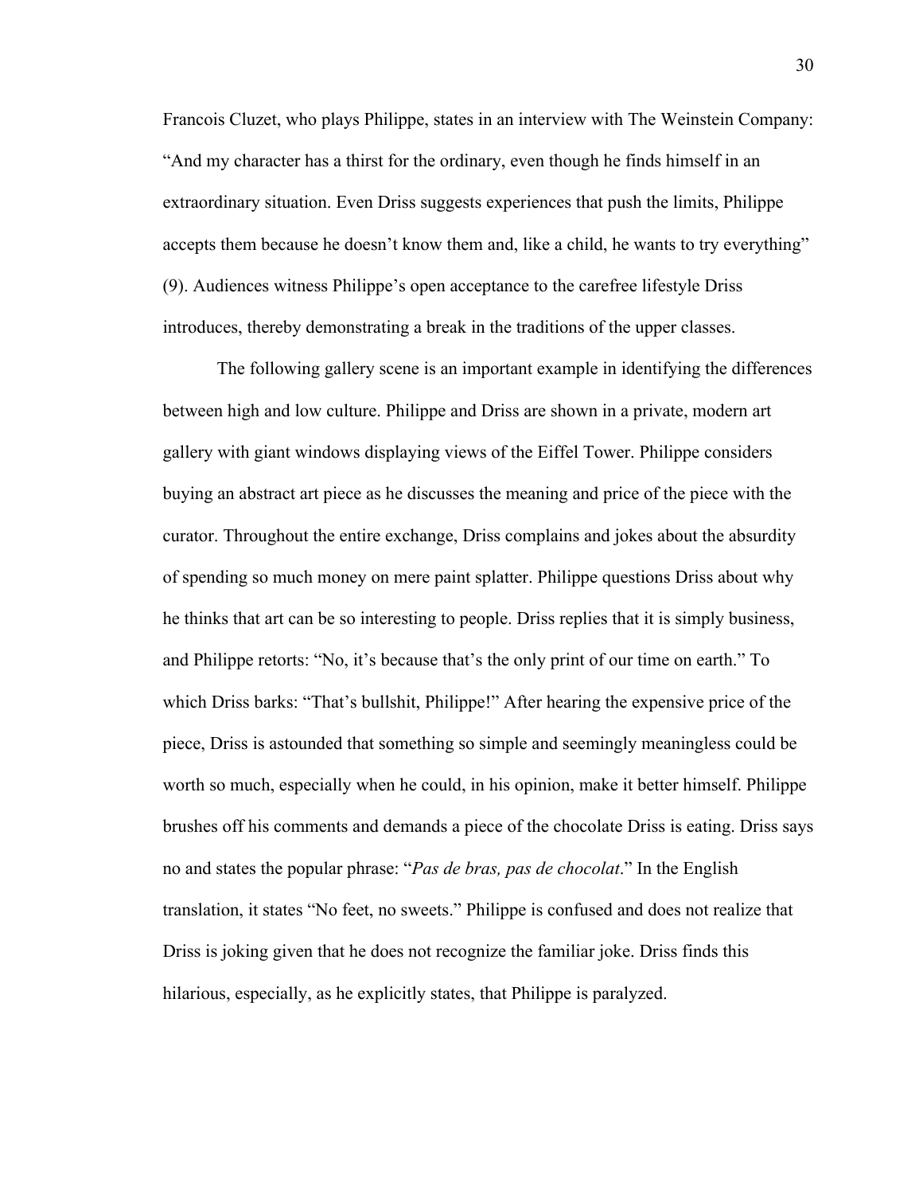Francois Cluzet, who plays Philippe, states in an interview with The Weinstein Company: "And my character has a thirst for the ordinary, even though he finds himself in an extraordinary situation. Even Driss suggests experiences that push the limits, Philippe accepts them because he doesn't know them and, like a child, he wants to try everything" (9). Audiences witness Philippe's open acceptance to the carefree lifestyle Driss introduces, thereby demonstrating a break in the traditions of the upper classes.

The following gallery scene is an important example in identifying the differences between high and low culture. Philippe and Driss are shown in a private, modern art gallery with giant windows displaying views of the Eiffel Tower. Philippe considers buying an abstract art piece as he discusses the meaning and price of the piece with the curator. Throughout the entire exchange, Driss complains and jokes about the absurdity of spending so much money on mere paint splatter. Philippe questions Driss about why he thinks that art can be so interesting to people. Driss replies that it is simply business, and Philippe retorts: "No, it's because that's the only print of our time on earth." To which Driss barks: "That's bullshit, Philippe!" After hearing the expensive price of the piece, Driss is astounded that something so simple and seemingly meaningless could be worth so much, especially when he could, in his opinion, make it better himself. Philippe brushes off his comments and demands a piece of the chocolate Driss is eating. Driss says no and states the popular phrase: "*Pas de bras, pas de chocolat*." In the English translation, it states "No feet, no sweets." Philippe is confused and does not realize that Driss is joking given that he does not recognize the familiar joke. Driss finds this hilarious, especially, as he explicitly states, that Philippe is paralyzed.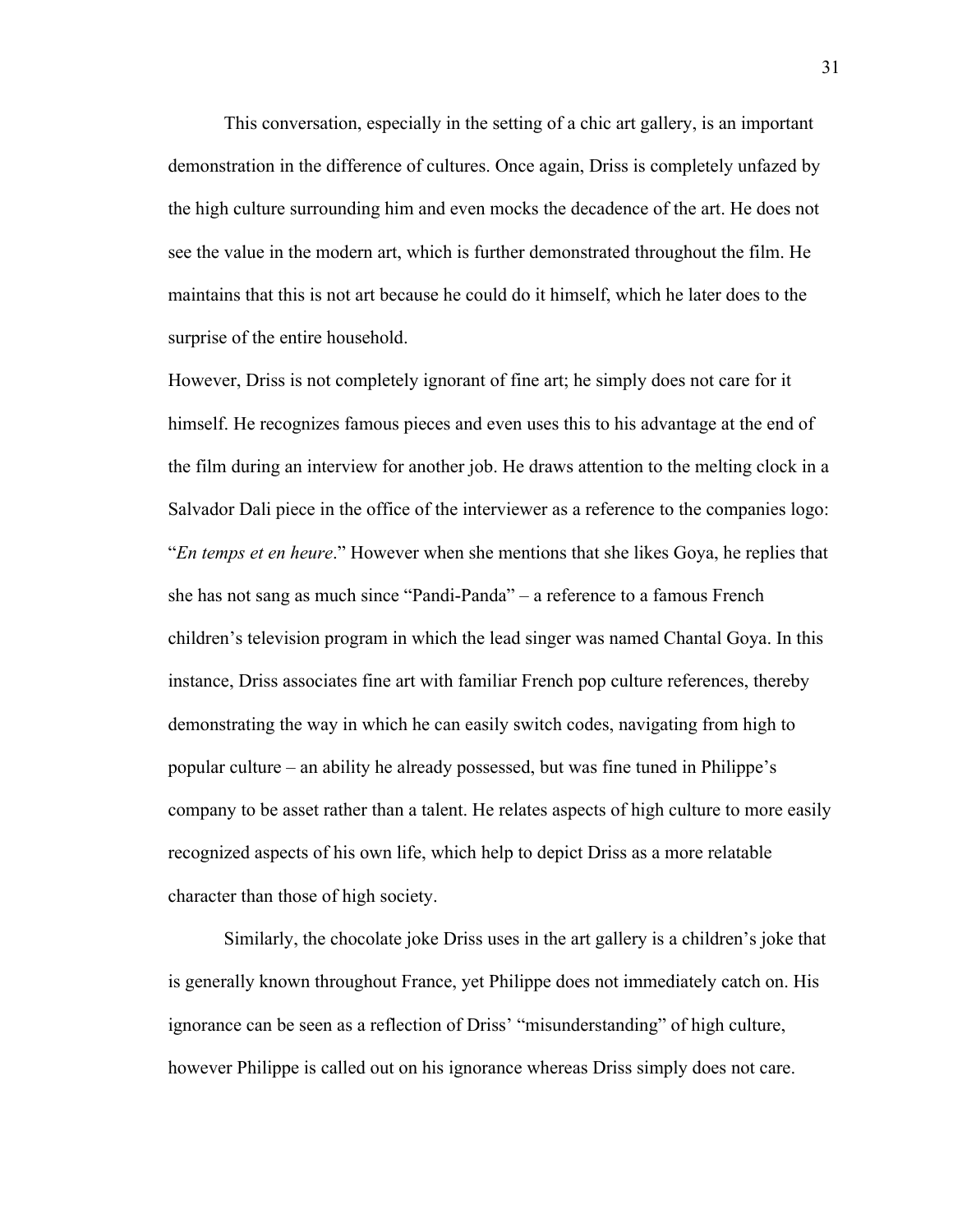This conversation, especially in the setting of a chic art gallery, is an important demonstration in the difference of cultures. Once again, Driss is completely unfazed by the high culture surrounding him and even mocks the decadence of the art. He does not see the value in the modern art, which is further demonstrated throughout the film. He maintains that this is not art because he could do it himself, which he later does to the surprise of the entire household.

However, Driss is not completely ignorant of fine art; he simply does not care for it himself. He recognizes famous pieces and even uses this to his advantage at the end of the film during an interview for another job. He draws attention to the melting clock in a Salvador Dali piece in the office of the interviewer as a reference to the companies logo: "*En temps et en heure*." However when she mentions that she likes Goya, he replies that she has not sang as much since "Pandi-Panda" – a reference to a famous French children's television program in which the lead singer was named Chantal Goya. In this instance, Driss associates fine art with familiar French pop culture references, thereby demonstrating the way in which he can easily switch codes, navigating from high to popular culture – an ability he already possessed, but was fine tuned in Philippe's company to be asset rather than a talent. He relates aspects of high culture to more easily recognized aspects of his own life, which help to depict Driss as a more relatable character than those of high society.

Similarly, the chocolate joke Driss uses in the art gallery is a children's joke that is generally known throughout France, yet Philippe does not immediately catch on. His ignorance can be seen as a reflection of Driss' "misunderstanding" of high culture, however Philippe is called out on his ignorance whereas Driss simply does not care.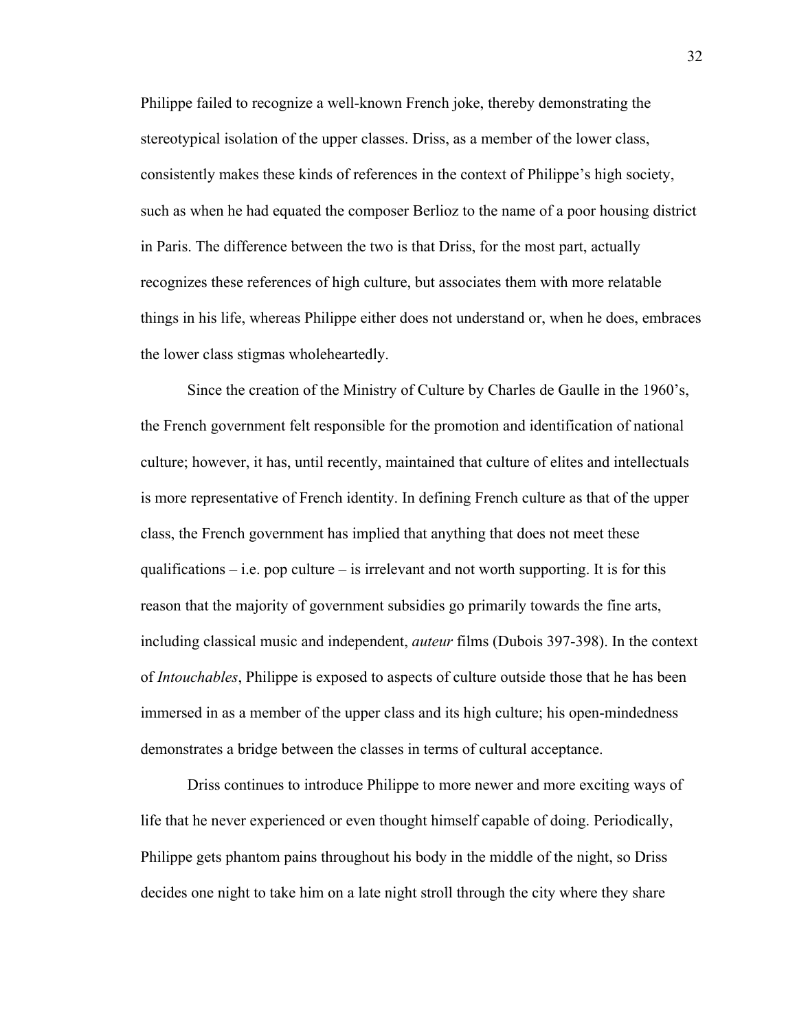Philippe failed to recognize a well-known French joke, thereby demonstrating the stereotypical isolation of the upper classes. Driss, as a member of the lower class, consistently makes these kinds of references in the context of Philippe's high society, such as when he had equated the composer Berlioz to the name of a poor housing district in Paris. The difference between the two is that Driss, for the most part, actually recognizes these references of high culture, but associates them with more relatable things in his life, whereas Philippe either does not understand or, when he does, embraces the lower class stigmas wholeheartedly.

Since the creation of the Ministry of Culture by Charles de Gaulle in the 1960's, the French government felt responsible for the promotion and identification of national culture; however, it has, until recently, maintained that culture of elites and intellectuals is more representative of French identity. In defining French culture as that of the upper class, the French government has implied that anything that does not meet these qualifications – i.e. pop culture – is irrelevant and not worth supporting. It is for this reason that the majority of government subsidies go primarily towards the fine arts, including classical music and independent, *auteur* films (Dubois 397-398). In the context of *Intouchables*, Philippe is exposed to aspects of culture outside those that he has been immersed in as a member of the upper class and its high culture; his open-mindedness demonstrates a bridge between the classes in terms of cultural acceptance.

Driss continues to introduce Philippe to more newer and more exciting ways of life that he never experienced or even thought himself capable of doing. Periodically, Philippe gets phantom pains throughout his body in the middle of the night, so Driss decides one night to take him on a late night stroll through the city where they share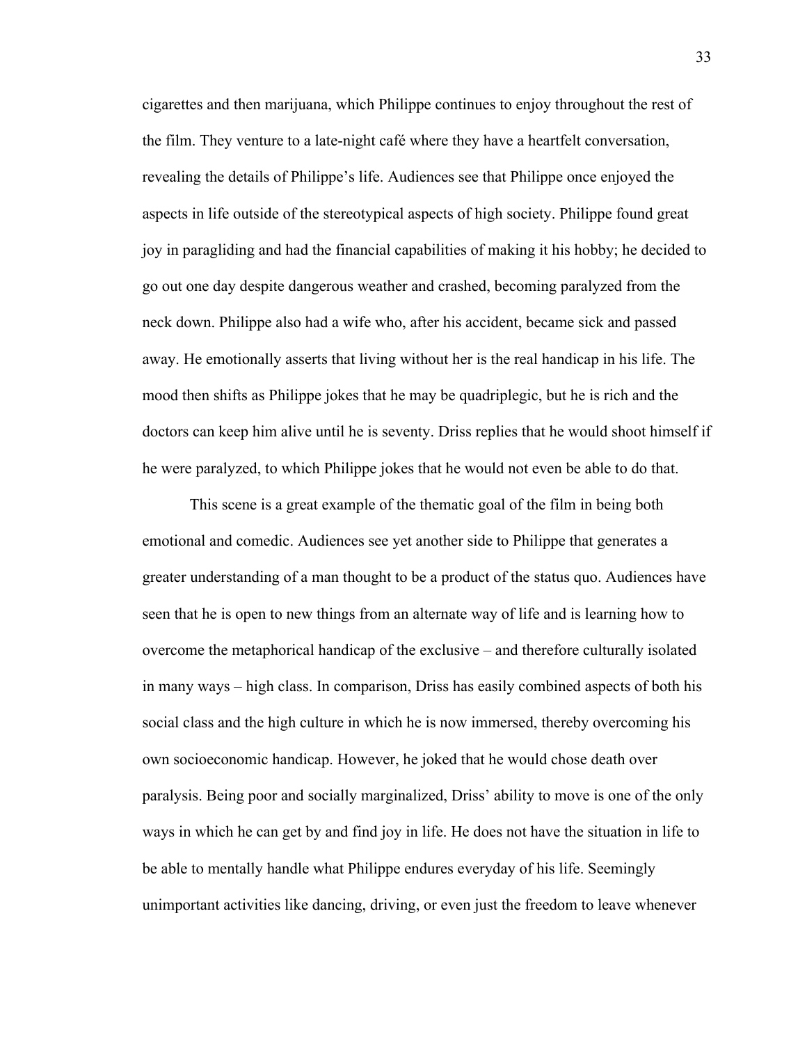cigarettes and then marijuana, which Philippe continues to enjoy throughout the rest of the film. They venture to a late-night café where they have a heartfelt conversation, revealing the details of Philippe's life. Audiences see that Philippe once enjoyed the aspects in life outside of the stereotypical aspects of high society. Philippe found great joy in paragliding and had the financial capabilities of making it his hobby; he decided to go out one day despite dangerous weather and crashed, becoming paralyzed from the neck down. Philippe also had a wife who, after his accident, became sick and passed away. He emotionally asserts that living without her is the real handicap in his life. The mood then shifts as Philippe jokes that he may be quadriplegic, but he is rich and the doctors can keep him alive until he is seventy. Driss replies that he would shoot himself if he were paralyzed, to which Philippe jokes that he would not even be able to do that.

This scene is a great example of the thematic goal of the film in being both emotional and comedic. Audiences see yet another side to Philippe that generates a greater understanding of a man thought to be a product of the status quo. Audiences have seen that he is open to new things from an alternate way of life and is learning how to overcome the metaphorical handicap of the exclusive – and therefore culturally isolated in many ways – high class. In comparison, Driss has easily combined aspects of both his social class and the high culture in which he is now immersed, thereby overcoming his own socioeconomic handicap. However, he joked that he would chose death over paralysis. Being poor and socially marginalized, Driss' ability to move is one of the only ways in which he can get by and find joy in life. He does not have the situation in life to be able to mentally handle what Philippe endures everyday of his life. Seemingly unimportant activities like dancing, driving, or even just the freedom to leave whenever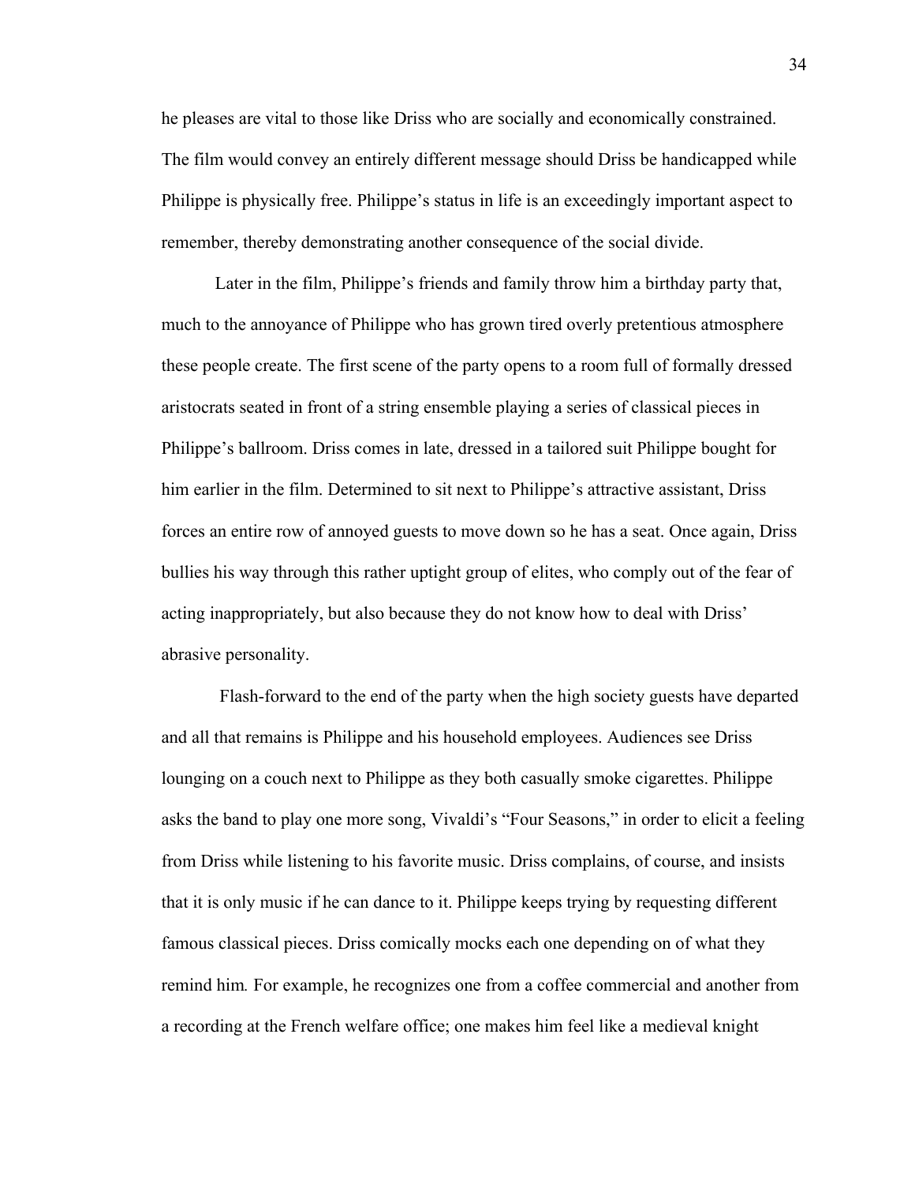he pleases are vital to those like Driss who are socially and economically constrained. The film would convey an entirely different message should Driss be handicapped while Philippe is physically free. Philippe's status in life is an exceedingly important aspect to remember, thereby demonstrating another consequence of the social divide.

Later in the film, Philippe's friends and family throw him a birthday party that, much to the annoyance of Philippe who has grown tired overly pretentious atmosphere these people create. The first scene of the party opens to a room full of formally dressed aristocrats seated in front of a string ensemble playing a series of classical pieces in Philippe's ballroom. Driss comes in late, dressed in a tailored suit Philippe bought for him earlier in the film. Determined to sit next to Philippe's attractive assistant, Driss forces an entire row of annoyed guests to move down so he has a seat. Once again, Driss bullies his way through this rather uptight group of elites, who comply out of the fear of acting inappropriately, but also because they do not know how to deal with Driss' abrasive personality.

Flash-forward to the end of the party when the high society guests have departed and all that remains is Philippe and his household employees. Audiences see Driss lounging on a couch next to Philippe as they both casually smoke cigarettes. Philippe asks the band to play one more song, Vivaldi's "Four Seasons," in order to elicit a feeling from Driss while listening to his favorite music. Driss complains, of course, and insists that it is only music if he can dance to it. Philippe keeps trying by requesting different famous classical pieces. Driss comically mocks each one depending on of what they remind him. For example, he recognizes one from a coffee commercial and another from a recording at the French welfare office; one makes him feel like a medieval knight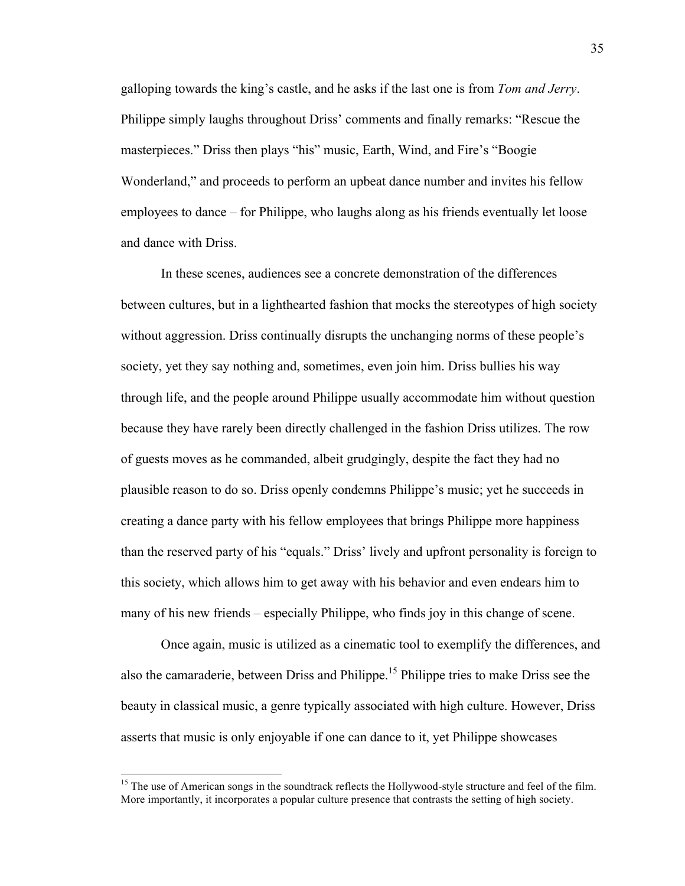galloping towards the king's castle, and he asks if the last one is from *Tom and Jerry*. Philippe simply laughs throughout Driss' comments and finally remarks: "Rescue the masterpieces." Driss then plays "his" music, Earth, Wind, and Fire's "Boogie Wonderland," and proceeds to perform an upbeat dance number and invites his fellow employees to dance – for Philippe, who laughs along as his friends eventually let loose and dance with Driss.

In these scenes, audiences see a concrete demonstration of the differences between cultures, but in a lighthearted fashion that mocks the stereotypes of high society without aggression. Driss continually disrupts the unchanging norms of these people's society, yet they say nothing and, sometimes, even join him. Driss bullies his way through life, and the people around Philippe usually accommodate him without question because they have rarely been directly challenged in the fashion Driss utilizes. The row of guests moves as he commanded, albeit grudgingly, despite the fact they had no plausible reason to do so. Driss openly condemns Philippe's music; yet he succeeds in creating a dance party with his fellow employees that brings Philippe more happiness than the reserved party of his "equals." Driss' lively and upfront personality is foreign to this society, which allows him to get away with his behavior and even endears him to many of his new friends – especially Philippe, who finds joy in this change of scene.

Once again, music is utilized as a cinematic tool to exemplify the differences, and also the camaraderie, between Driss and Philippe.[15] Philippe tries to make Driss see the beauty in classical music, a genre typically associated with high culture. However, Driss asserts that music is only enjoyable if one can dance to it, yet Philippe showcases

---

[15] The use of American songs in the soundtrack reflects the Hollywood-style structure and feel of the film. More importantly, it incorporates a popular culture presence that contrasts the setting of high society.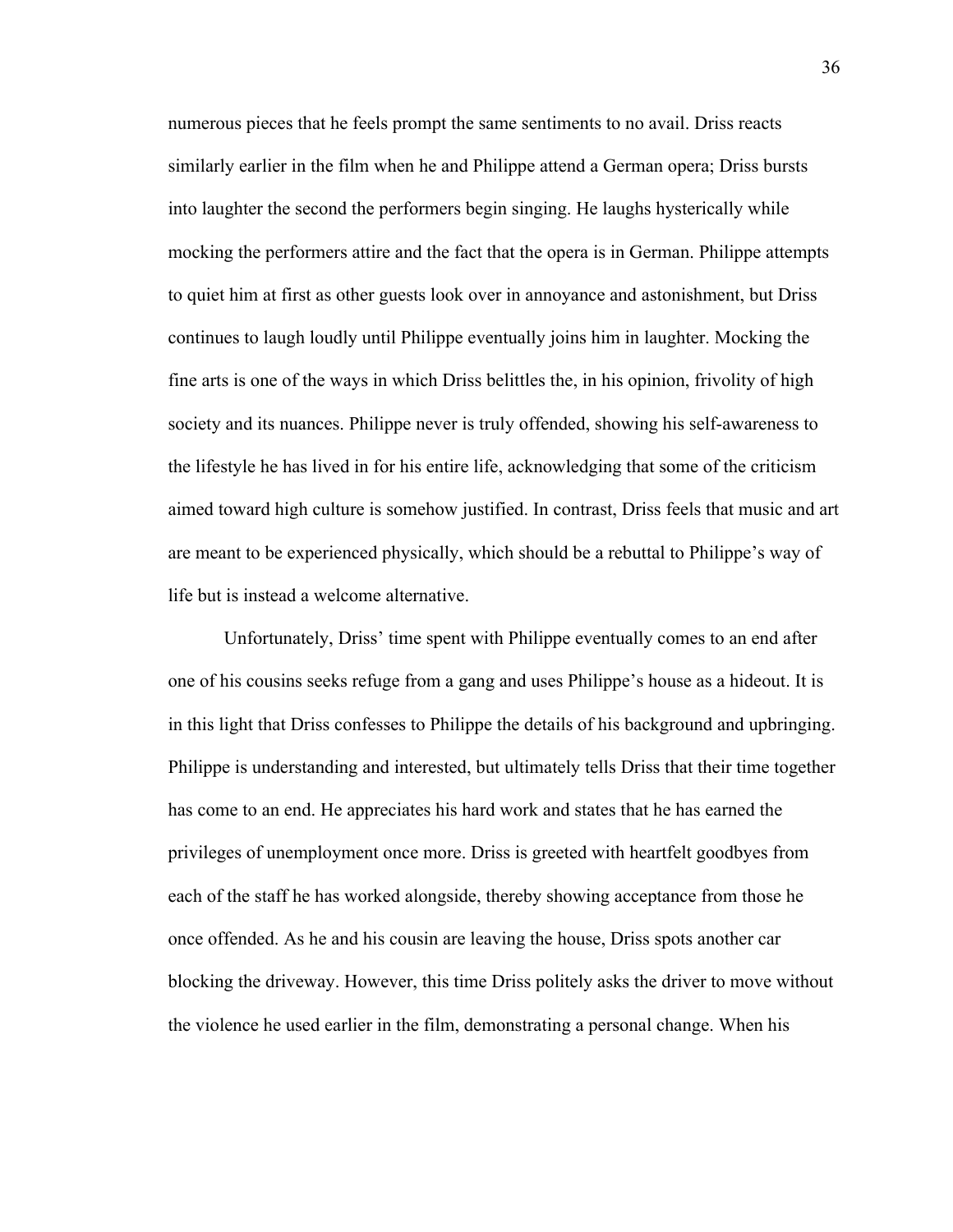numerous pieces that he feels prompt the same sentiments to no avail. Driss reacts similarly earlier in the film when he and Philippe attend a German opera; Driss bursts into laughter the second the performers begin singing. He laughs hysterically while mocking the performers attire and the fact that the opera is in German. Philippe attempts to quiet him at first as other guests look over in annoyance and astonishment, but Driss continues to laugh loudly until Philippe eventually joins him in laughter. Mocking the fine arts is one of the ways in which Driss belittles the, in his opinion, frivolity of high society and its nuances. Philippe never is truly offended, showing his self-awareness to the lifestyle he has lived in for his entire life, acknowledging that some of the criticism aimed toward high culture is somehow justified. In contrast, Driss feels that music and art are meant to be experienced physically, which should be a rebuttal to Philippe's way of life but is instead a welcome alternative.

Unfortunately, Driss' time spent with Philippe eventually comes to an end after one of his cousins seeks refuge from a gang and uses Philippe's house as a hideout. It is in this light that Driss confesses to Philippe the details of his background and upbringing. Philippe is understanding and interested, but ultimately tells Driss that their time together has come to an end. He appreciates his hard work and states that he has earned the privileges of unemployment once more. Driss is greeted with heartfelt goodbyes from each of the staff he has worked alongside, thereby showing acceptance from those he once offended. As he and his cousin are leaving the house, Driss spots another car blocking the driveway. However, this time Driss politely asks the driver to move without the violence he used earlier in the film, demonstrating a personal change. When his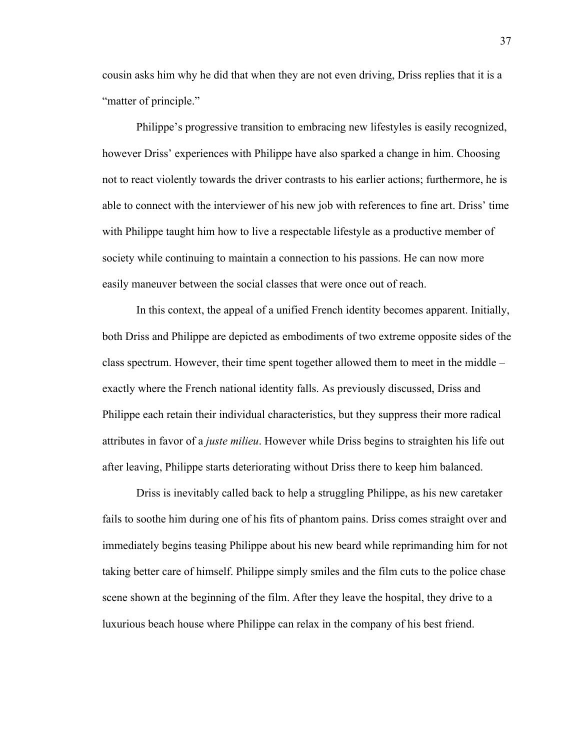cousin asks him why he did that when they are not even driving, Driss replies that it is a "matter of principle."

Philippe's progressive transition to embracing new lifestyles is easily recognized, however Driss' experiences with Philippe have also sparked a change in him. Choosing not to react violently towards the driver contrasts to his earlier actions; furthermore, he is able to connect with the interviewer of his new job with references to fine art. Driss' time with Philippe taught him how to live a respectable lifestyle as a productive member of society while continuing to maintain a connection to his passions. He can now more easily maneuver between the social classes that were once out of reach.

In this context, the appeal of a unified French identity becomes apparent. Initially, both Driss and Philippe are depicted as embodiments of two extreme opposite sides of the class spectrum. However, their time spent together allowed them to meet in the middle – exactly where the French national identity falls. As previously discussed, Driss and Philippe each retain their individual characteristics, but they suppress their more radical attributes in favor of a *juste milieu*. However while Driss begins to straighten his life out after leaving, Philippe starts deteriorating without Driss there to keep him balanced.

Driss is inevitably called back to help a struggling Philippe, as his new caretaker fails to soothe him during one of his fits of phantom pains. Driss comes straight over and immediately begins teasing Philippe about his new beard while reprimanding him for not taking better care of himself. Philippe simply smiles and the film cuts to the police chase scene shown at the beginning of the film. After they leave the hospital, they drive to a luxurious beach house where Philippe can relax in the company of his best friend.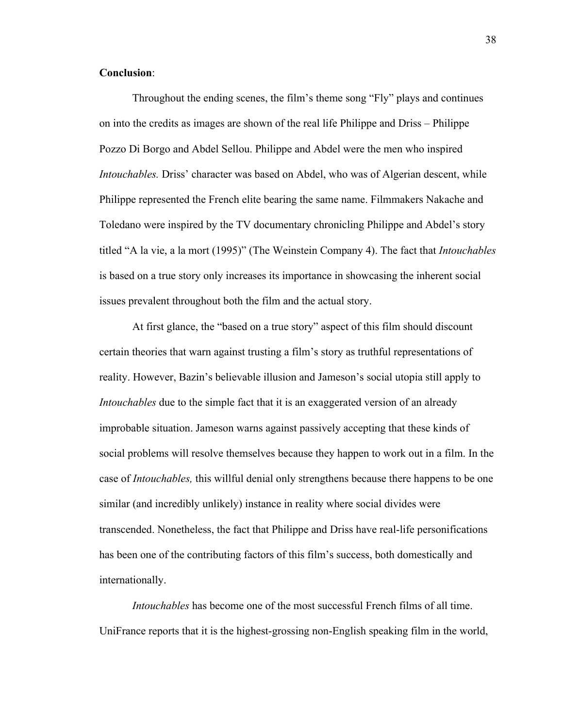**Conclusion**:

Throughout the ending scenes, the film's theme song "Fly" plays and continues on into the credits as images are shown of the real life Philippe and Driss – Philippe Pozzo Di Borgo and Abdel Sellou. Philippe and Abdel were the men who inspired *Intouchables.* Driss' character was based on Abdel, who was of Algerian descent, while Philippe represented the French elite bearing the same name. Filmmakers Nakache and Toledano were inspired by the TV documentary chronicling Philippe and Abdel's story titled "A la vie, a la mort (1995)" (The Weinstein Company 4). The fact that *Intouchables* is based on a true story only increases its importance in showcasing the inherent social issues prevalent throughout both the film and the actual story.

At first glance, the "based on a true story" aspect of this film should discount certain theories that warn against trusting a film's story as truthful representations of reality. However, Bazin's believable illusion and Jameson's social utopia still apply to *Intouchables* due to the simple fact that it is an exaggerated version of an already improbable situation. Jameson warns against passively accepting that these kinds of social problems will resolve themselves because they happen to work out in a film. In the case of *Intouchables,* this willful denial only strengthens because there happens to be one similar (and incredibly unlikely) instance in reality where social divides were transcended. Nonetheless, the fact that Philippe and Driss have real-life personifications has been one of the contributing factors of this film's success, both domestically and internationally.

*Intouchables* has become one of the most successful French films of all time. UniFrance reports that it is the highest-grossing non-English speaking film in the world,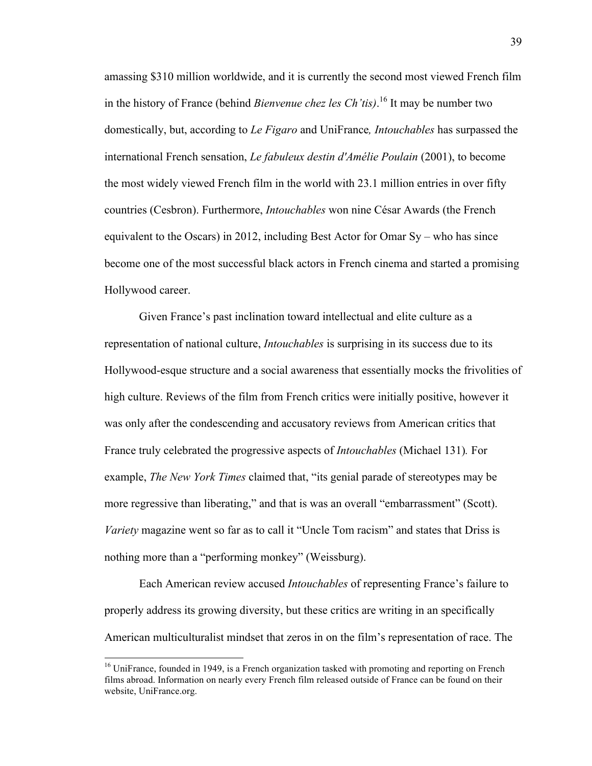amassing $310 million worldwide, and it is currently the second most viewed French film in the history of France (behind *Bienvenue chez les Ch'tis)*.[16] It may be number two domestically, but, according to *Le Figaro* and UniFrance*, Intouchables* has surpassed the international French sensation, *Le fabuleux destin d'Amélie Poulain* (2001), to become the most widely viewed French film in the world with 23.1 million entries in over fifty countries (Cesbron). Furthermore, *Intouchables* won nine César Awards (the French equivalent to the Oscars) in 2012, including Best Actor for Omar Sy – who has since become one of the most successful black actors in French cinema and started a promising Hollywood career.

Given France's past inclination toward intellectual and elite culture as a representation of national culture, *Intouchables* is surprising in its success due to its Hollywood-esque structure and a social awareness that essentially mocks the frivolities of high culture. Reviews of the film from French critics were initially positive, however it was only after the condescending and accusatory reviews from American critics that France truly celebrated the progressive aspects of *Intouchables* (Michael 131)*.* For example, *The New York Times* claimed that, "its genial parade of stereotypes may be more regressive than liberating," and that is was an overall "embarrassment" (Scott). *Variety* magazine went so far as to call it "Uncle Tom racism" and states that Driss is nothing more than a "performing monkey" (Weissburg).

Each American review accused *Intouchables* of representing France's failure to properly address its growing diversity, but these critics are writing in an specifically American multiculturalist mindset that zeros in on the film's representation of race. The

[16] UniFrance, founded in 1949, is a French organization tasked with promoting and reporting on French films abroad. Information on nearly every French film released outside of France can be found on their website, UniFrance.org.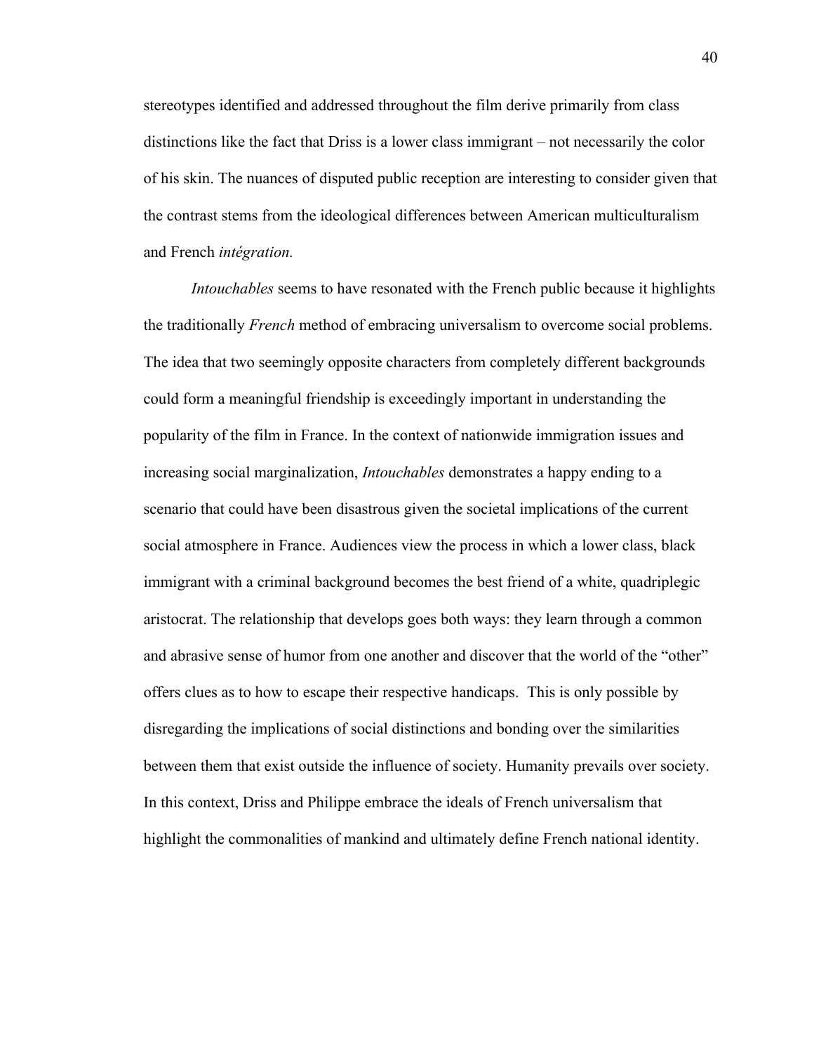stereotypes identified and addressed throughout the film derive primarily from class distinctions like the fact that Driss is a lower class immigrant – not necessarily the color of his skin. The nuances of disputed public reception are interesting to consider given that the contrast stems from the ideological differences between American multiculturalism and French *intégration.*

*Intouchables* seems to have resonated with the French public because it highlights the traditionally *French* method of embracing universalism to overcome social problems. The idea that two seemingly opposite characters from completely different backgrounds could form a meaningful friendship is exceedingly important in understanding the popularity of the film in France. In the context of nationwide immigration issues and increasing social marginalization, *Intouchables* demonstrates a happy ending to a scenario that could have been disastrous given the societal implications of the current social atmosphere in France. Audiences view the process in which a lower class, black immigrant with a criminal background becomes the best friend of a white, quadriplegic aristocrat. The relationship that develops goes both ways: they learn through a common and abrasive sense of humor from one another and discover that the world of the "other" offers clues as to how to escape their respective handicaps. This is only possible by disregarding the implications of social distinctions and bonding over the similarities between them that exist outside the influence of society. Humanity prevails over society. In this context, Driss and Philippe embrace the ideals of French universalism that highlight the commonalities of mankind and ultimately define French national identity.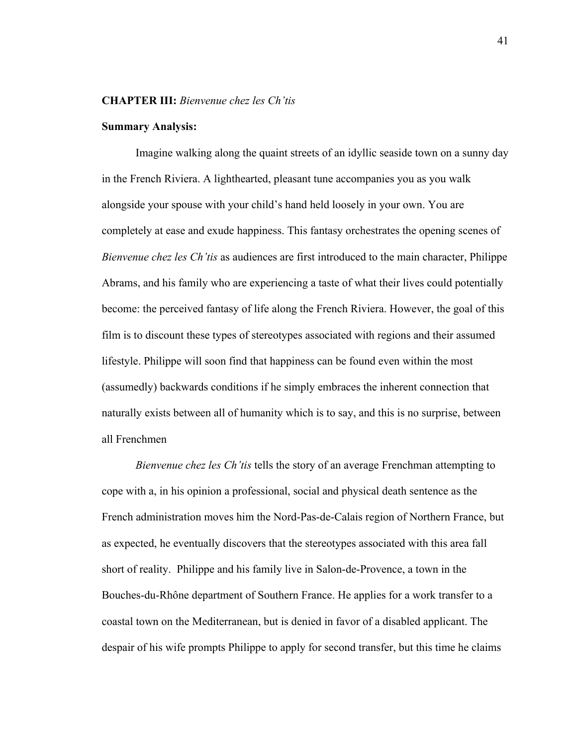**CHAPTER III:** *Bienvenue chez les Ch'tis*

**Summary Analysis:**

Imagine walking along the quaint streets of an idyllic seaside town on a sunny day in the French Riviera. A lighthearted, pleasant tune accompanies you as you walk alongside your spouse with your child's hand held loosely in your own. You are completely at ease and exude happiness. This fantasy orchestrates the opening scenes of *Bienvenue chez les Ch'tis* as audiences are first introduced to the main character, Philippe Abrams, and his family who are experiencing a taste of what their lives could potentially become: the perceived fantasy of life along the French Riviera. However, the goal of this film is to discount these types of stereotypes associated with regions and their assumed lifestyle. Philippe will soon find that happiness can be found even within the most (assumedly) backwards conditions if he simply embraces the inherent connection that naturally exists between all of humanity which is to say, and this is no surprise, between all Frenchmen

*Bienvenue chez les Ch'tis* tells the story of an average Frenchman attempting to cope with a, in his opinion a professional, social and physical death sentence as the French administration moves him the Nord-Pas-de-Calais region of Northern France, but as expected, he eventually discovers that the stereotypes associated with this area fall short of reality. Philippe and his family live in Salon-de-Provence, a town in the Bouches-du-Rhône department of Southern France. He applies for a work transfer to a coastal town on the Mediterranean, but is denied in favor of a disabled applicant. The despair of his wife prompts Philippe to apply for second transfer, but this time he claims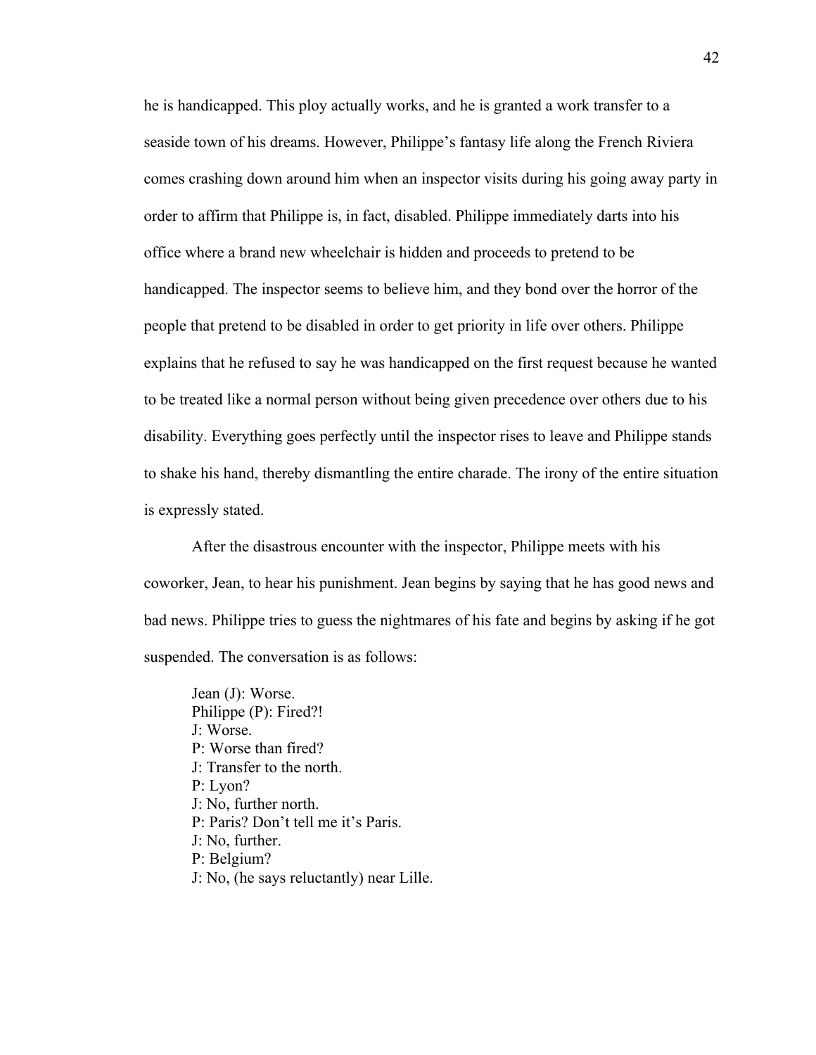he is handicapped. This ploy actually works, and he is granted a work transfer to a seaside town of his dreams. However, Philippe's fantasy life along the French Riviera comes crashing down around him when an inspector visits during his going away party in order to affirm that Philippe is, in fact, disabled. Philippe immediately darts into his office where a brand new wheelchair is hidden and proceeds to pretend to be handicapped. The inspector seems to believe him, and they bond over the horror of the people that pretend to be disabled in order to get priority in life over others. Philippe explains that he refused to say he was handicapped on the first request because he wanted to be treated like a normal person without being given precedence over others due to his disability. Everything goes perfectly until the inspector rises to leave and Philippe stands to shake his hand, thereby dismantling the entire charade. The irony of the entire situation is expressly stated.

After the disastrous encounter with the inspector, Philippe meets with his coworker, Jean, to hear his punishment. Jean begins by saying that he has good news and bad news. Philippe tries to guess the nightmares of his fate and begins by asking if he got suspended. The conversation is as follows:

> Jean (J): Worse.
> Philippe (P): Fired?!
> J: Worse.
> P: Worse than fired?
> J: Transfer to the north.
> P: Lyon?
> J: No, further north.
> P: Paris? Don't tell me it's Paris.
> J: No, further.
> P: Belgium?
> J: No, (he says reluctantly) near Lille.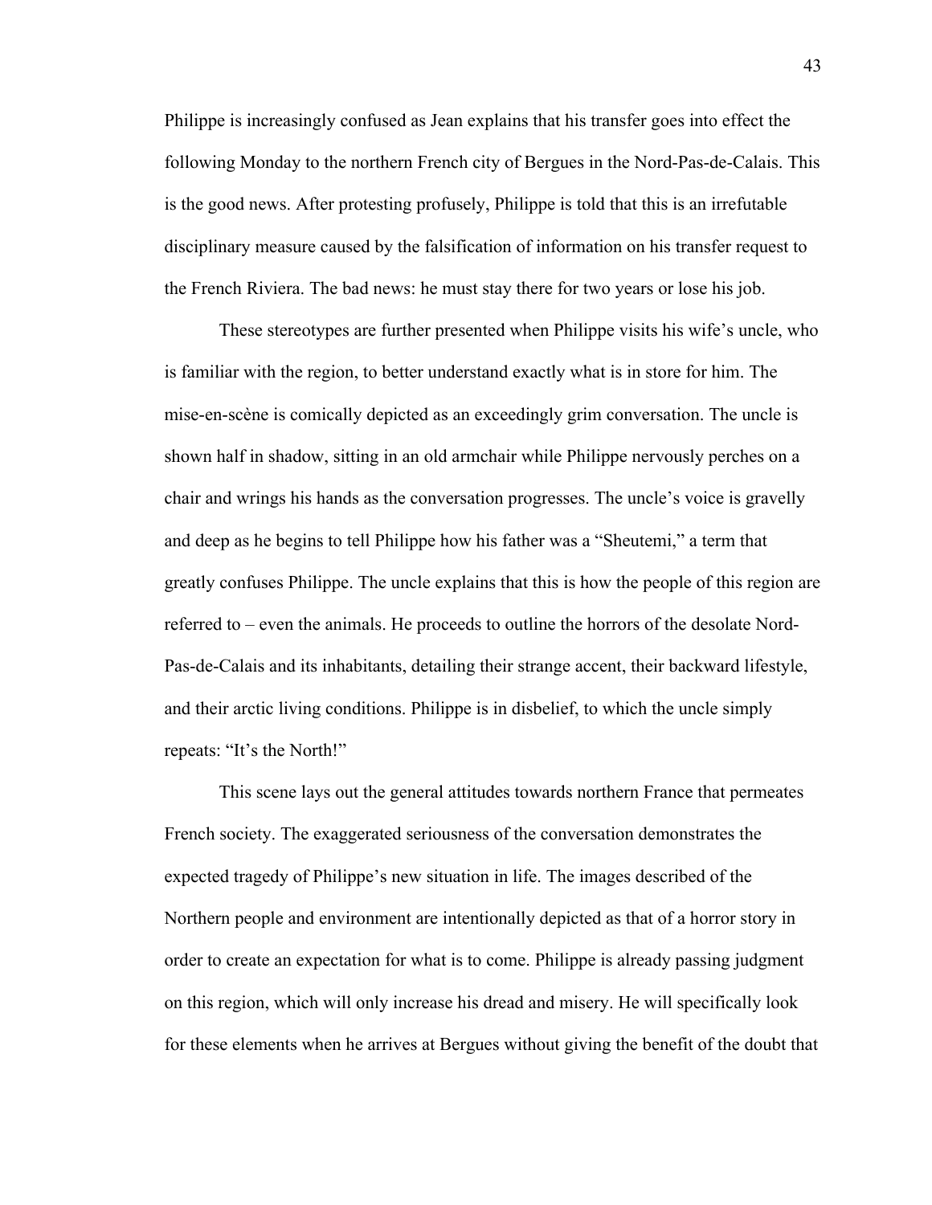Philippe is increasingly confused as Jean explains that his transfer goes into effect the following Monday to the northern French city of Bergues in the Nord-Pas-de-Calais. This is the good news. After protesting profusely, Philippe is told that this is an irrefutable disciplinary measure caused by the falsification of information on his transfer request to the French Riviera. The bad news: he must stay there for two years or lose his job.

These stereotypes are further presented when Philippe visits his wife's uncle, who is familiar with the region, to better understand exactly what is in store for him. The mise-en-scène is comically depicted as an exceedingly grim conversation. The uncle is shown half in shadow, sitting in an old armchair while Philippe nervously perches on a chair and wrings his hands as the conversation progresses. The uncle's voice is gravelly and deep as he begins to tell Philippe how his father was a "Sheutemi," a term that greatly confuses Philippe. The uncle explains that this is how the people of this region are referred to – even the animals. He proceeds to outline the horrors of the desolate Nord-Pas-de-Calais and its inhabitants, detailing their strange accent, their backward lifestyle, and their arctic living conditions. Philippe is in disbelief, to which the uncle simply repeats: "It's the North!"

This scene lays out the general attitudes towards northern France that permeates French society. The exaggerated seriousness of the conversation demonstrates the expected tragedy of Philippe's new situation in life. The images described of the Northern people and environment are intentionally depicted as that of a horror story in order to create an expectation for what is to come. Philippe is already passing judgment on this region, which will only increase his dread and misery. He will specifically look for these elements when he arrives at Bergues without giving the benefit of the doubt that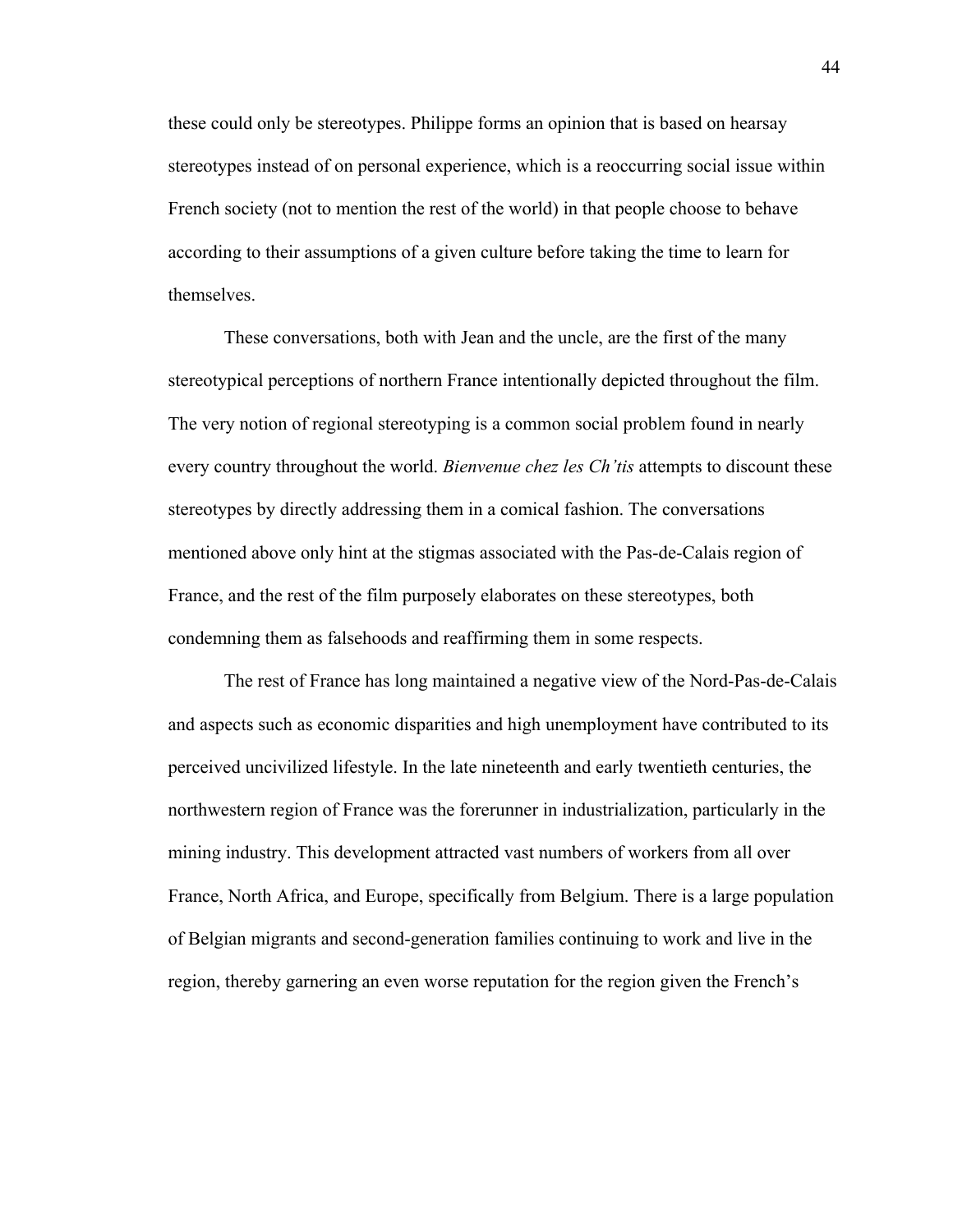these could only be stereotypes. Philippe forms an opinion that is based on hearsay stereotypes instead of on personal experience, which is a reoccurring social issue within French society (not to mention the rest of the world) in that people choose to behave according to their assumptions of a given culture before taking the time to learn for themselves.

These conversations, both with Jean and the uncle, are the first of the many stereotypical perceptions of northern France intentionally depicted throughout the film. The very notion of regional stereotyping is a common social problem found in nearly every country throughout the world. *Bienvenue chez les Ch'tis* attempts to discount these stereotypes by directly addressing them in a comical fashion. The conversations mentioned above only hint at the stigmas associated with the Pas-de-Calais region of France, and the rest of the film purposely elaborates on these stereotypes, both condemning them as falsehoods and reaffirming them in some respects.

The rest of France has long maintained a negative view of the Nord-Pas-de-Calais and aspects such as economic disparities and high unemployment have contributed to its perceived uncivilized lifestyle. In the late nineteenth and early twentieth centuries, the northwestern region of France was the forerunner in industrialization, particularly in the mining industry. This development attracted vast numbers of workers from all over France, North Africa, and Europe, specifically from Belgium. There is a large population of Belgian migrants and second-generation families continuing to work and live in the region, thereby garnering an even worse reputation for the region given the French's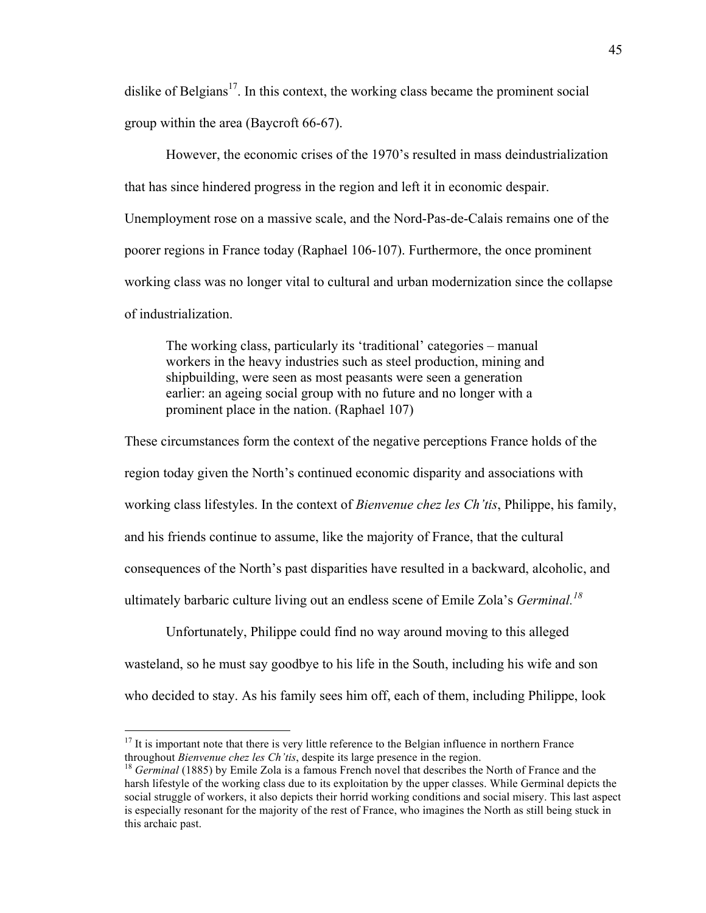dislike of Belgians[17]. In this context, the working class became the prominent social group within the area (Baycroft 66-67).

However, the economic crises of the 1970's resulted in mass deindustrialization that has since hindered progress in the region and left it in economic despair. Unemployment rose on a massive scale, and the Nord-Pas-de-Calais remains one of the poorer regions in France today (Raphael 106-107). Furthermore, the once prominent working class was no longer vital to cultural and urban modernization since the collapse of industrialization.

> The working class, particularly its 'traditional' categories – manual workers in the heavy industries such as steel production, mining and shipbuilding, were seen as most peasants were seen a generation earlier: an ageing social group with no future and no longer with a prominent place in the nation. (Raphael 107)

These circumstances form the context of the negative perceptions France holds of the region today given the North's continued economic disparity and associations with working class lifestyles. In the context of *Bienvenue chez les Ch'tis*, Philippe, his family, and his friends continue to assume, like the majority of France, that the cultural consequences of the North's past disparities have resulted in a backward, alcoholic, and ultimately barbaric culture living out an endless scene of Emile Zola's *Germinal.*[18]

Unfortunately, Philippe could find no way around moving to this alleged wasteland, so he must say goodbye to his life in the South, including his wife and son who decided to stay. As his family sees him off, each of them, including Philippe, look

---

[17] It is important note that there is very little reference to the Belgian influence in northern France throughout *Bienvenue chez les Ch'tis*, despite its large presence in the region.

[18] *Germinal* (1885) by Emile Zola is a famous French novel that describes the North of France and the harsh lifestyle of the working class due to its exploitation by the upper classes. While Germinal depicts the social struggle of workers, it also depicts their horrid working conditions and social misery. This last aspect is especially resonant for the majority of the rest of France, who imagines the North as still being stuck in this archaic past.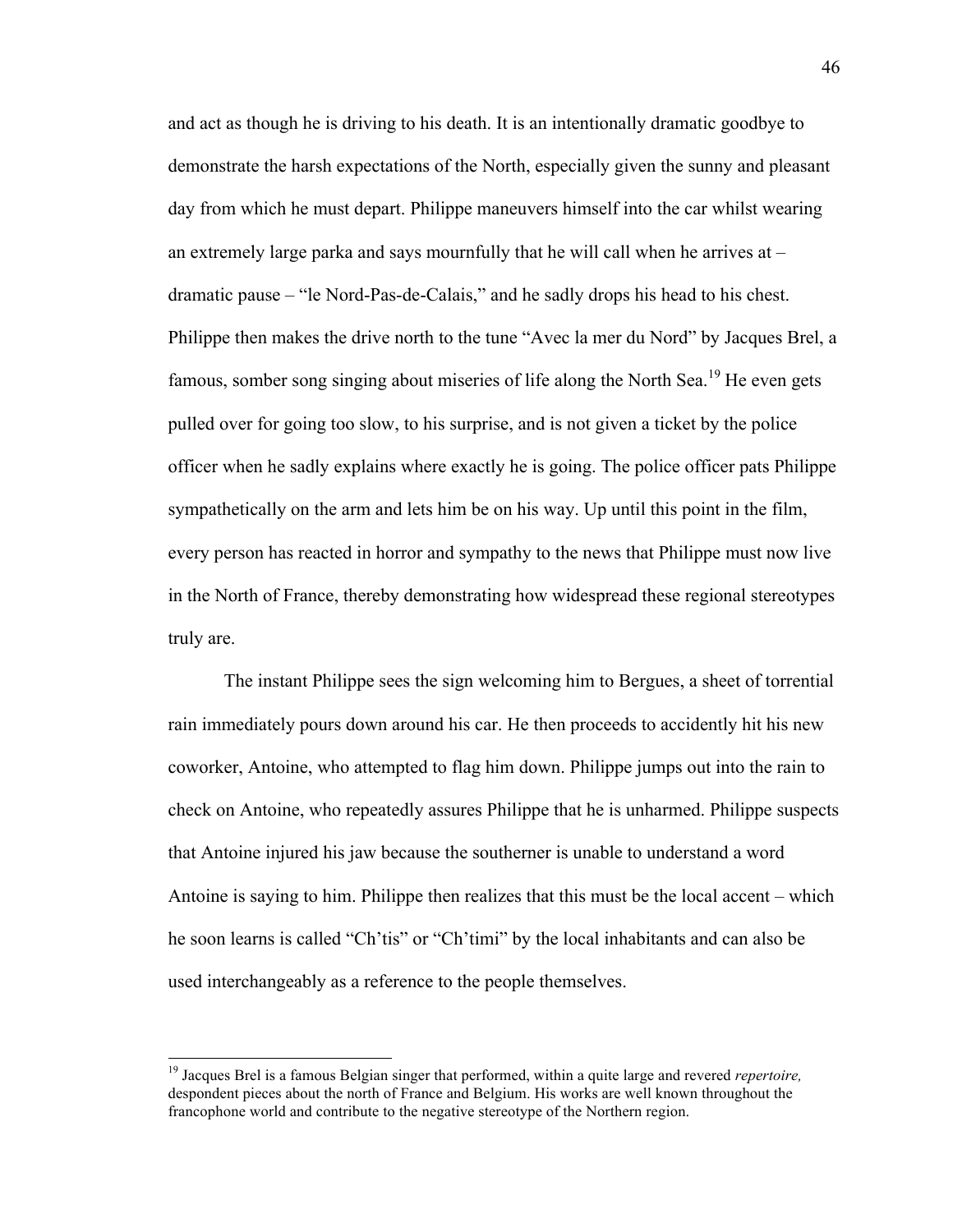and act as though he is driving to his death. It is an intentionally dramatic goodbye to demonstrate the harsh expectations of the North, especially given the sunny and pleasant day from which he must depart. Philippe maneuvers himself into the car whilst wearing an extremely large parka and says mournfully that he will call when he arrives at – dramatic pause – "le Nord-Pas-de-Calais," and he sadly drops his head to his chest. Philippe then makes the drive north to the tune "Avec la mer du Nord" by Jacques Brel, a famous, somber song singing about miseries of life along the North Sea.[19] He even gets pulled over for going too slow, to his surprise, and is not given a ticket by the police officer when he sadly explains where exactly he is going. The police officer pats Philippe sympathetically on the arm and lets him be on his way. Up until this point in the film, every person has reacted in horror and sympathy to the news that Philippe must now live in the North of France, thereby demonstrating how widespread these regional stereotypes truly are.

The instant Philippe sees the sign welcoming him to Bergues, a sheet of torrential rain immediately pours down around his car. He then proceeds to accidently hit his new coworker, Antoine, who attempted to flag him down. Philippe jumps out into the rain to check on Antoine, who repeatedly assures Philippe that he is unharmed. Philippe suspects that Antoine injured his jaw because the southerner is unable to understand a word Antoine is saying to him. Philippe then realizes that this must be the local accent – which he soon learns is called "Ch'tis" or "Ch'timi" by the local inhabitants and can also be used interchangeably as a reference to the people themselves.

---

[19] Jacques Brel is a famous Belgian singer that performed, within a quite large and revered *repertoire,* despondent pieces about the north of France and Belgium. His works are well known throughout the francophone world and contribute to the negative stereotype of the Northern region.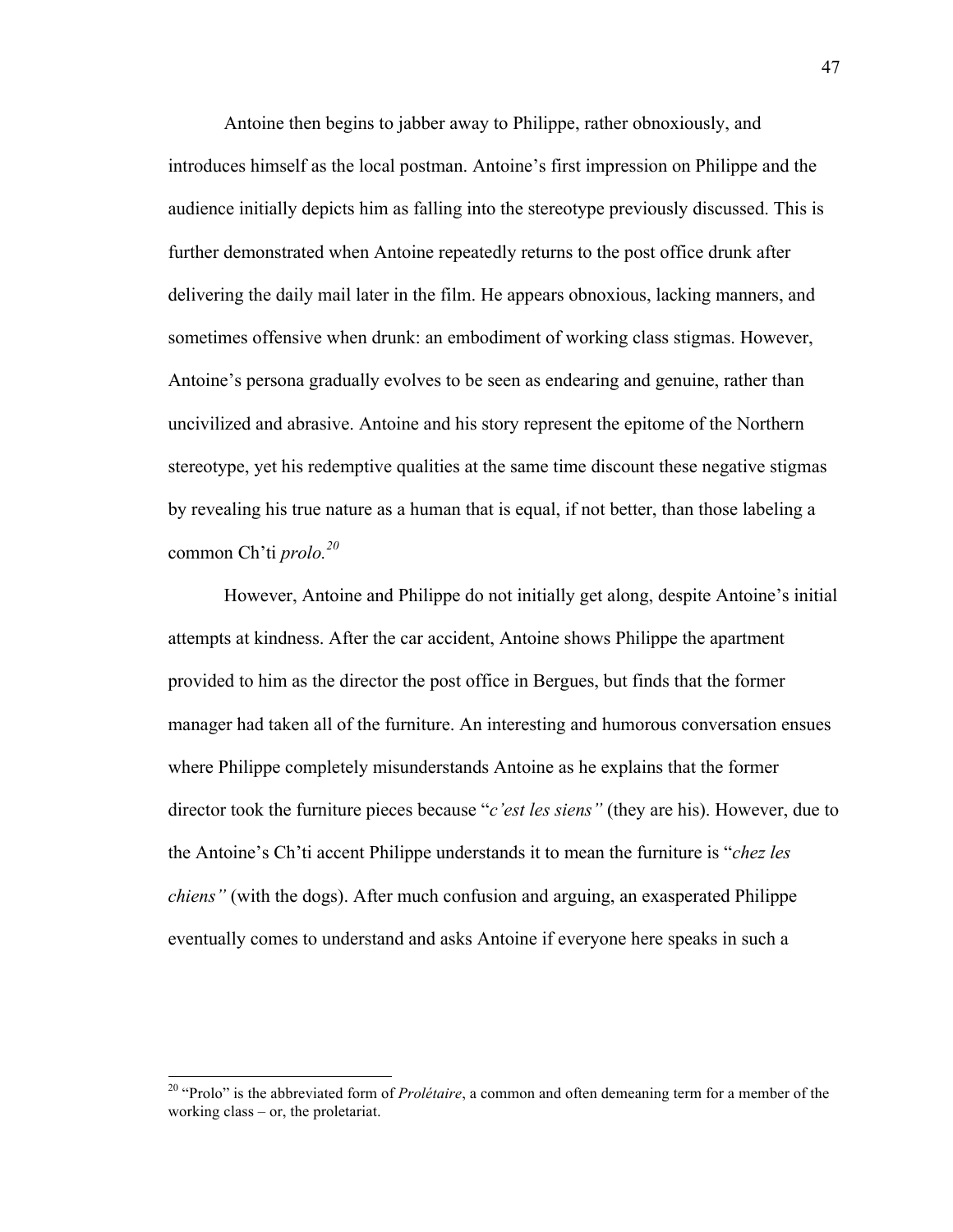Antoine then begins to jabber away to Philippe, rather obnoxiously, and introduces himself as the local postman. Antoine's first impression on Philippe and the audience initially depicts him as falling into the stereotype previously discussed. This is further demonstrated when Antoine repeatedly returns to the post office drunk after delivering the daily mail later in the film. He appears obnoxious, lacking manners, and sometimes offensive when drunk: an embodiment of working class stigmas. However, Antoine's persona gradually evolves to be seen as endearing and genuine, rather than uncivilized and abrasive. Antoine and his story represent the epitome of the Northern stereotype, yet his redemptive qualities at the same time discount these negative stigmas by revealing his true nature as a human that is equal, if not better, than those labeling a common Ch'ti *prolo.*[20]

However, Antoine and Philippe do not initially get along, despite Antoine's initial attempts at kindness. After the car accident, Antoine shows Philippe the apartment provided to him as the director the post office in Bergues, but finds that the former manager had taken all of the furniture. An interesting and humorous conversation ensues where Philippe completely misunderstands Antoine as he explains that the former director took the furniture pieces because "*c'est les siens"* (they are his). However, due to the Antoine's Ch'ti accent Philippe understands it to mean the furniture is "*chez les chiens"* (with the dogs). After much confusion and arguing, an exasperated Philippe eventually comes to understand and asks Antoine if everyone here speaks in such a

[20] "Prolo" is the abbreviated form of *Prolétaire*, a common and often demeaning term for a member of the working class – or, the proletariat.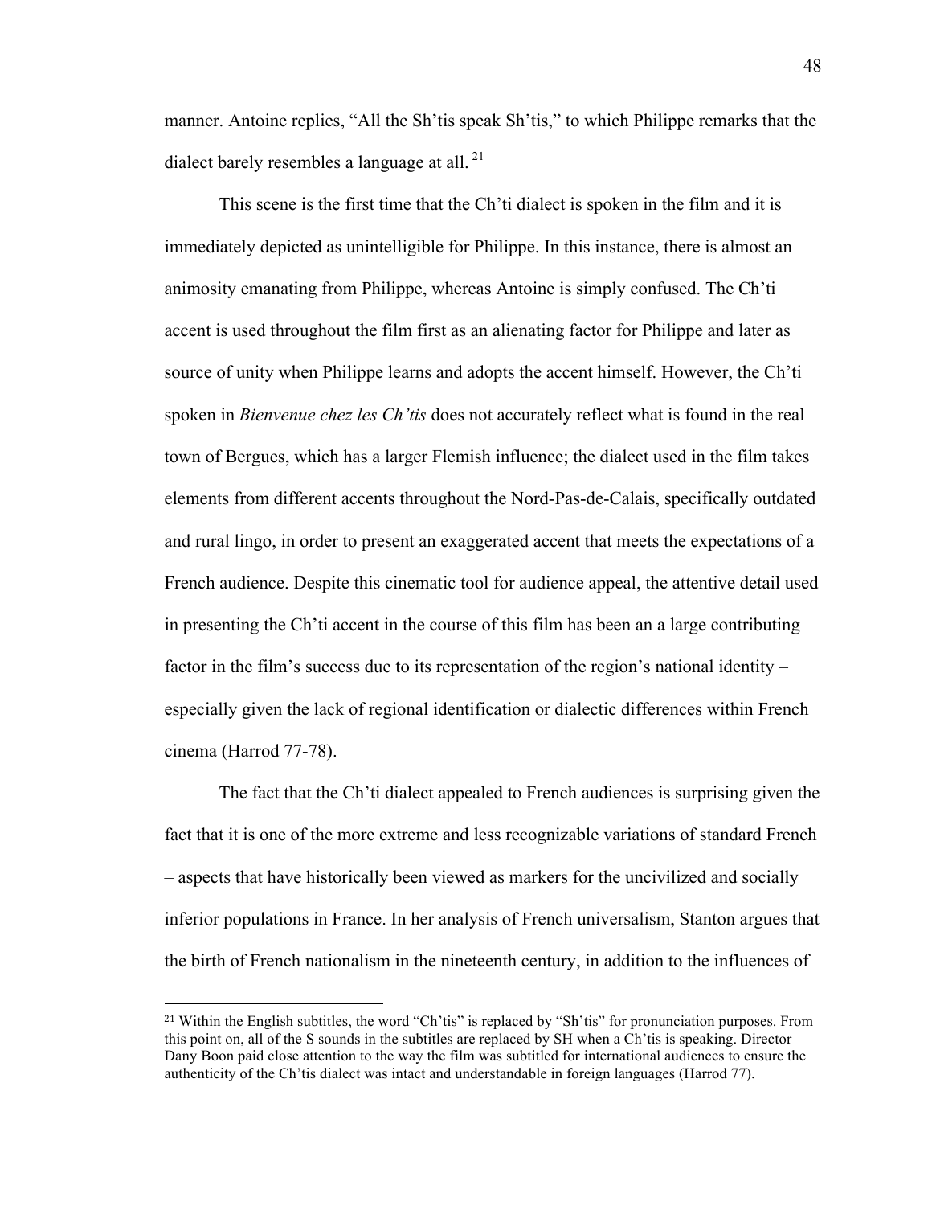manner. Antoine replies, "All the Sh'tis speak Sh'tis," to which Philippe remarks that the dialect barely resembles a language at all. [21]

This scene is the first time that the Ch'ti dialect is spoken in the film and it is immediately depicted as unintelligible for Philippe. In this instance, there is almost an animosity emanating from Philippe, whereas Antoine is simply confused. The Ch'ti accent is used throughout the film first as an alienating factor for Philippe and later as source of unity when Philippe learns and adopts the accent himself. However, the Ch'ti spoken in *Bienvenue chez les Ch'tis* does not accurately reflect what is found in the real town of Bergues, which has a larger Flemish influence; the dialect used in the film takes elements from different accents throughout the Nord-Pas-de-Calais, specifically outdated and rural lingo, in order to present an exaggerated accent that meets the expectations of a French audience. Despite this cinematic tool for audience appeal, the attentive detail used in presenting the Ch'ti accent in the course of this film has been an a large contributing factor in the film's success due to its representation of the region's national identity – especially given the lack of regional identification or dialectic differences within French cinema (Harrod 77-78).

The fact that the Ch'ti dialect appealed to French audiences is surprising given the fact that it is one of the more extreme and less recognizable variations of standard French – aspects that have historically been viewed as markers for the uncivilized and socially inferior populations in France. In her analysis of French universalism, Stanton argues that the birth of French nationalism in the nineteenth century, in addition to the influences of

[21] Within the English subtitles, the word "Ch'tis" is replaced by "Sh'tis" for pronunciation purposes. From this point on, all of the S sounds in the subtitles are replaced by SH when a Ch'tis is speaking. Director Dany Boon paid close attention to the way the film was subtitled for international audiences to ensure the authenticity of the Ch'tis dialect was intact and understandable in foreign languages (Harrod 77).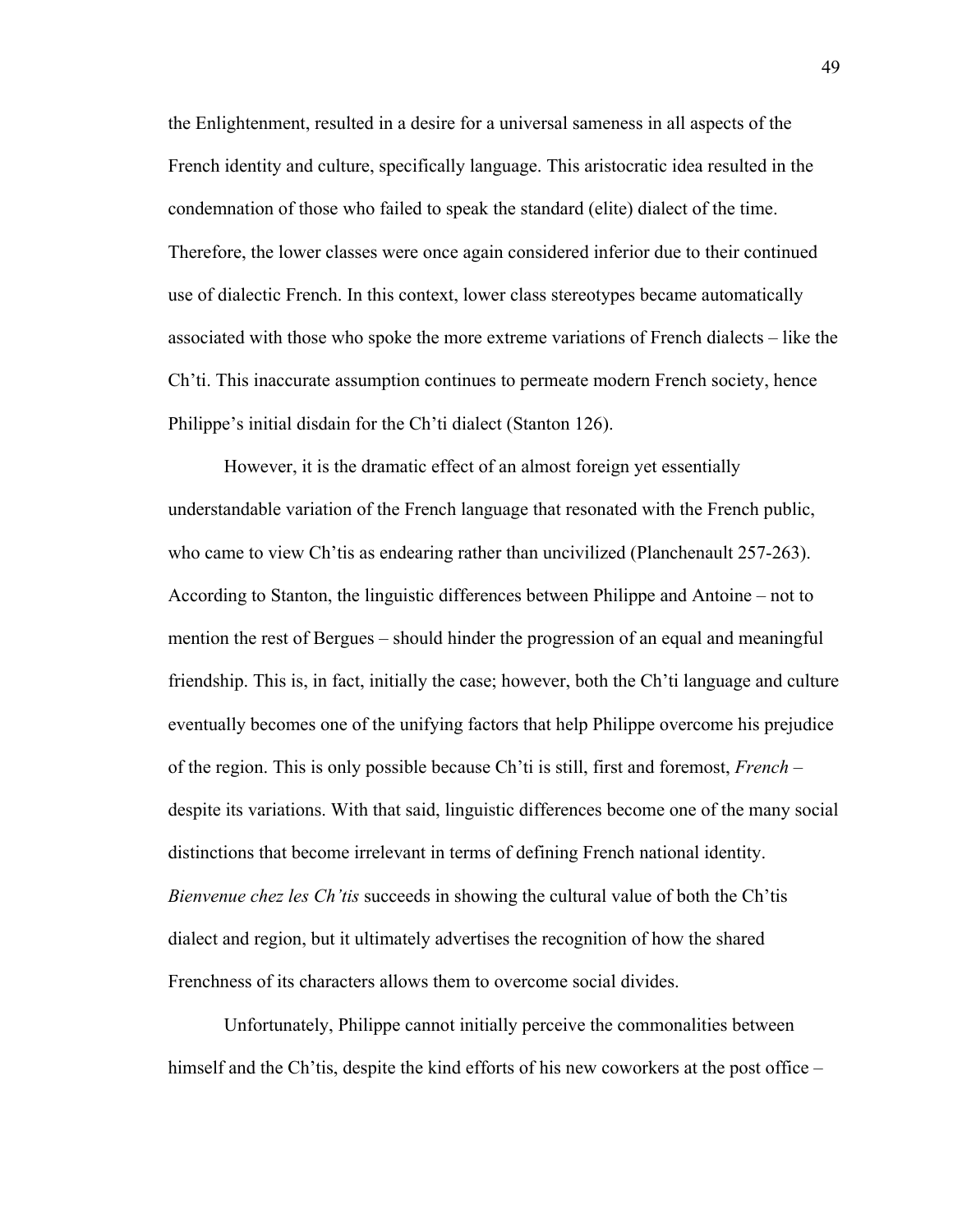the Enlightenment, resulted in a desire for a universal sameness in all aspects of the French identity and culture, specifically language. This aristocratic idea resulted in the condemnation of those who failed to speak the standard (elite) dialect of the time. Therefore, the lower classes were once again considered inferior due to their continued use of dialectic French. In this context, lower class stereotypes became automatically associated with those who spoke the more extreme variations of French dialects – like the Ch'ti. This inaccurate assumption continues to permeate modern French society, hence Philippe's initial disdain for the Ch'ti dialect (Stanton 126).

However, it is the dramatic effect of an almost foreign yet essentially understandable variation of the French language that resonated with the French public, who came to view Ch'tis as endearing rather than uncivilized (Planchenault 257-263). According to Stanton, the linguistic differences between Philippe and Antoine – not to mention the rest of Bergues – should hinder the progression of an equal and meaningful friendship. This is, in fact, initially the case; however, both the Ch'ti language and culture eventually becomes one of the unifying factors that help Philippe overcome his prejudice of the region. This is only possible because Ch'ti is still, first and foremost, *French* – despite its variations. With that said, linguistic differences become one of the many social distinctions that become irrelevant in terms of defining French national identity. *Bienvenue chez les Ch'tis* succeeds in showing the cultural value of both the Ch'tis dialect and region, but it ultimately advertises the recognition of how the shared Frenchness of its characters allows them to overcome social divides.

Unfortunately, Philippe cannot initially perceive the commonalities between himself and the Ch'tis, despite the kind efforts of his new coworkers at the post office –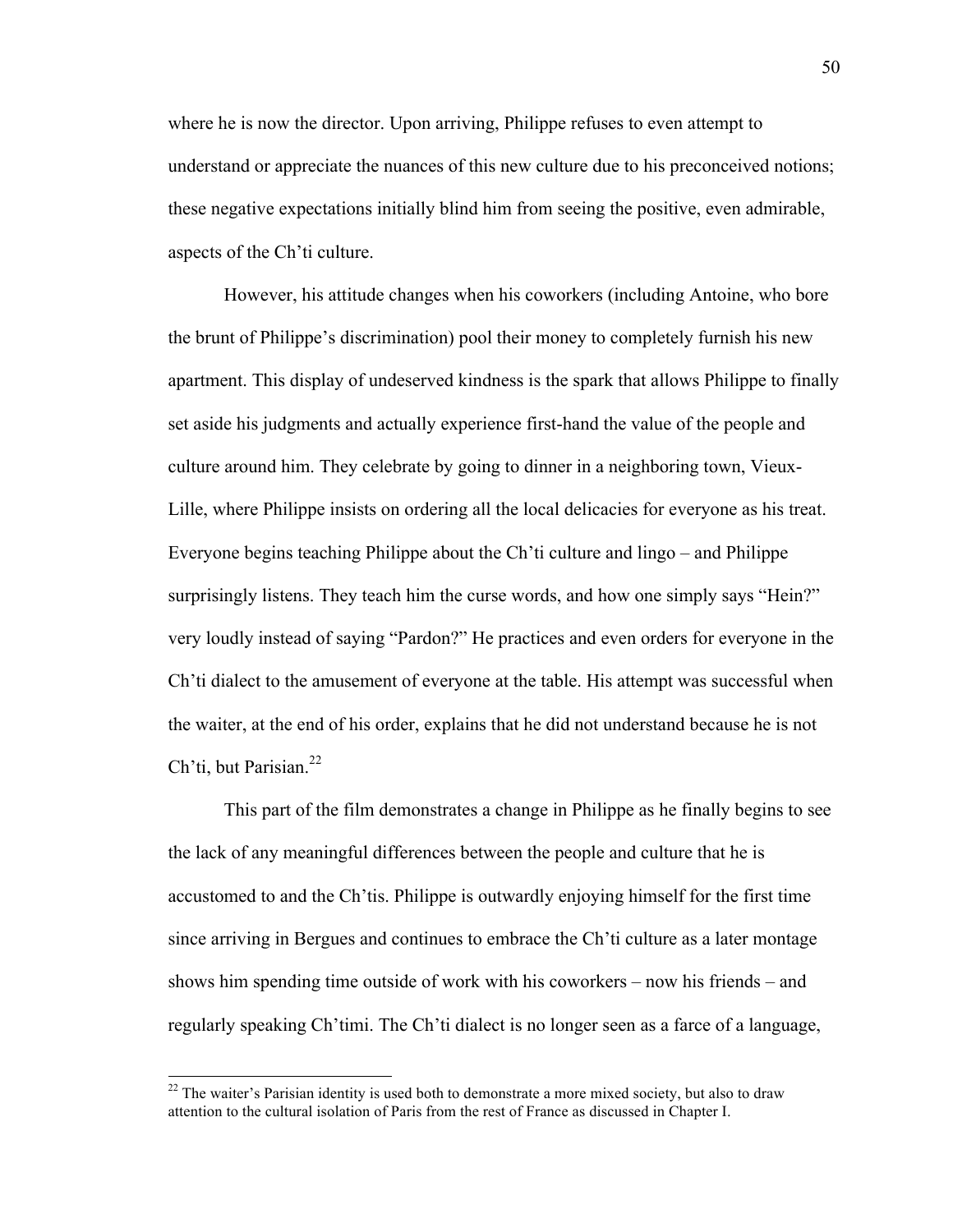where he is now the director. Upon arriving, Philippe refuses to even attempt to understand or appreciate the nuances of this new culture due to his preconceived notions; these negative expectations initially blind him from seeing the positive, even admirable, aspects of the Ch'ti culture.

However, his attitude changes when his coworkers (including Antoine, who bore the brunt of Philippe's discrimination) pool their money to completely furnish his new apartment. This display of undeserved kindness is the spark that allows Philippe to finally set aside his judgments and actually experience first-hand the value of the people and culture around him. They celebrate by going to dinner in a neighboring town, Vieux-Lille, where Philippe insists on ordering all the local delicacies for everyone as his treat. Everyone begins teaching Philippe about the Ch'ti culture and lingo – and Philippe surprisingly listens. They teach him the curse words, and how one simply says "Hein?" very loudly instead of saying "Pardon?" He practices and even orders for everyone in the Ch'ti dialect to the amusement of everyone at the table. His attempt was successful when the waiter, at the end of his order, explains that he did not understand because he is not Ch'ti, but Parisian.[22]

This part of the film demonstrates a change in Philippe as he finally begins to see the lack of any meaningful differences between the people and culture that he is accustomed to and the Ch'tis. Philippe is outwardly enjoying himself for the first time since arriving in Bergues and continues to embrace the Ch'ti culture as a later montage shows him spending time outside of work with his coworkers – now his friends – and regularly speaking Ch'timi. The Ch'ti dialect is no longer seen as a farce of a language,

[22] The waiter's Parisian identity is used both to demonstrate a more mixed society, but also to draw attention to the cultural isolation of Paris from the rest of France as discussed in Chapter I.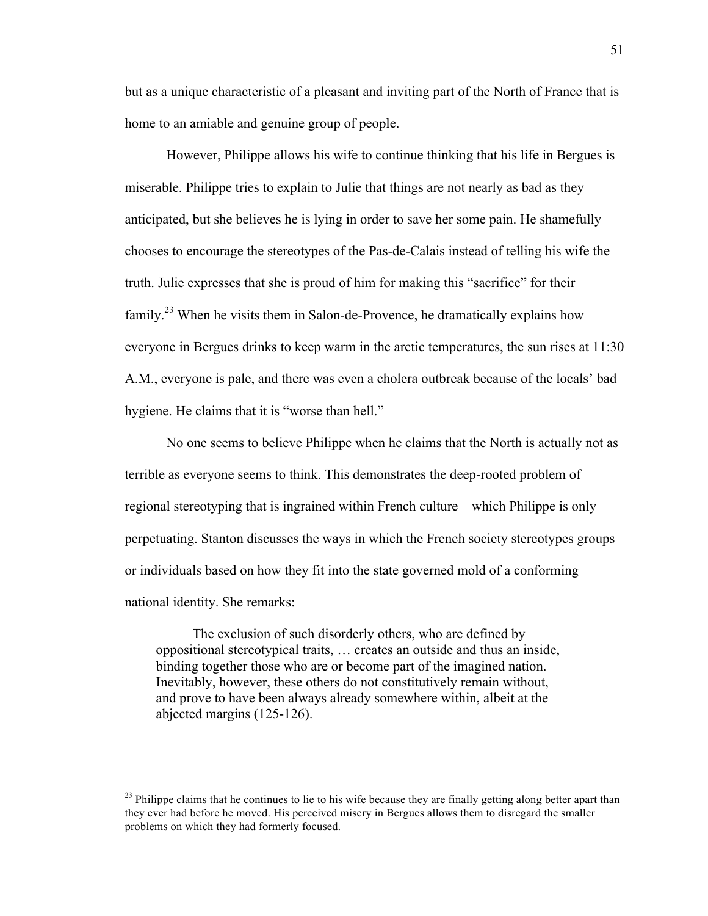but as a unique characteristic of a pleasant and inviting part of the North of France that is home to an amiable and genuine group of people.

However, Philippe allows his wife to continue thinking that his life in Bergues is miserable. Philippe tries to explain to Julie that things are not nearly as bad as they anticipated, but she believes he is lying in order to save her some pain. He shamefully chooses to encourage the stereotypes of the Pas-de-Calais instead of telling his wife the truth. Julie expresses that she is proud of him for making this "sacrifice" for their family.[23] When he visits them in Salon-de-Provence, he dramatically explains how everyone in Bergues drinks to keep warm in the arctic temperatures, the sun rises at 11:30 A.M., everyone is pale, and there was even a cholera outbreak because of the locals' bad hygiene. He claims that it is "worse than hell."

No one seems to believe Philippe when he claims that the North is actually not as terrible as everyone seems to think. This demonstrates the deep-rooted problem of regional stereotyping that is ingrained within French culture – which Philippe is only perpetuating. Stanton discusses the ways in which the French society stereotypes groups or individuals based on how they fit into the state governed mold of a conforming national identity. She remarks:

> The exclusion of such disorderly others, who are defined by oppositional stereotypical traits, … creates an outside and thus an inside, binding together those who are or become part of the imagined nation. Inevitably, however, these others do not constitutively remain without, and prove to have been always already somewhere within, albeit at the abjected margins (125-126).

---

[23] Philippe claims that he continues to lie to his wife because they are finally getting along better apart than they ever had before he moved. His perceived misery in Bergues allows them to disregard the smaller problems on which they had formerly focused.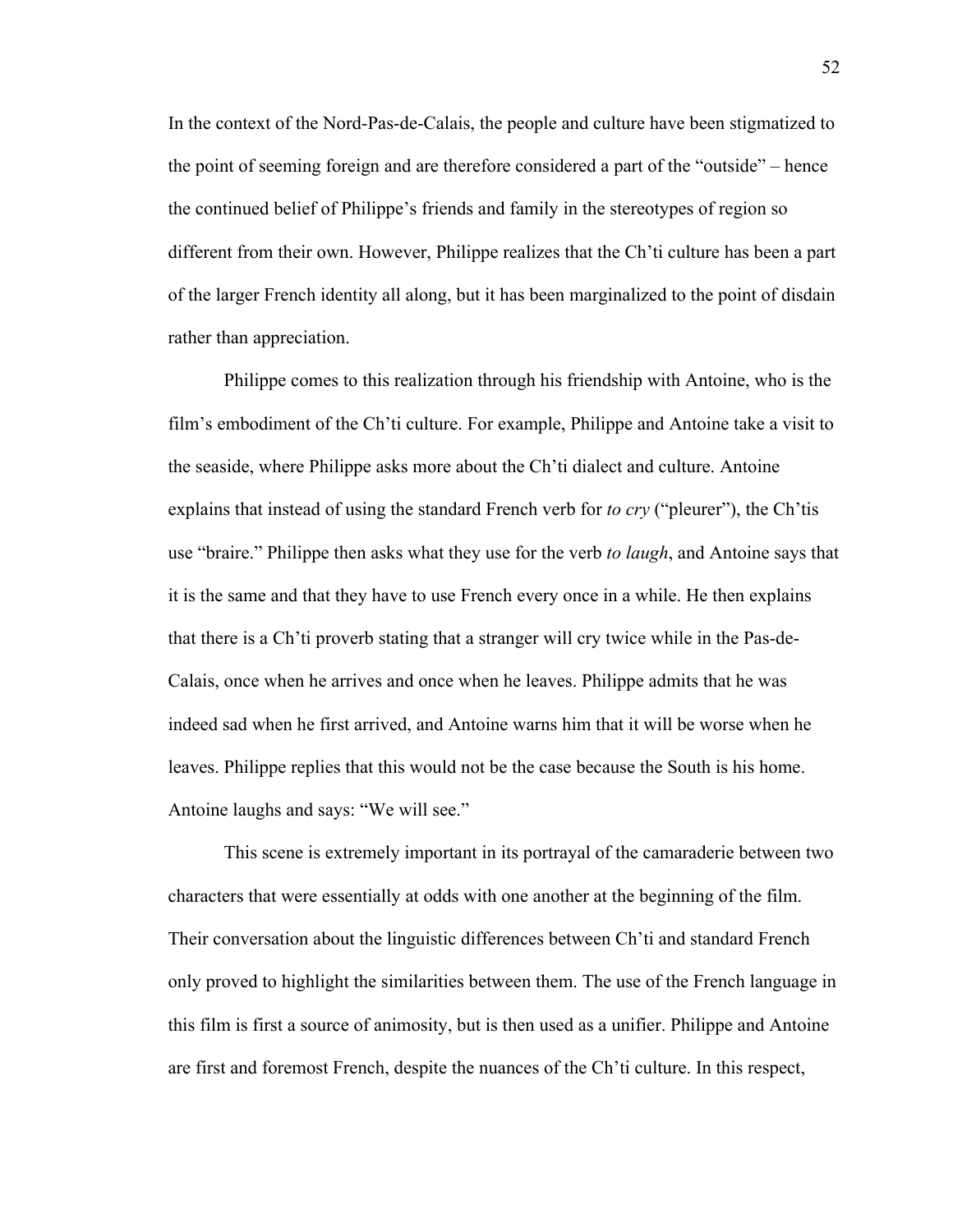In the context of the Nord-Pas-de-Calais, the people and culture have been stigmatized to the point of seeming foreign and are therefore considered a part of the "outside" – hence the continued belief of Philippe's friends and family in the stereotypes of region so different from their own. However, Philippe realizes that the Ch'ti culture has been a part of the larger French identity all along, but it has been marginalized to the point of disdain rather than appreciation.

Philippe comes to this realization through his friendship with Antoine, who is the film's embodiment of the Ch'ti culture. For example, Philippe and Antoine take a visit to the seaside, where Philippe asks more about the Ch'ti dialect and culture. Antoine explains that instead of using the standard French verb for *to cry* ("pleurer"), the Ch'tis use "braire." Philippe then asks what they use for the verb *to laugh*, and Antoine says that it is the same and that they have to use French every once in a while. He then explains that there is a Ch'ti proverb stating that a stranger will cry twice while in the Pas-de-Calais, once when he arrives and once when he leaves. Philippe admits that he was indeed sad when he first arrived, and Antoine warns him that it will be worse when he leaves. Philippe replies that this would not be the case because the South is his home. Antoine laughs and says: "We will see."

This scene is extremely important in its portrayal of the camaraderie between two characters that were essentially at odds with one another at the beginning of the film. Their conversation about the linguistic differences between Ch'ti and standard French only proved to highlight the similarities between them. The use of the French language in this film is first a source of animosity, but is then used as a unifier. Philippe and Antoine are first and foremost French, despite the nuances of the Ch'ti culture. In this respect,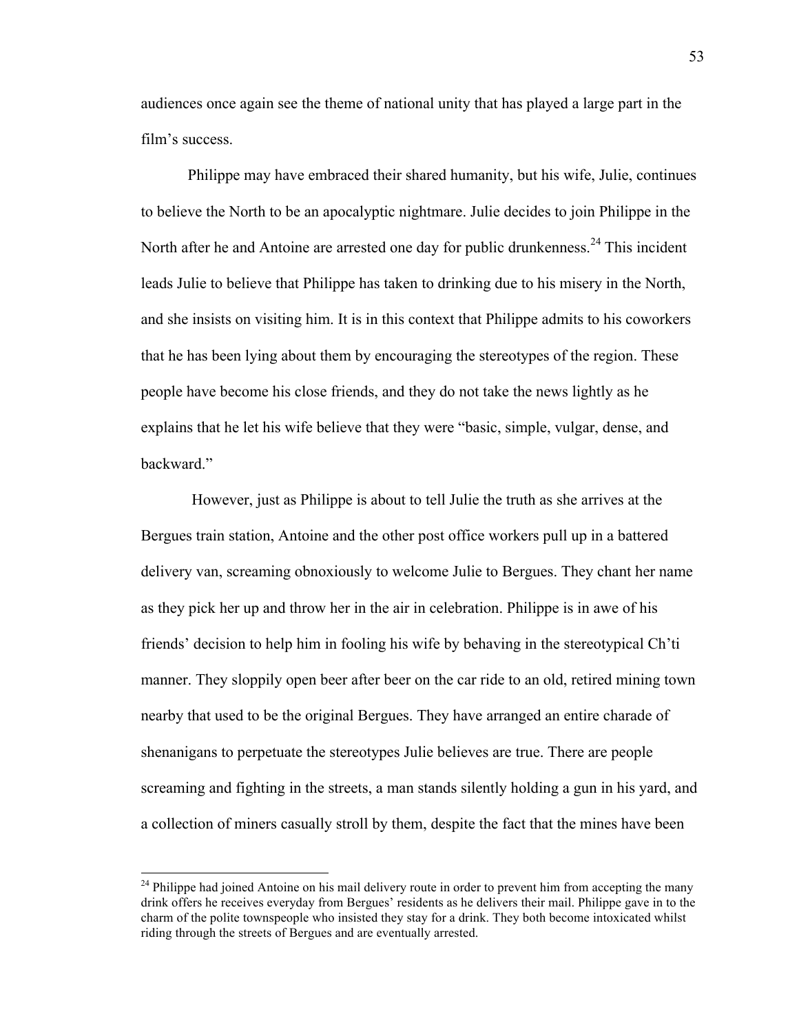audiences once again see the theme of national unity that has played a large part in the film's success.

Philippe may have embraced their shared humanity, but his wife, Julie, continues to believe the North to be an apocalyptic nightmare. Julie decides to join Philippe in the North after he and Antoine are arrested one day for public drunkenness.[24] This incident leads Julie to believe that Philippe has taken to drinking due to his misery in the North, and she insists on visiting him. It is in this context that Philippe admits to his coworkers that he has been lying about them by encouraging the stereotypes of the region. These people have become his close friends, and they do not take the news lightly as he explains that he let his wife believe that they were "basic, simple, vulgar, dense, and backward."

However, just as Philippe is about to tell Julie the truth as she arrives at the Bergues train station, Antoine and the other post office workers pull up in a battered delivery van, screaming obnoxiously to welcome Julie to Bergues. They chant her name as they pick her up and throw her in the air in celebration. Philippe is in awe of his friends' decision to help him in fooling his wife by behaving in the stereotypical Ch'ti manner. They sloppily open beer after beer on the car ride to an old, retired mining town nearby that used to be the original Bergues. They have arranged an entire charade of shenanigans to perpetuate the stereotypes Julie believes are true. There are people screaming and fighting in the streets, a man stands silently holding a gun in his yard, and a collection of miners casually stroll by them, despite the fact that the mines have been

[24] Philippe had joined Antoine on his mail delivery route in order to prevent him from accepting the many drink offers he receives everyday from Bergues' residents as he delivers their mail. Philippe gave in to the charm of the polite townspeople who insisted they stay for a drink. They both become intoxicated whilst riding through the streets of Bergues and are eventually arrested.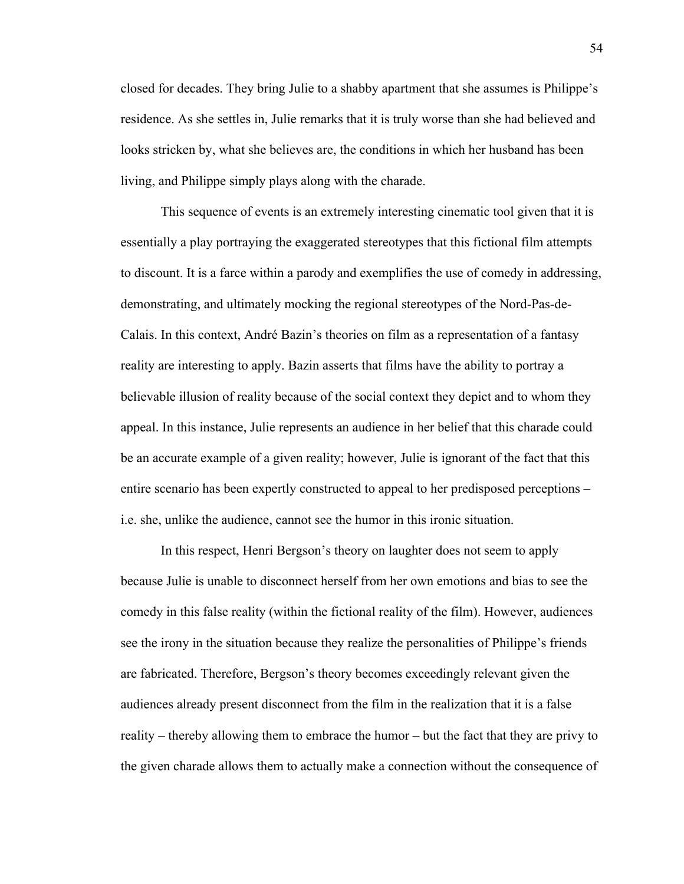closed for decades. They bring Julie to a shabby apartment that she assumes is Philippe's residence. As she settles in, Julie remarks that it is truly worse than she had believed and looks stricken by, what she believes are, the conditions in which her husband has been living, and Philippe simply plays along with the charade.

This sequence of events is an extremely interesting cinematic tool given that it is essentially a play portraying the exaggerated stereotypes that this fictional film attempts to discount. It is a farce within a parody and exemplifies the use of comedy in addressing, demonstrating, and ultimately mocking the regional stereotypes of the Nord-Pas-de-Calais. In this context, André Bazin's theories on film as a representation of a fantasy reality are interesting to apply. Bazin asserts that films have the ability to portray a believable illusion of reality because of the social context they depict and to whom they appeal. In this instance, Julie represents an audience in her belief that this charade could be an accurate example of a given reality; however, Julie is ignorant of the fact that this entire scenario has been expertly constructed to appeal to her predisposed perceptions – i.e. she, unlike the audience, cannot see the humor in this ironic situation.

In this respect, Henri Bergson's theory on laughter does not seem to apply because Julie is unable to disconnect herself from her own emotions and bias to see the comedy in this false reality (within the fictional reality of the film). However, audiences see the irony in the situation because they realize the personalities of Philippe's friends are fabricated. Therefore, Bergson's theory becomes exceedingly relevant given the audiences already present disconnect from the film in the realization that it is a false reality – thereby allowing them to embrace the humor – but the fact that they are privy to the given charade allows them to actually make a connection without the consequence of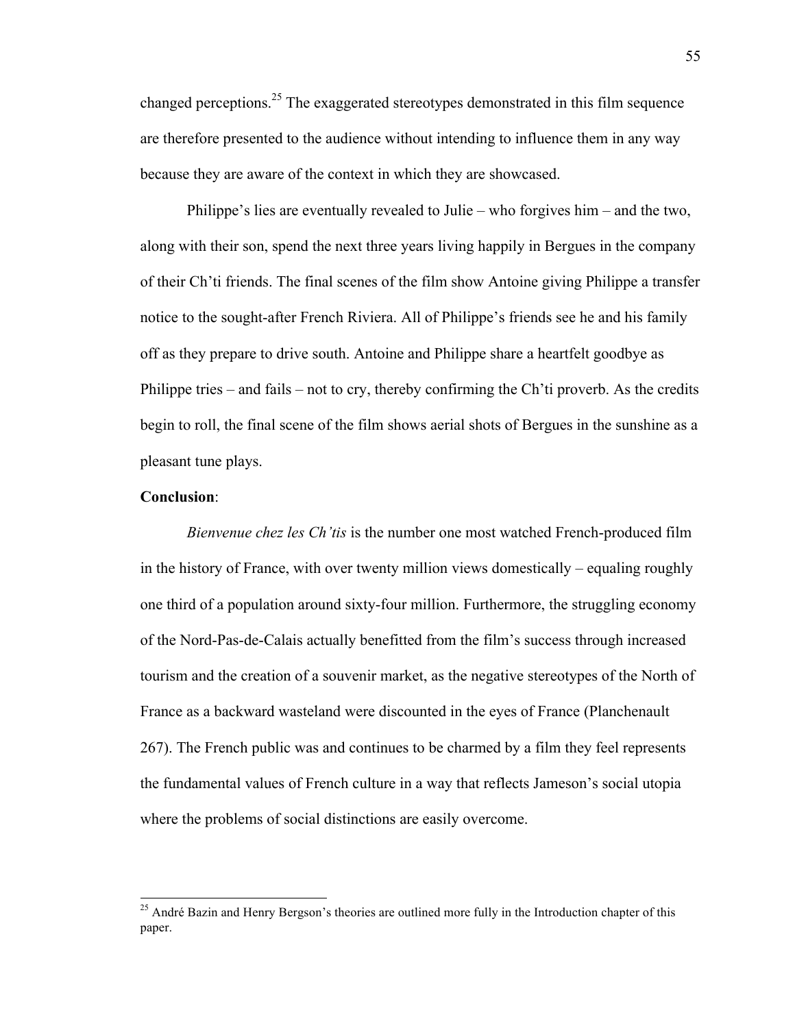changed perceptions.[25] The exaggerated stereotypes demonstrated in this film sequence are therefore presented to the audience without intending to influence them in any way because they are aware of the context in which they are showcased.

Philippe's lies are eventually revealed to Julie – who forgives him – and the two, along with their son, spend the next three years living happily in Bergues in the company of their Ch'ti friends. The final scenes of the film show Antoine giving Philippe a transfer notice to the sought-after French Riviera. All of Philippe's friends see he and his family off as they prepare to drive south. Antoine and Philippe share a heartfelt goodbye as Philippe tries – and fails – not to cry, thereby confirming the Ch'ti proverb. As the credits begin to roll, the final scene of the film shows aerial shots of Bergues in the sunshine as a pleasant tune plays.

**Conclusion**:

*Bienvenue chez les Ch'tis* is the number one most watched French-produced film in the history of France, with over twenty million views domestically – equaling roughly one third of a population around sixty-four million. Furthermore, the struggling economy of the Nord-Pas-de-Calais actually benefitted from the film's success through increased tourism and the creation of a souvenir market, as the negative stereotypes of the North of France as a backward wasteland were discounted in the eyes of France (Planchenault 267). The French public was and continues to be charmed by a film they feel represents the fundamental values of French culture in a way that reflects Jameson's social utopia where the problems of social distinctions are easily overcome.

[25] André Bazin and Henry Bergson's theories are outlined more fully in the Introduction chapter of this paper.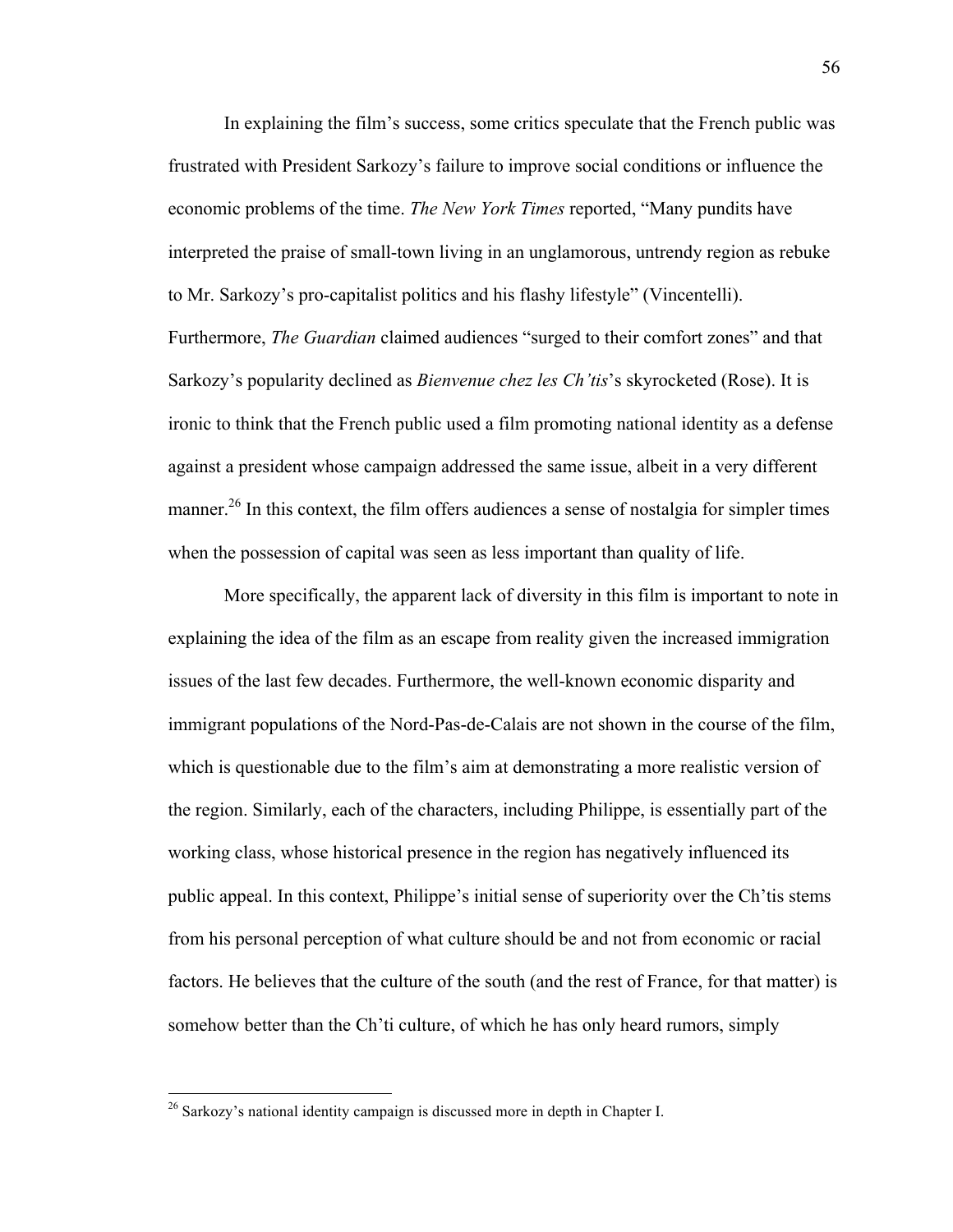In explaining the film's success, some critics speculate that the French public was frustrated with President Sarkozy's failure to improve social conditions or influence the economic problems of the time. *The New York Times* reported, "Many pundits have interpreted the praise of small-town living in an unglamorous, untrendy region as rebuke to Mr. Sarkozy's pro-capitalist politics and his flashy lifestyle" (Vincentelli). Furthermore, *The Guardian* claimed audiences "surged to their comfort zones" and that Sarkozy's popularity declined as *Bienvenue chez les Ch'tis*'s skyrocketed (Rose). It is ironic to think that the French public used a film promoting national identity as a defense against a president whose campaign addressed the same issue, albeit in a very different manner.[26] In this context, the film offers audiences a sense of nostalgia for simpler times when the possession of capital was seen as less important than quality of life.

More specifically, the apparent lack of diversity in this film is important to note in explaining the idea of the film as an escape from reality given the increased immigration issues of the last few decades. Furthermore, the well-known economic disparity and immigrant populations of the Nord-Pas-de-Calais are not shown in the course of the film, which is questionable due to the film's aim at demonstrating a more realistic version of the region. Similarly, each of the characters, including Philippe, is essentially part of the working class, whose historical presence in the region has negatively influenced its public appeal. In this context, Philippe's initial sense of superiority over the Ch'tis stems from his personal perception of what culture should be and not from economic or racial factors. He believes that the culture of the south (and the rest of France, for that matter) is somehow better than the Ch'ti culture, of which he has only heard rumors, simply

[26] Sarkozy's national identity campaign is discussed more in depth in Chapter I.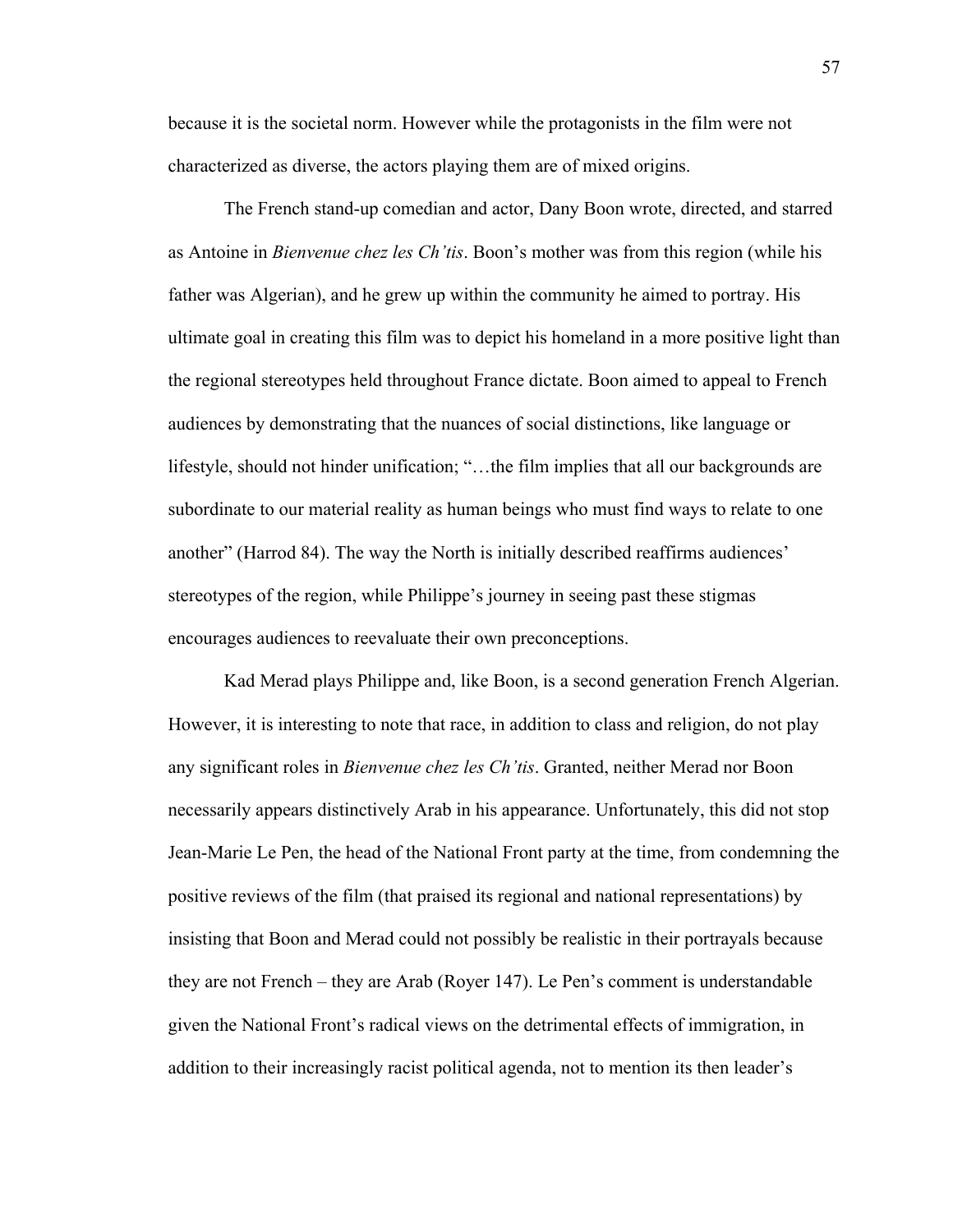because it is the societal norm. However while the protagonists in the film were not characterized as diverse, the actors playing them are of mixed origins.

The French stand-up comedian and actor, Dany Boon wrote, directed, and starred as Antoine in *Bienvenue chez les Ch'tis*. Boon's mother was from this region (while his father was Algerian), and he grew up within the community he aimed to portray. His ultimate goal in creating this film was to depict his homeland in a more positive light than the regional stereotypes held throughout France dictate. Boon aimed to appeal to French audiences by demonstrating that the nuances of social distinctions, like language or lifestyle, should not hinder unification; "…the film implies that all our backgrounds are subordinate to our material reality as human beings who must find ways to relate to one another" (Harrod 84). The way the North is initially described reaffirms audiences' stereotypes of the region, while Philippe's journey in seeing past these stigmas encourages audiences to reevaluate their own preconceptions.

Kad Merad plays Philippe and, like Boon, is a second generation French Algerian. However, it is interesting to note that race, in addition to class and religion, do not play any significant roles in *Bienvenue chez les Ch'tis*. Granted, neither Merad nor Boon necessarily appears distinctively Arab in his appearance. Unfortunately, this did not stop Jean-Marie Le Pen, the head of the National Front party at the time, from condemning the positive reviews of the film (that praised its regional and national representations) by insisting that Boon and Merad could not possibly be realistic in their portrayals because they are not French – they are Arab (Royer 147). Le Pen's comment is understandable given the National Front's radical views on the detrimental effects of immigration, in addition to their increasingly racist political agenda, not to mention its then leader's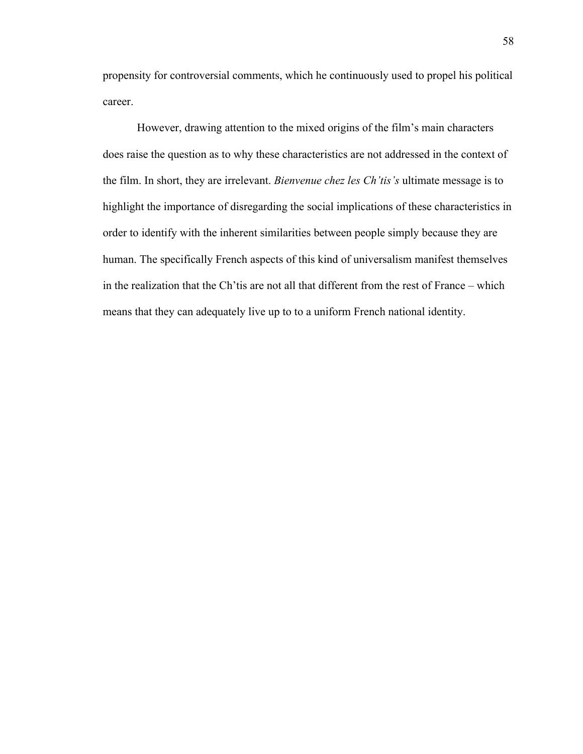propensity for controversial comments, which he continuously used to propel his political career.

However, drawing attention to the mixed origins of the film's main characters does raise the question as to why these characteristics are not addressed in the context of the film. In short, they are irrelevant. *Bienvenue chez les Ch'tis's* ultimate message is to highlight the importance of disregarding the social implications of these characteristics in order to identify with the inherent similarities between people simply because they are human. The specifically French aspects of this kind of universalism manifest themselves in the realization that the Ch'tis are not all that different from the rest of France – which means that they can adequately live up to to a uniform French national identity.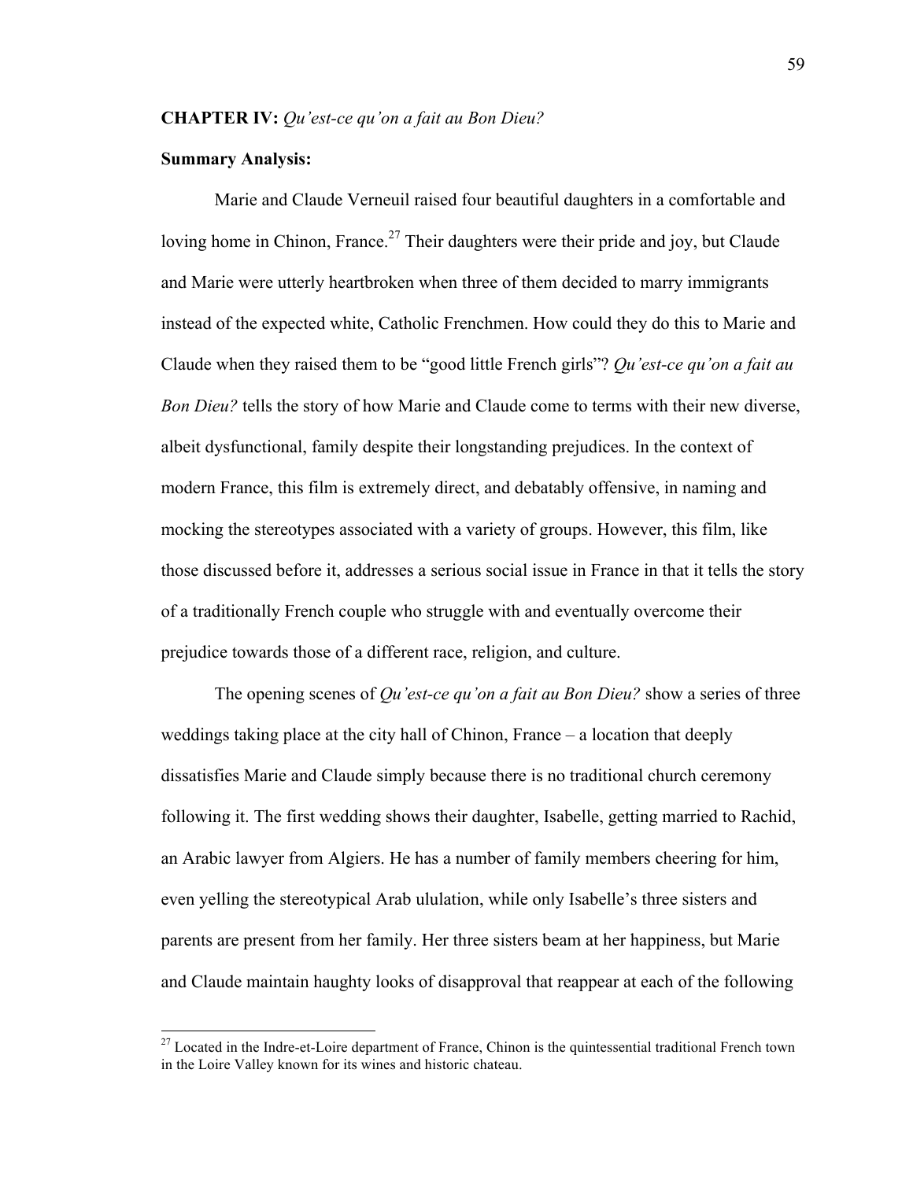**CHAPTER IV:** *Qu'est-ce qu'on a fait au Bon Dieu?*

**Summary Analysis:**

Marie and Claude Verneuil raised four beautiful daughters in a comfortable and loving home in Chinon, France.[27] Their daughters were their pride and joy, but Claude and Marie were utterly heartbroken when three of them decided to marry immigrants instead of the expected white, Catholic Frenchmen. How could they do this to Marie and Claude when they raised them to be "good little French girls"? *Qu'est-ce qu'on a fait au Bon Dieu?* tells the story of how Marie and Claude come to terms with their new diverse, albeit dysfunctional, family despite their longstanding prejudices. In the context of modern France, this film is extremely direct, and debatably offensive, in naming and mocking the stereotypes associated with a variety of groups. However, this film, like those discussed before it, addresses a serious social issue in France in that it tells the story of a traditionally French couple who struggle with and eventually overcome their prejudice towards those of a different race, religion, and culture.

The opening scenes of *Qu'est-ce qu'on a fait au Bon Dieu?* show a series of three weddings taking place at the city hall of Chinon, France – a location that deeply dissatisfies Marie and Claude simply because there is no traditional church ceremony following it. The first wedding shows their daughter, Isabelle, getting married to Rachid, an Arabic lawyer from Algiers. He has a number of family members cheering for him, even yelling the stereotypical Arab ululation, while only Isabelle's three sisters and parents are present from her family. Her three sisters beam at her happiness, but Marie and Claude maintain haughty looks of disapproval that reappear at each of the following

---

[27] Located in the Indre-et-Loire department of France, Chinon is the quintessential traditional French town in the Loire Valley known for its wines and historic chateau.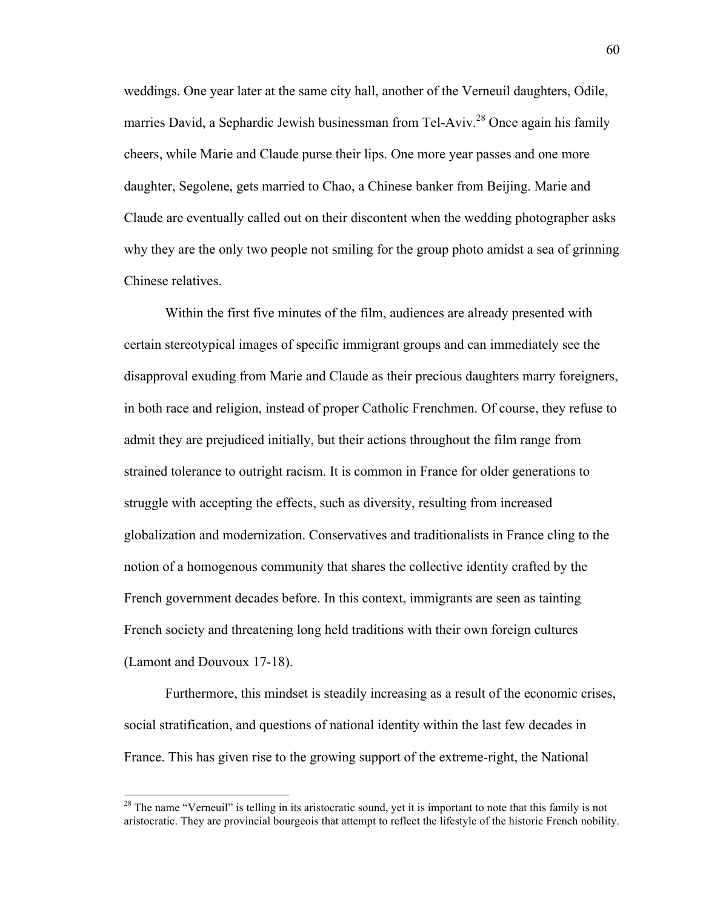weddings. One year later at the same city hall, another of the Verneuil daughters, Odile, marries David, a Sephardic Jewish businessman from Tel-Aviv.[28] Once again his family cheers, while Marie and Claude purse their lips. One more year passes and one more daughter, Segolene, gets married to Chao, a Chinese banker from Beijing. Marie and Claude are eventually called out on their discontent when the wedding photographer asks why they are the only two people not smiling for the group photo amidst a sea of grinning Chinese relatives.

Within the first five minutes of the film, audiences are already presented with certain stereotypical images of specific immigrant groups and can immediately see the disapproval exuding from Marie and Claude as their precious daughters marry foreigners, in both race and religion, instead of proper Catholic Frenchmen. Of course, they refuse to admit they are prejudiced initially, but their actions throughout the film range from strained tolerance to outright racism. It is common in France for older generations to struggle with accepting the effects, such as diversity, resulting from increased globalization and modernization. Conservatives and traditionalists in France cling to the notion of a homogenous community that shares the collective identity crafted by the French government decades before. In this context, immigrants are seen as tainting French society and threatening long held traditions with their own foreign cultures (Lamont and Douvoux 17-18).

Furthermore, this mindset is steadily increasing as a result of the economic crises, social stratification, and questions of national identity within the last few decades in France. This has given rise to the growing support of the extreme-right, the National

[28] The name "Verneuil" is telling in its aristocratic sound, yet it is important to note that this family is not aristocratic. They are provincial bourgeois that attempt to reflect the lifestyle of the historic French nobility.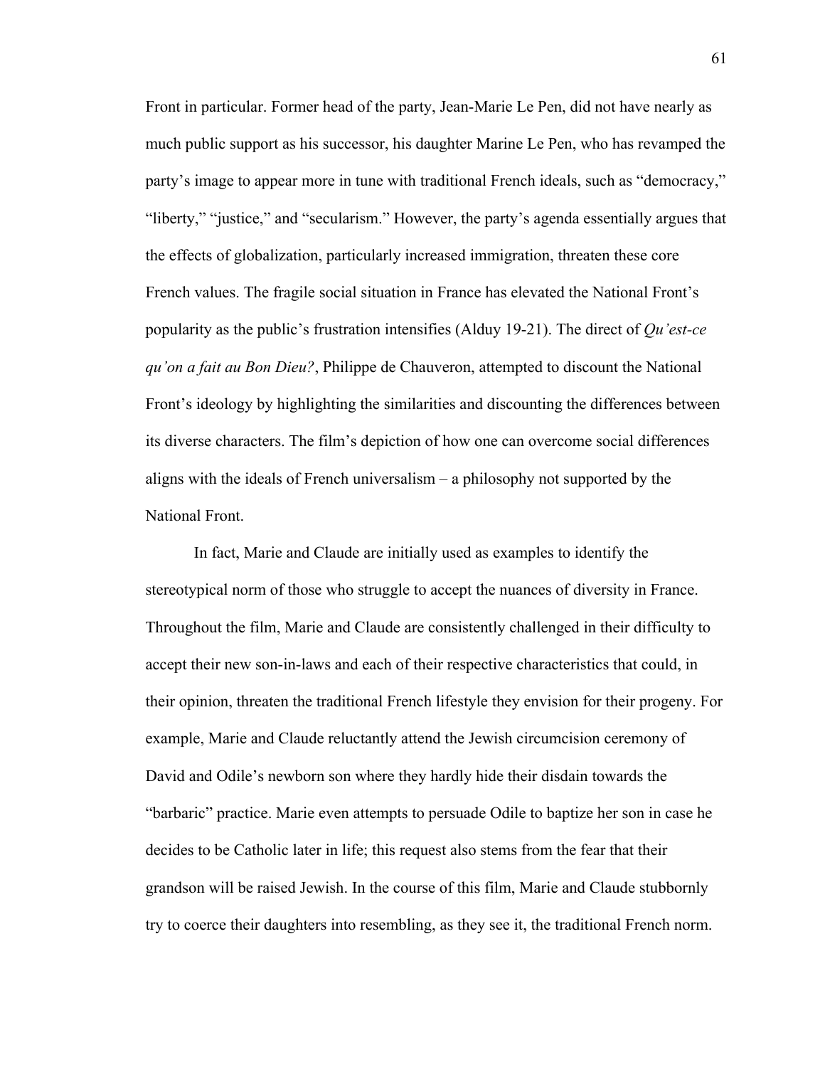Front in particular. Former head of the party, Jean-Marie Le Pen, did not have nearly as much public support as his successor, his daughter Marine Le Pen, who has revamped the party's image to appear more in tune with traditional French ideals, such as "democracy," "liberty," "justice," and "secularism." However, the party's agenda essentially argues that the effects of globalization, particularly increased immigration, threaten these core French values. The fragile social situation in France has elevated the National Front's popularity as the public's frustration intensifies (Alduy 19-21). The direct of *Qu'est-ce qu'on a fait au Bon Dieu?*, Philippe de Chauveron, attempted to discount the National Front's ideology by highlighting the similarities and discounting the differences between its diverse characters. The film's depiction of how one can overcome social differences aligns with the ideals of French universalism – a philosophy not supported by the National Front.

In fact, Marie and Claude are initially used as examples to identify the stereotypical norm of those who struggle to accept the nuances of diversity in France. Throughout the film, Marie and Claude are consistently challenged in their difficulty to accept their new son-in-laws and each of their respective characteristics that could, in their opinion, threaten the traditional French lifestyle they envision for their progeny. For example, Marie and Claude reluctantly attend the Jewish circumcision ceremony of David and Odile's newborn son where they hardly hide their disdain towards the "barbaric" practice. Marie even attempts to persuade Odile to baptize her son in case he decides to be Catholic later in life; this request also stems from the fear that their grandson will be raised Jewish. In the course of this film, Marie and Claude stubbornly try to coerce their daughters into resembling, as they see it, the traditional French norm.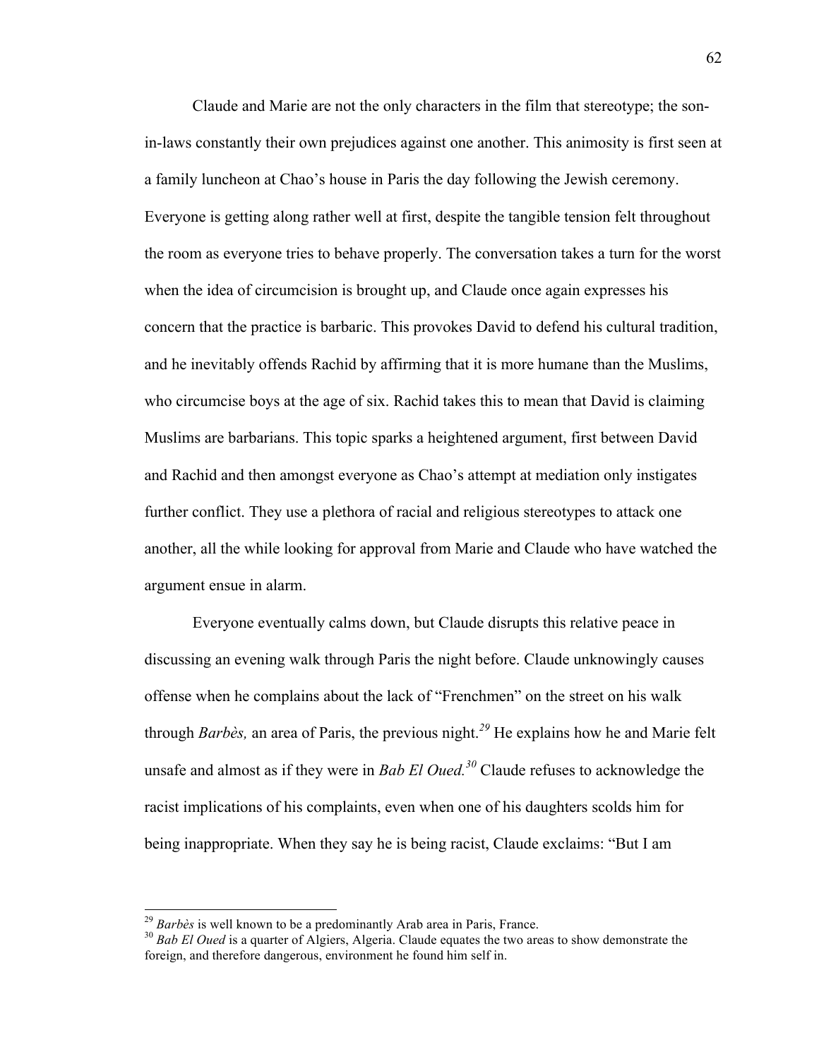Claude and Marie are not the only characters in the film that stereotype; the son-in-laws constantly their own prejudices against one another. This animosity is first seen at a family luncheon at Chao's house in Paris the day following the Jewish ceremony. Everyone is getting along rather well at first, despite the tangible tension felt throughout the room as everyone tries to behave properly. The conversation takes a turn for the worst when the idea of circumcision is brought up, and Claude once again expresses his concern that the practice is barbaric. This provokes David to defend his cultural tradition, and he inevitably offends Rachid by affirming that it is more humane than the Muslims, who circumcise boys at the age of six. Rachid takes this to mean that David is claiming Muslims are barbarians. This topic sparks a heightened argument, first between David and Rachid and then amongst everyone as Chao's attempt at mediation only instigates further conflict. They use a plethora of racial and religious stereotypes to attack one another, all the while looking for approval from Marie and Claude who have watched the argument ensue in alarm.

Everyone eventually calms down, but Claude disrupts this relative peace in discussing an evening walk through Paris the night before. Claude unknowingly causes offense when he complains about the lack of "Frenchmen" on the street on his walk through *Barbès,* an area of Paris, the previous night.[29] He explains how he and Marie felt unsafe and almost as if they were in *Bab El Oued.*[30] Claude refuses to acknowledge the racist implications of his complaints, even when one of his daughters scolds him for being inappropriate. When they say he is being racist, Claude exclaims: "But I am

---

[29] *Barbès* is well known to be a predominantly Arab area in Paris, France.

[30] *Bab El Oued* is a quarter of Algiers, Algeria. Claude equates the two areas to show demonstrate the foreign, and therefore dangerous, environment he found him self in.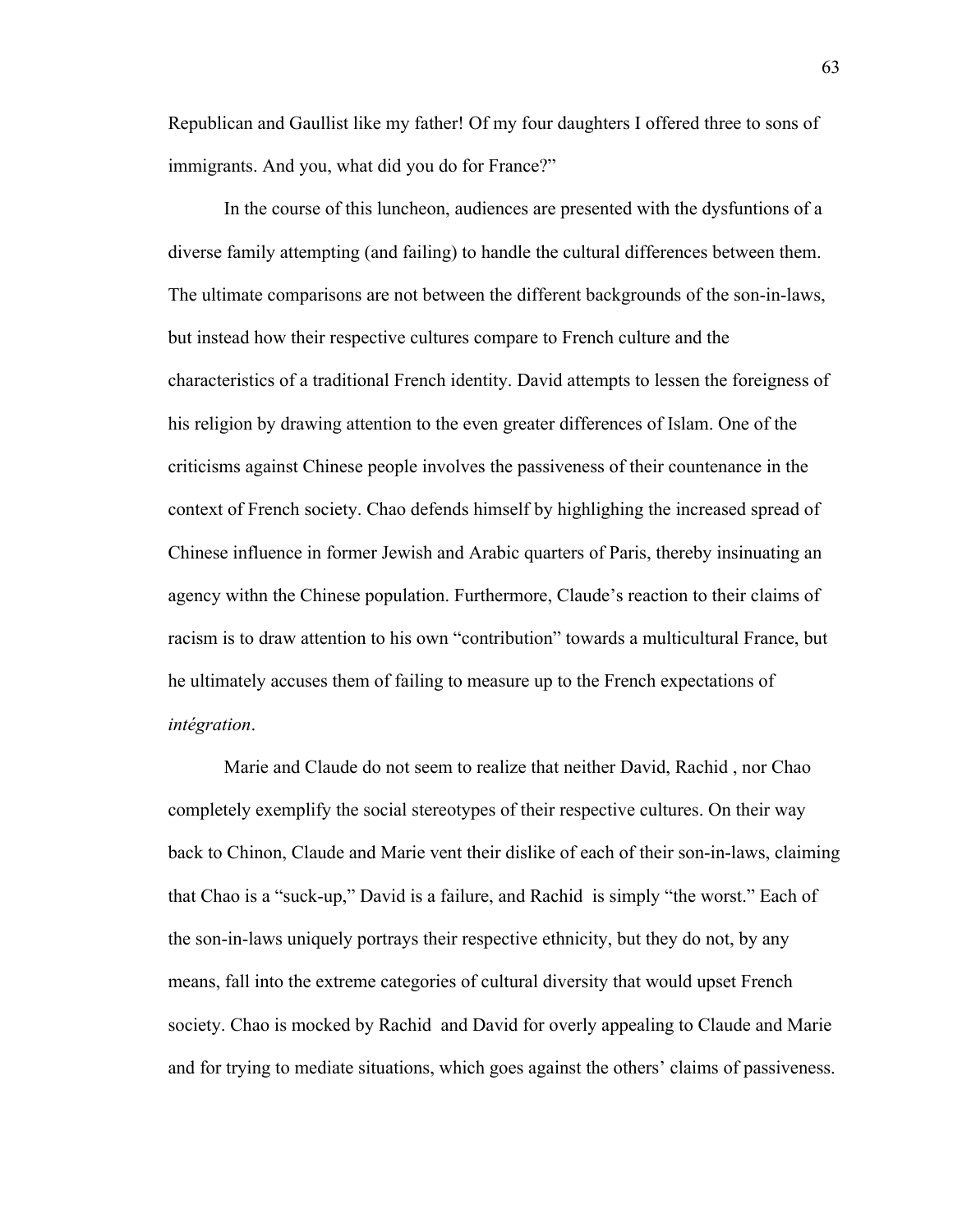Republican and Gaullist like my father! Of my four daughters I offered three to sons of immigrants. And you, what did you do for France?"

In the course of this luncheon, audiences are presented with the dysfuntions of a diverse family attempting (and failing) to handle the cultural differences between them. The ultimate comparisons are not between the different backgrounds of the son-in-laws, but instead how their respective cultures compare to French culture and the characteristics of a traditional French identity. David attempts to lessen the foreigness of his religion by drawing attention to the even greater differences of Islam. One of the criticisms against Chinese people involves the passiveness of their countenance in the context of French society. Chao defends himself by highlighing the increased spread of Chinese influence in former Jewish and Arabic quarters of Paris, thereby insinuating an agency withn the Chinese population. Furthermore, Claude's reaction to their claims of racism is to draw attention to his own "contribution" towards a multicultural France, but he ultimately accuses them of failing to measure up to the French expectations of *intégration*.

Marie and Claude do not seem to realize that neither David, Rachid , nor Chao completely exemplify the social stereotypes of their respective cultures. On their way back to Chinon, Claude and Marie vent their dislike of each of their son-in-laws, claiming that Chao is a "suck-up," David is a failure, and Rachid  is simply "the worst." Each of the son-in-laws uniquely portrays their respective ethnicity, but they do not, by any means, fall into the extreme categories of cultural diversity that would upset French society. Chao is mocked by Rachid  and David for overly appealing to Claude and Marie and for trying to mediate situations, which goes against the others' claims of passiveness.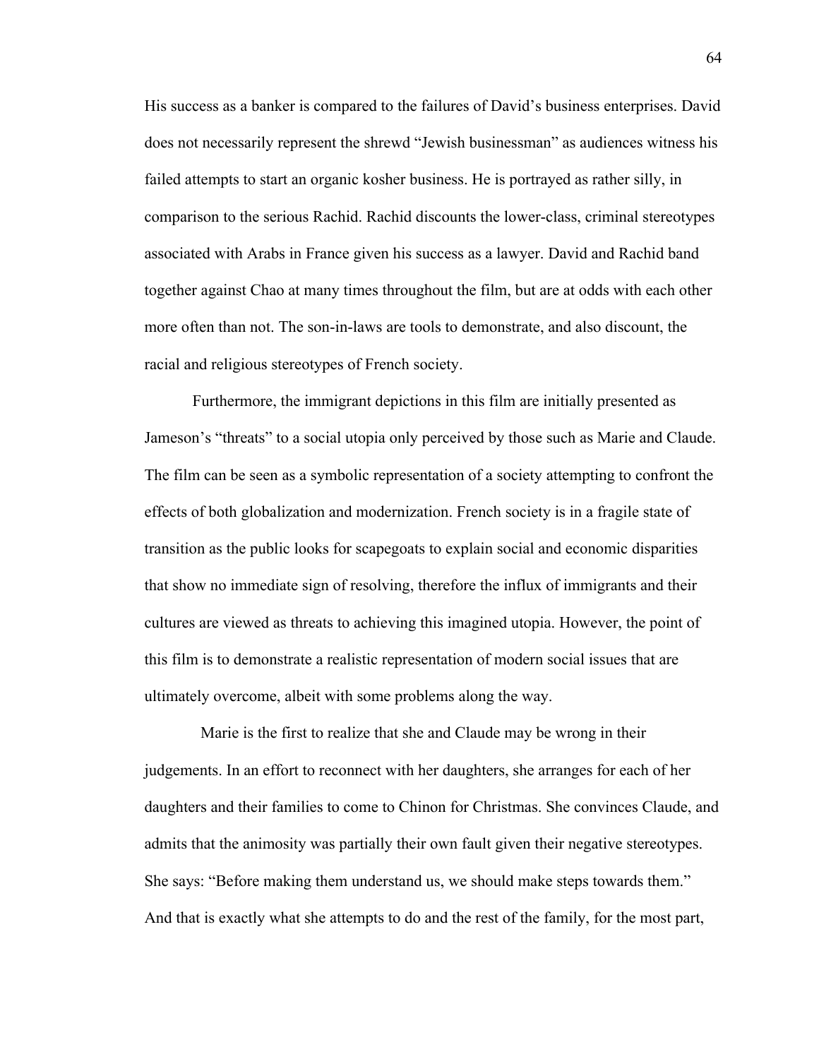His success as a banker is compared to the failures of David's business enterprises. David does not necessarily represent the shrewd "Jewish businessman" as audiences witness his failed attempts to start an organic kosher business. He is portrayed as rather silly, in comparison to the serious Rachid. Rachid discounts the lower-class, criminal stereotypes associated with Arabs in France given his success as a lawyer. David and Rachid band together against Chao at many times throughout the film, but are at odds with each other more often than not. The son-in-laws are tools to demonstrate, and also discount, the racial and religious stereotypes of French society.

Furthermore, the immigrant depictions in this film are initially presented as Jameson's "threats" to a social utopia only perceived by those such as Marie and Claude. The film can be seen as a symbolic representation of a society attempting to confront the effects of both globalization and modernization. French society is in a fragile state of transition as the public looks for scapegoats to explain social and economic disparities that show no immediate sign of resolving, therefore the influx of immigrants and their cultures are viewed as threats to achieving this imagined utopia. However, the point of this film is to demonstrate a realistic representation of modern social issues that are ultimately overcome, albeit with some problems along the way.

Marie is the first to realize that she and Claude may be wrong in their judgements. In an effort to reconnect with her daughters, she arranges for each of her daughters and their families to come to Chinon for Christmas. She convinces Claude, and admits that the animosity was partially their own fault given their negative stereotypes. She says: "Before making them understand us, we should make steps towards them." And that is exactly what she attempts to do and the rest of the family, for the most part,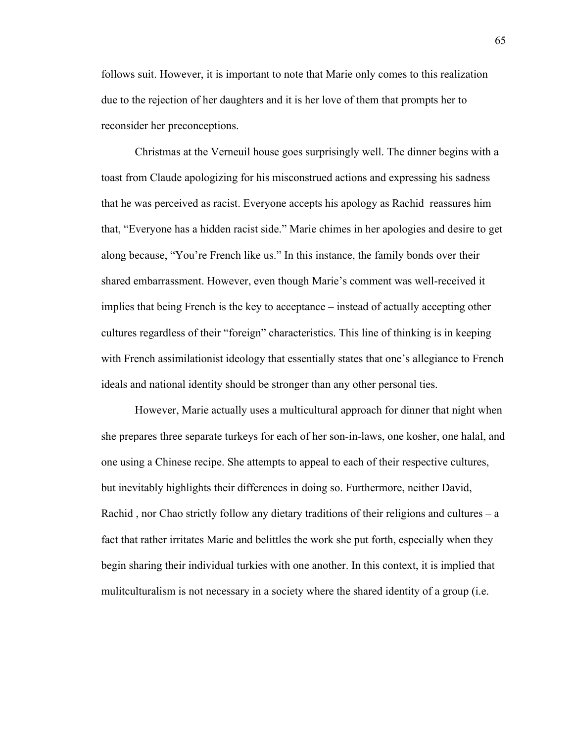follows suit. However, it is important to note that Marie only comes to this realization due to the rejection of her daughters and it is her love of them that prompts her to reconsider her preconceptions.

Christmas at the Verneuil house goes surprisingly well. The dinner begins with a toast from Claude apologizing for his misconstrued actions and expressing his sadness that he was perceived as racist. Everyone accepts his apology as Rachid reassures him that, "Everyone has a hidden racist side." Marie chimes in her apologies and desire to get along because, "You're French like us." In this instance, the family bonds over their shared embarrassment. However, even though Marie's comment was well-received it implies that being French is the key to acceptance – instead of actually accepting other cultures regardless of their "foreign" characteristics. This line of thinking is in keeping with French assimilationist ideology that essentially states that one's allegiance to French ideals and national identity should be stronger than any other personal ties.

However, Marie actually uses a multicultural approach for dinner that night when she prepares three separate turkeys for each of her son-in-laws, one kosher, one halal, and one using a Chinese recipe. She attempts to appeal to each of their respective cultures, but inevitably highlights their differences in doing so. Furthermore, neither David, Rachid , nor Chao strictly follow any dietary traditions of their religions and cultures – a fact that rather irritates Marie and belittles the work she put forth, especially when they begin sharing their individual turkies with one another. In this context, it is implied that mulitculturalism is not necessary in a society where the shared identity of a group (i.e.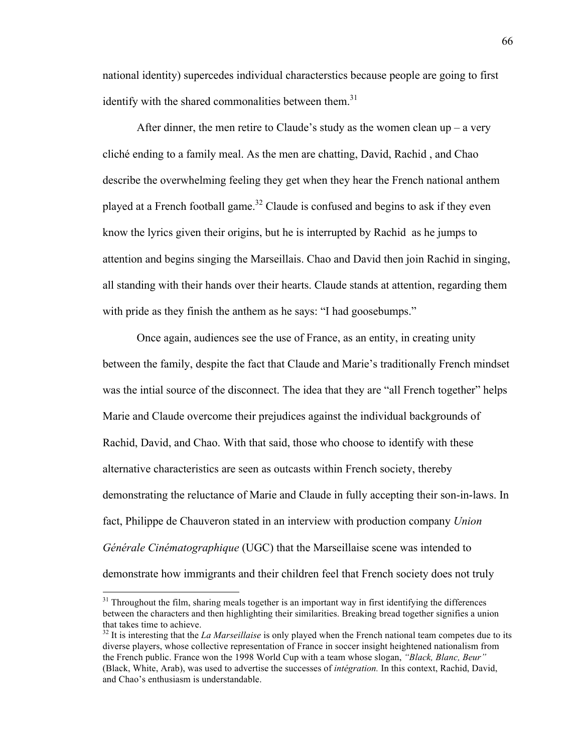national identity) supercedes individual characterstics because people are going to first identify with the shared commonalities between them.[31]

After dinner, the men retire to Claude's study as the women clean up – a very cliché ending to a family meal. As the men are chatting, David, Rachid , and Chao describe the overwhelming feeling they get when they hear the French national anthem played at a French football game.[32] Claude is confused and begins to ask if they even know the lyrics given their origins, but he is interrupted by Rachid as he jumps to attention and begins singing the Marseillais. Chao and David then join Rachid in singing, all standing with their hands over their hearts. Claude stands at attention, regarding them with pride as they finish the anthem as he says: "I had goosebumps."

Once again, audiences see the use of France, as an entity, in creating unity between the family, despite the fact that Claude and Marie's traditionally French mindset was the intial source of the disconnect. The idea that they are "all French together" helps Marie and Claude overcome their prejudices against the individual backgrounds of Rachid, David, and Chao. With that said, those who choose to identify with these alternative characteristics are seen as outcasts within French society, thereby demonstrating the reluctance of Marie and Claude in fully accepting their son-in-laws. In fact, Philippe de Chauveron stated in an interview with production company *Union Générale Cinématographique* (UGC) that the Marseillaise scene was intended to demonstrate how immigrants and their children feel that French society does not truly

---

[31] Throughout the film, sharing meals together is an important way in first identifying the differences between the characters and then highlighting their similarities. Breaking bread together signifies a union that takes time to achieve.

[32] It is interesting that the *La Marseillaise* is only played when the French national team competes due to its diverse players, whose collective representation of France in soccer insight heightened nationalism from the French public. France won the 1998 World Cup with a team whose slogan, *"Black, Blanc, Beur"* (Black, White, Arab), was used to advertise the successes of *intégration.* In this context, Rachid, David, and Chao's enthusiasm is understandable.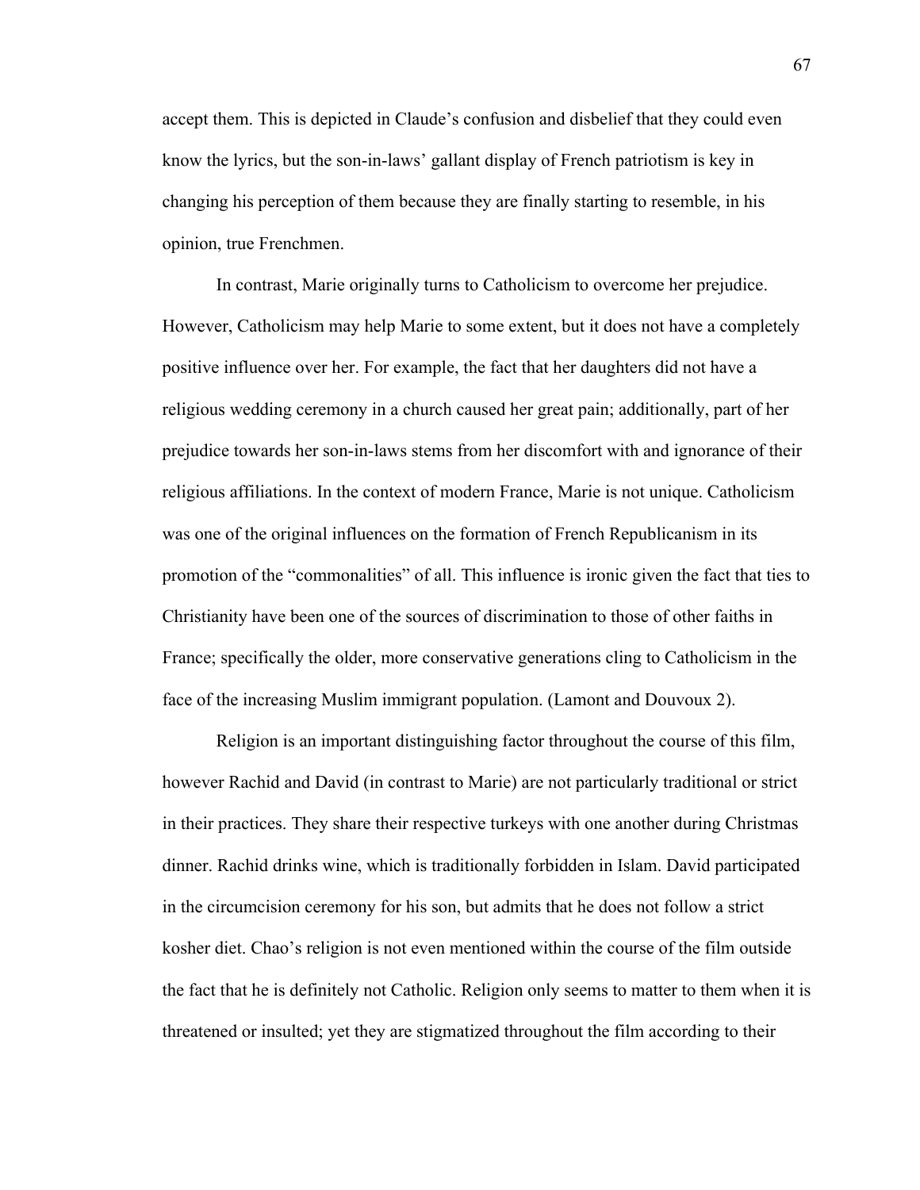accept them. This is depicted in Claude's confusion and disbelief that they could even know the lyrics, but the son-in-laws' gallant display of French patriotism is key in changing his perception of them because they are finally starting to resemble, in his opinion, true Frenchmen.

In contrast, Marie originally turns to Catholicism to overcome her prejudice. However, Catholicism may help Marie to some extent, but it does not have a completely positive influence over her. For example, the fact that her daughters did not have a religious wedding ceremony in a church caused her great pain; additionally, part of her prejudice towards her son-in-laws stems from her discomfort with and ignorance of their religious affiliations. In the context of modern France, Marie is not unique. Catholicism was one of the original influences on the formation of French Republicanism in its promotion of the "commonalities" of all. This influence is ironic given the fact that ties to Christianity have been one of the sources of discrimination to those of other faiths in France; specifically the older, more conservative generations cling to Catholicism in the face of the increasing Muslim immigrant population. (Lamont and Douvoux 2).

Religion is an important distinguishing factor throughout the course of this film, however Rachid and David (in contrast to Marie) are not particularly traditional or strict in their practices. They share their respective turkeys with one another during Christmas dinner. Rachid drinks wine, which is traditionally forbidden in Islam. David participated in the circumcision ceremony for his son, but admits that he does not follow a strict kosher diet. Chao's religion is not even mentioned within the course of the film outside the fact that he is definitely not Catholic. Religion only seems to matter to them when it is threatened or insulted; yet they are stigmatized throughout the film according to their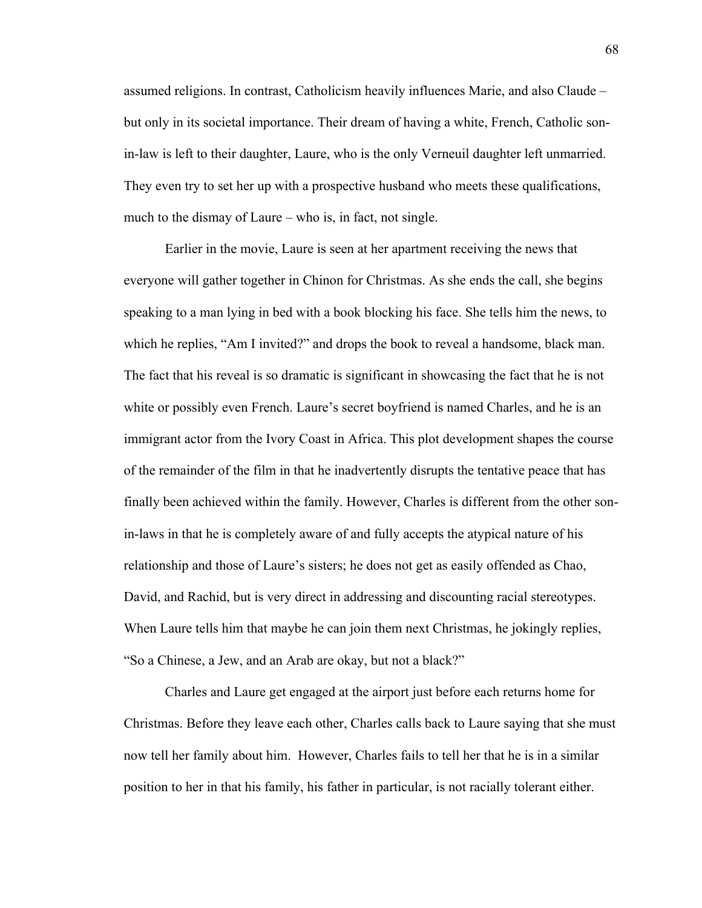assumed religions. In contrast, Catholicism heavily influences Marie, and also Claude – but only in its societal importance. Their dream of having a white, French, Catholic son-in-law is left to their daughter, Laure, who is the only Verneuil daughter left unmarried. They even try to set her up with a prospective husband who meets these qualifications, much to the dismay of Laure – who is, in fact, not single.

Earlier in the movie, Laure is seen at her apartment receiving the news that everyone will gather together in Chinon for Christmas. As she ends the call, she begins speaking to a man lying in bed with a book blocking his face. She tells him the news, to which he replies, "Am I invited?" and drops the book to reveal a handsome, black man. The fact that his reveal is so dramatic is significant in showcasing the fact that he is not white or possibly even French. Laure's secret boyfriend is named Charles, and he is an immigrant actor from the Ivory Coast in Africa. This plot development shapes the course of the remainder of the film in that he inadvertently disrupts the tentative peace that has finally been achieved within the family. However, Charles is different from the other son-in-laws in that he is completely aware of and fully accepts the atypical nature of his relationship and those of Laure's sisters; he does not get as easily offended as Chao, David, and Rachid, but is very direct in addressing and discounting racial stereotypes. When Laure tells him that maybe he can join them next Christmas, he jokingly replies, "So a Chinese, a Jew, and an Arab are okay, but not a black?"

Charles and Laure get engaged at the airport just before each returns home for Christmas. Before they leave each other, Charles calls back to Laure saying that she must now tell her family about him. However, Charles fails to tell her that he is in a similar position to her in that his family, his father in particular, is not racially tolerant either.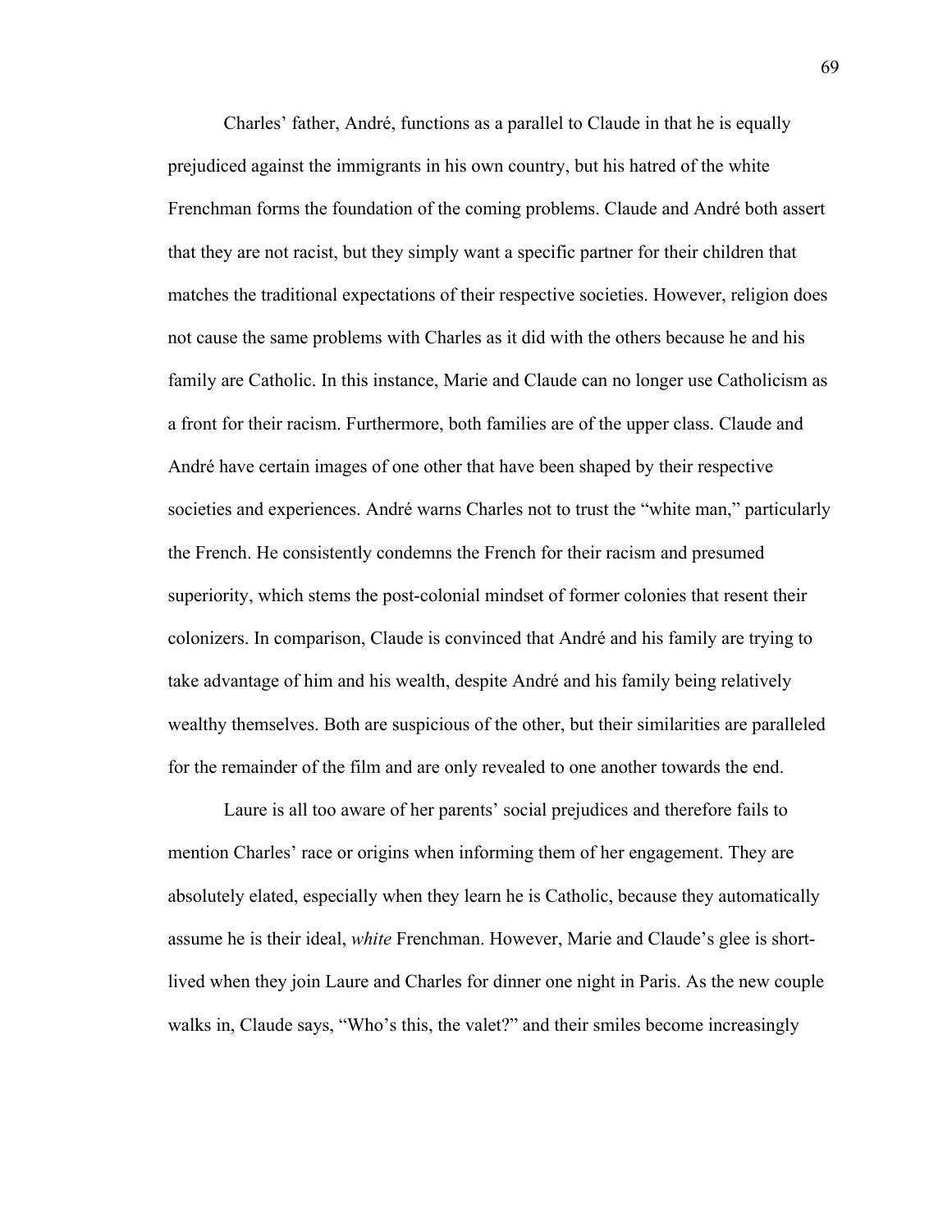Charles' father, André, functions as a parallel to Claude in that he is equally prejudiced against the immigrants in his own country, but his hatred of the white Frenchman forms the foundation of the coming problems. Claude and André both assert that they are not racist, but they simply want a specific partner for their children that matches the traditional expectations of their respective societies. However, religion does not cause the same problems with Charles as it did with the others because he and his family are Catholic. In this instance, Marie and Claude can no longer use Catholicism as a front for their racism. Furthermore, both families are of the upper class. Claude and André have certain images of one other that have been shaped by their respective societies and experiences. André warns Charles not to trust the "white man," particularly the French. He consistently condemns the French for their racism and presumed superiority, which stems the post-colonial mindset of former colonies that resent their colonizers. In comparison, Claude is convinced that André and his family are trying to take advantage of him and his wealth, despite André and his family being relatively wealthy themselves. Both are suspicious of the other, but their similarities are paralleled for the remainder of the film and are only revealed to one another towards the end.

Laure is all too aware of her parents' social prejudices and therefore fails to mention Charles' race or origins when informing them of her engagement. They are absolutely elated, especially when they learn he is Catholic, because they automatically assume he is their ideal, *white* Frenchman. However, Marie and Claude's glee is short-lived when they join Laure and Charles for dinner one night in Paris. As the new couple walks in, Claude says, "Who's this, the valet?" and their smiles become increasingly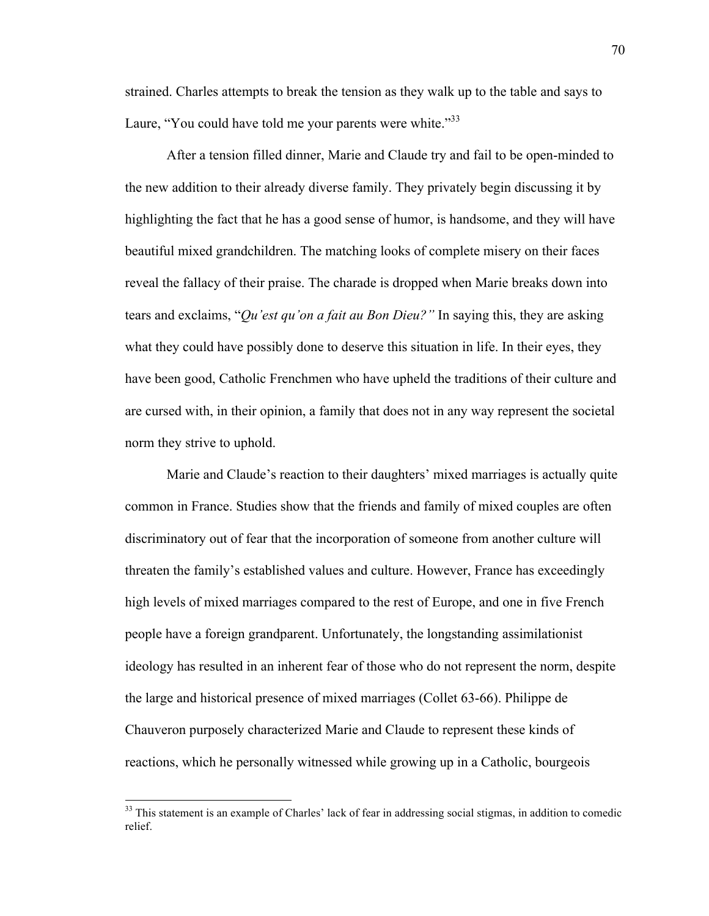strained. Charles attempts to break the tension as they walk up to the table and says to Laure, "You could have told me your parents were white."[33]

After a tension filled dinner, Marie and Claude try and fail to be open-minded to the new addition to their already diverse family. They privately begin discussing it by highlighting the fact that he has a good sense of humor, is handsome, and they will have beautiful mixed grandchildren. The matching looks of complete misery on their faces reveal the fallacy of their praise. The charade is dropped when Marie breaks down into tears and exclaims, "*Qu'est qu'on a fait au Bon Dieu?"* In saying this, they are asking what they could have possibly done to deserve this situation in life. In their eyes, they have been good, Catholic Frenchmen who have upheld the traditions of their culture and are cursed with, in their opinion, a family that does not in any way represent the societal norm they strive to uphold.

Marie and Claude's reaction to their daughters' mixed marriages is actually quite common in France. Studies show that the friends and family of mixed couples are often discriminatory out of fear that the incorporation of someone from another culture will threaten the family's established values and culture. However, France has exceedingly high levels of mixed marriages compared to the rest of Europe, and one in five French people have a foreign grandparent. Unfortunately, the longstanding assimilationist ideology has resulted in an inherent fear of those who do not represent the norm, despite the large and historical presence of mixed marriages (Collet 63-66). Philippe de Chauveron purposely characterized Marie and Claude to represent these kinds of reactions, which he personally witnessed while growing up in a Catholic, bourgeois

---

[33] This statement is an example of Charles' lack of fear in addressing social stigmas, in addition to comedic relief.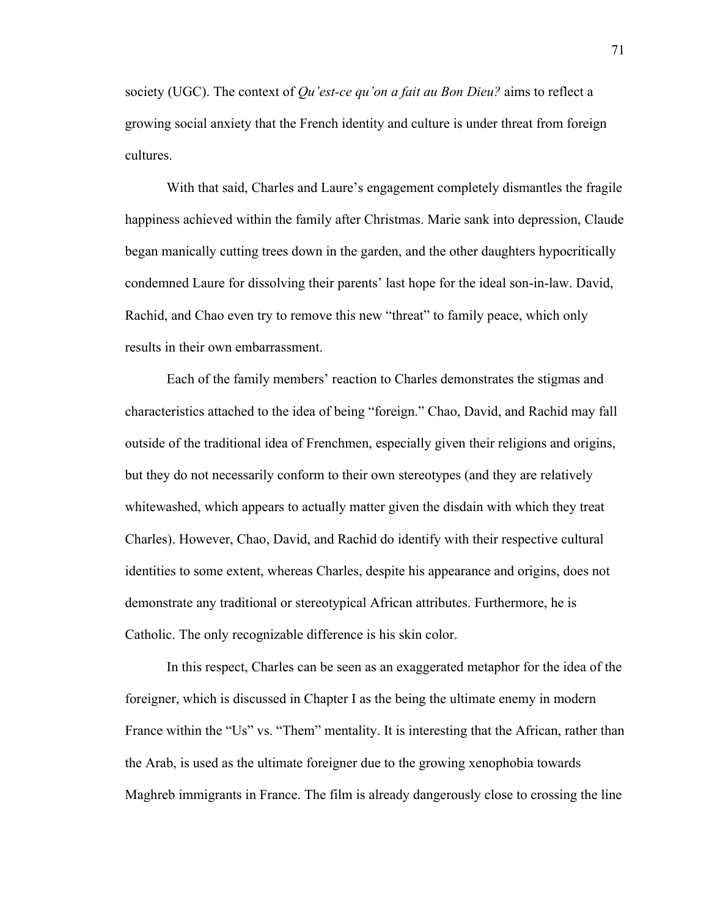society (UGC). The context of *Qu'est-ce qu'on a fait au Bon Dieu?* aims to reflect a growing social anxiety that the French identity and culture is under threat from foreign cultures.

With that said, Charles and Laure's engagement completely dismantles the fragile happiness achieved within the family after Christmas. Marie sank into depression, Claude began manically cutting trees down in the garden, and the other daughters hypocritically condemned Laure for dissolving their parents' last hope for the ideal son-in-law. David, Rachid, and Chao even try to remove this new "threat" to family peace, which only results in their own embarrassment.

Each of the family members' reaction to Charles demonstrates the stigmas and characteristics attached to the idea of being "foreign." Chao, David, and Rachid may fall outside of the traditional idea of Frenchmen, especially given their religions and origins, but they do not necessarily conform to their own stereotypes (and they are relatively whitewashed, which appears to actually matter given the disdain with which they treat Charles). However, Chao, David, and Rachid do identify with their respective cultural identities to some extent, whereas Charles, despite his appearance and origins, does not demonstrate any traditional or stereotypical African attributes. Furthermore, he is Catholic. The only recognizable difference is his skin color.

In this respect, Charles can be seen as an exaggerated metaphor for the idea of the foreigner, which is discussed in Chapter I as the being the ultimate enemy in modern France within the "Us" vs. "Them" mentality. It is interesting that the African, rather than the Arab, is used as the ultimate foreigner due to the growing xenophobia towards Maghreb immigrants in France. The film is already dangerously close to crossing the line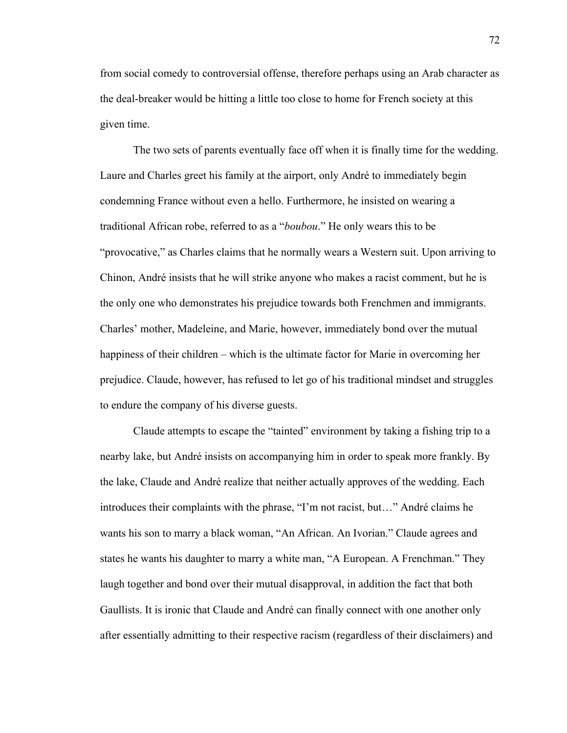from social comedy to controversial offense, therefore perhaps using an Arab character as the deal-breaker would be hitting a little too close to home for French society at this given time.

The two sets of parents eventually face off when it is finally time for the wedding. Laure and Charles greet his family at the airport, only André to immediately begin condemning France without even a hello. Furthermore, he insisted on wearing a traditional African robe, referred to as a "*boubou*." He only wears this to be "provocative," as Charles claims that he normally wears a Western suit. Upon arriving to Chinon, André insists that he will strike anyone who makes a racist comment, but he is the only one who demonstrates his prejudice towards both Frenchmen and immigrants. Charles' mother, Madeleine, and Marie, however, immediately bond over the mutual happiness of their children – which is the ultimate factor for Marie in overcoming her prejudice. Claude, however, has refused to let go of his traditional mindset and struggles to endure the company of his diverse guests.

Claude attempts to escape the "tainted" environment by taking a fishing trip to a nearby lake, but André insists on accompanying him in order to speak more frankly. By the lake, Claude and André realize that neither actually approves of the wedding. Each introduces their complaints with the phrase, "I'm not racist, but…" André claims he wants his son to marry a black woman, "An African. An Ivorian." Claude agrees and states he wants his daughter to marry a white man, "A European. A Frenchman." They laugh together and bond over their mutual disapproval, in addition the fact that both Gaullists. It is ironic that Claude and André can finally connect with one another only after essentially admitting to their respective racism (regardless of their disclaimers) and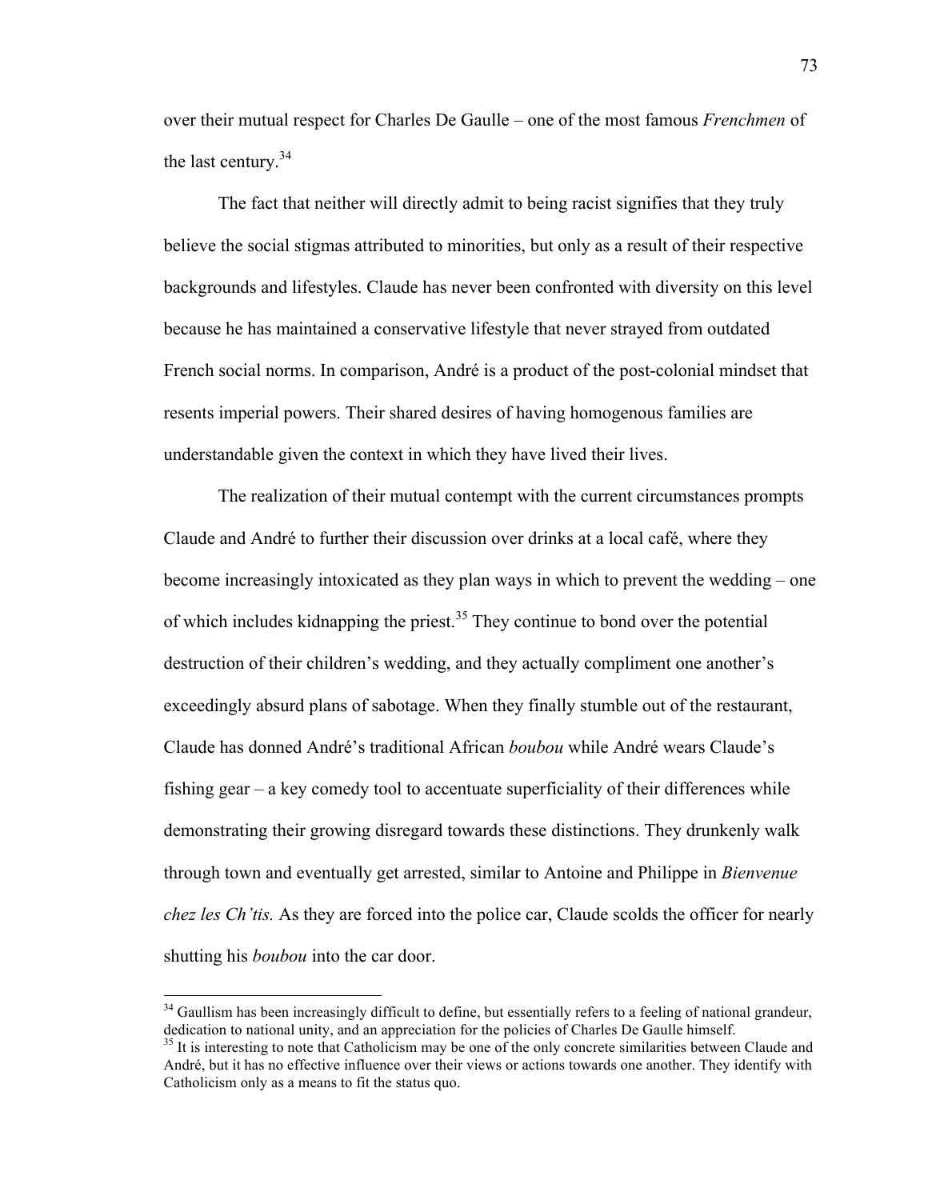over their mutual respect for Charles De Gaulle – one of the most famous *Frenchmen* of the last century.[34]

The fact that neither will directly admit to being racist signifies that they truly believe the social stigmas attributed to minorities, but only as a result of their respective backgrounds and lifestyles. Claude has never been confronted with diversity on this level because he has maintained a conservative lifestyle that never strayed from outdated French social norms. In comparison, André is a product of the post-colonial mindset that resents imperial powers. Their shared desires of having homogenous families are understandable given the context in which they have lived their lives.

The realization of their mutual contempt with the current circumstances prompts Claude and André to further their discussion over drinks at a local café, where they become increasingly intoxicated as they plan ways in which to prevent the wedding – one of which includes kidnapping the priest.[35] They continue to bond over the potential destruction of their children's wedding, and they actually compliment one another's exceedingly absurd plans of sabotage. When they finally stumble out of the restaurant, Claude has donned André's traditional African *boubou* while André wears Claude's fishing gear – a key comedy tool to accentuate superficiality of their differences while demonstrating their growing disregard towards these distinctions. They drunkenly walk through town and eventually get arrested, similar to Antoine and Philippe in *Bienvenue chez les Ch'tis.* As they are forced into the police car, Claude scolds the officer for nearly shutting his *boubou* into the car door.

---

[34] Gaullism has been increasingly difficult to define, but essentially refers to a feeling of national grandeur, dedication to national unity, and an appreciation for the policies of Charles De Gaulle himself.

[35] It is interesting to note that Catholicism may be one of the only concrete similarities between Claude and André, but it has no effective influence over their views or actions towards one another. They identify with Catholicism only as a means to fit the status quo.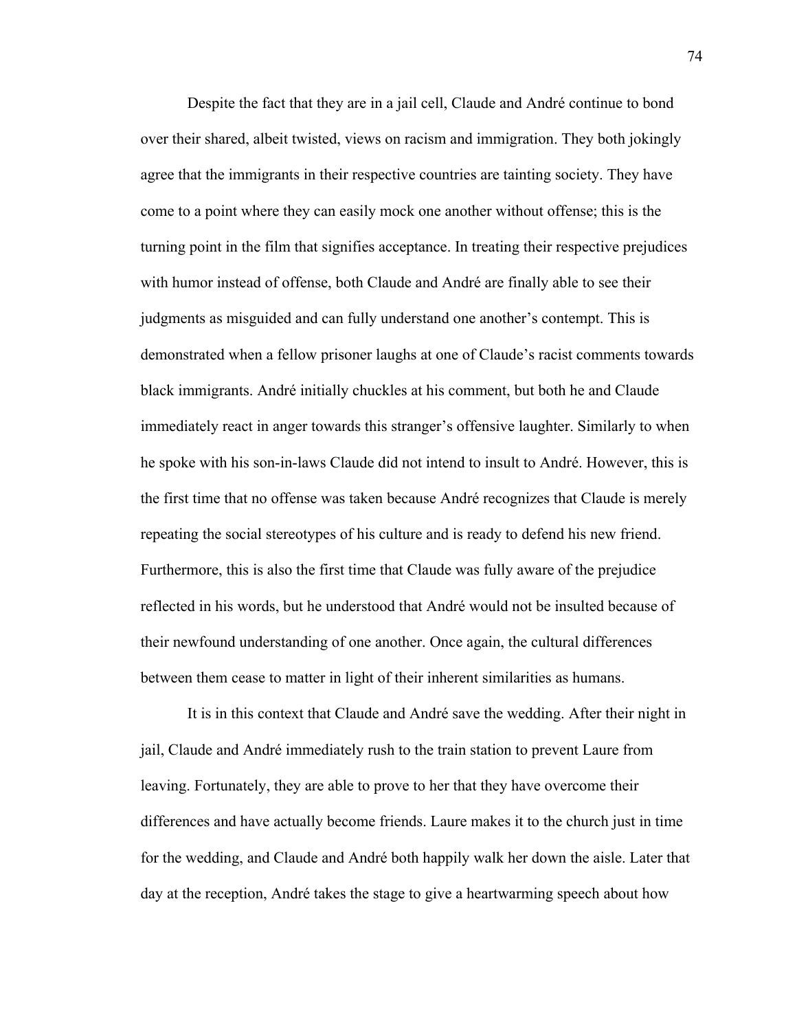Despite the fact that they are in a jail cell, Claude and André continue to bond over their shared, albeit twisted, views on racism and immigration. They both jokingly agree that the immigrants in their respective countries are tainting society. They have come to a point where they can easily mock one another without offense; this is the turning point in the film that signifies acceptance. In treating their respective prejudices with humor instead of offense, both Claude and André are finally able to see their judgments as misguided and can fully understand one another's contempt. This is demonstrated when a fellow prisoner laughs at one of Claude's racist comments towards black immigrants. André initially chuckles at his comment, but both he and Claude immediately react in anger towards this stranger's offensive laughter. Similarly to when he spoke with his son-in-laws Claude did not intend to insult to André. However, this is the first time that no offense was taken because André recognizes that Claude is merely repeating the social stereotypes of his culture and is ready to defend his new friend. Furthermore, this is also the first time that Claude was fully aware of the prejudice reflected in his words, but he understood that André would not be insulted because of their newfound understanding of one another. Once again, the cultural differences between them cease to matter in light of their inherent similarities as humans.

It is in this context that Claude and André save the wedding. After their night in jail, Claude and André immediately rush to the train station to prevent Laure from leaving. Fortunately, they are able to prove to her that they have overcome their differences and have actually become friends. Laure makes it to the church just in time for the wedding, and Claude and André both happily walk her down the aisle. Later that day at the reception, André takes the stage to give a heartwarming speech about how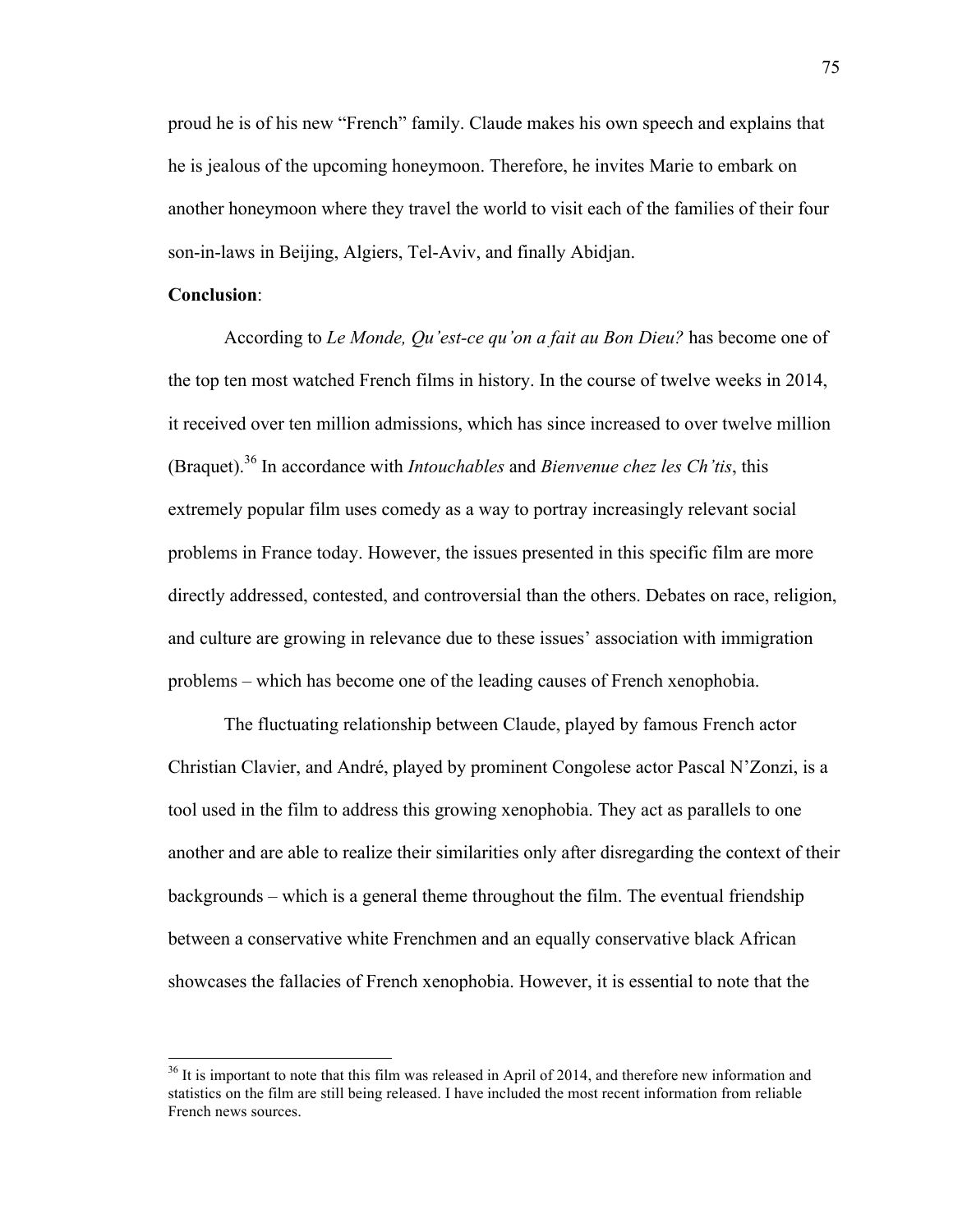proud he is of his new "French" family. Claude makes his own speech and explains that he is jealous of the upcoming honeymoon. Therefore, he invites Marie to embark on another honeymoon where they travel the world to visit each of the families of their four son-in-laws in Beijing, Algiers, Tel-Aviv, and finally Abidjan.

**Conclusion**:

According to *Le Monde, Qu'est-ce qu'on a fait au Bon Dieu?* has become one of the top ten most watched French films in history. In the course of twelve weeks in 2014, it received over ten million admissions, which has since increased to over twelve million (Braquet).[36] In accordance with *Intouchables* and *Bienvenue chez les Ch'tis*, this extremely popular film uses comedy as a way to portray increasingly relevant social problems in France today. However, the issues presented in this specific film are more directly addressed, contested, and controversial than the others. Debates on race, religion, and culture are growing in relevance due to these issues' association with immigration problems – which has become one of the leading causes of French xenophobia.

The fluctuating relationship between Claude, played by famous French actor Christian Clavier, and André, played by prominent Congolese actor Pascal N'Zonzi, is a tool used in the film to address this growing xenophobia. They act as parallels to one another and are able to realize their similarities only after disregarding the context of their backgrounds – which is a general theme throughout the film. The eventual friendship between a conservative white Frenchmen and an equally conservative black African showcases the fallacies of French xenophobia. However, it is essential to note that the

[36] It is important to note that this film was released in April of 2014, and therefore new information and statistics on the film are still being released. I have included the most recent information from reliable French news sources.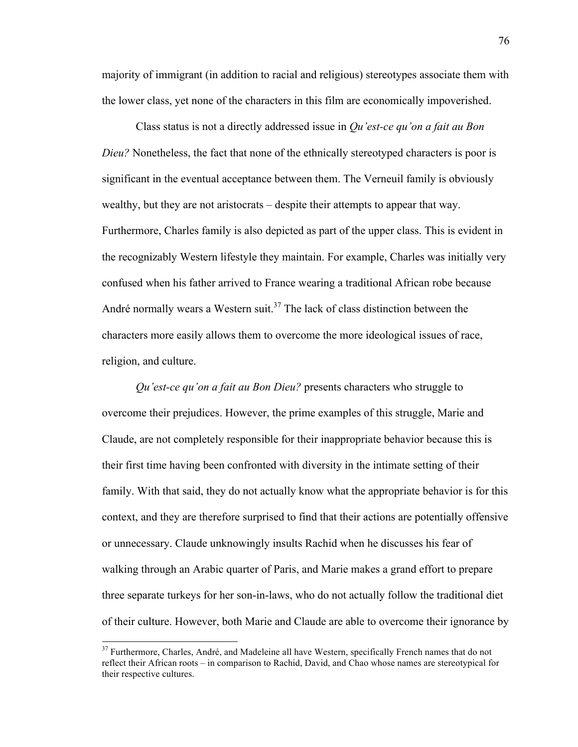majority of immigrant (in addition to racial and religious) stereotypes associate them with the lower class, yet none of the characters in this film are economically impoverished.

Class status is not a directly addressed issue in *Qu'est-ce qu'on a fait au Bon Dieu?* Nonetheless, the fact that none of the ethnically stereotyped characters is poor is significant in the eventual acceptance between them. The Verneuil family is obviously wealthy, but they are not aristocrats – despite their attempts to appear that way. Furthermore, Charles family is also depicted as part of the upper class. This is evident in the recognizably Western lifestyle they maintain. For example, Charles was initially very confused when his father arrived to France wearing a traditional African robe because André normally wears a Western suit.[37] The lack of class distinction between the characters more easily allows them to overcome the more ideological issues of race, religion, and culture.

*Qu'est-ce qu'on a fait au Bon Dieu?* presents characters who struggle to overcome their prejudices. However, the prime examples of this struggle, Marie and Claude, are not completely responsible for their inappropriate behavior because this is their first time having been confronted with diversity in the intimate setting of their family. With that said, they do not actually know what the appropriate behavior is for this context, and they are therefore surprised to find that their actions are potentially offensive or unnecessary. Claude unknowingly insults Rachid when he discusses his fear of walking through an Arabic quarter of Paris, and Marie makes a grand effort to prepare three separate turkeys for her son-in-laws, who do not actually follow the traditional diet of their culture. However, both Marie and Claude are able to overcome their ignorance by

---

[37] Furthermore, Charles, André, and Madeleine all have Western, specifically French names that do not reflect their African roots – in comparison to Rachid, David, and Chao whose names are stereotypical for their respective cultures.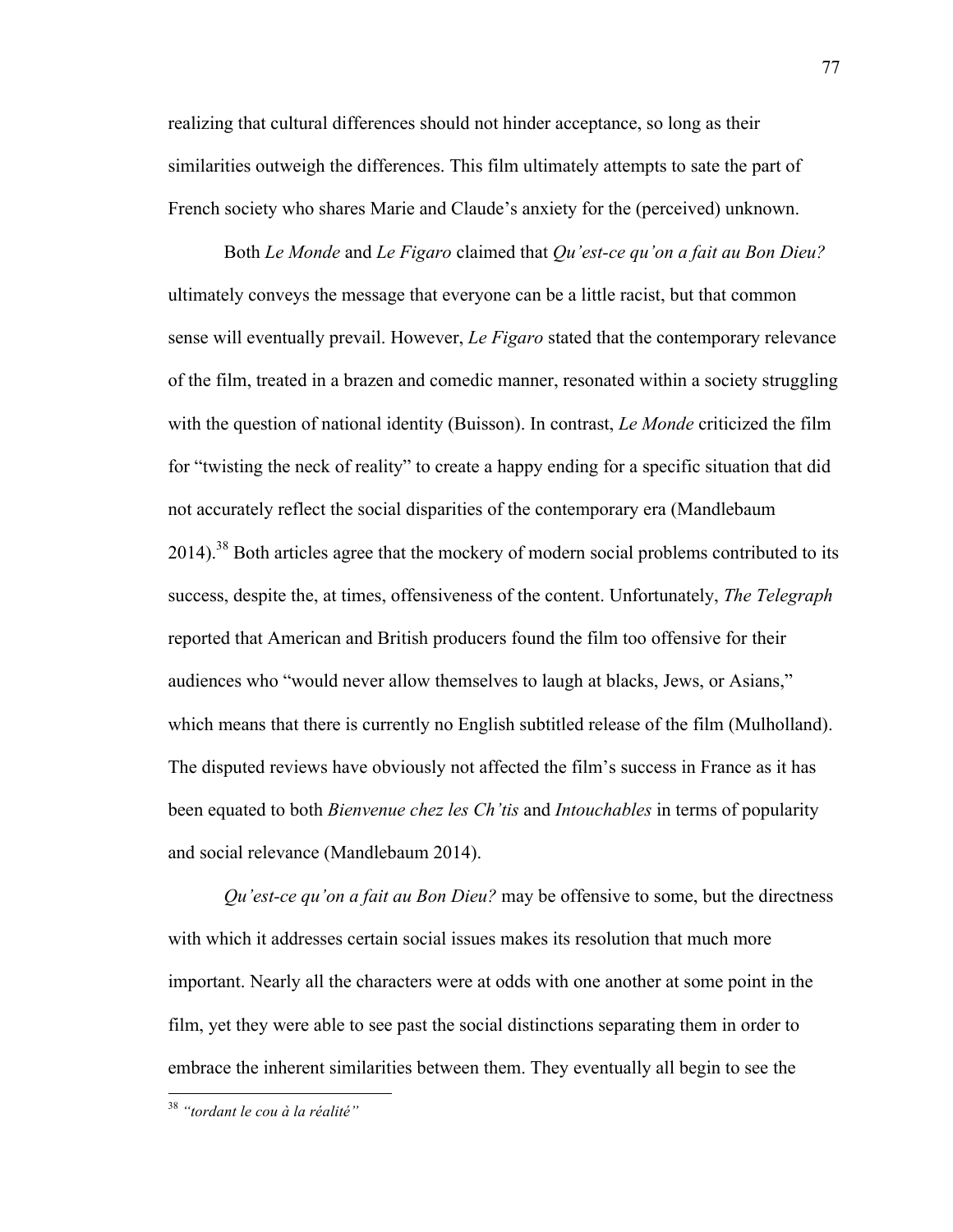realizing that cultural differences should not hinder acceptance, so long as their similarities outweigh the differences. This film ultimately attempts to sate the part of French society who shares Marie and Claude's anxiety for the (perceived) unknown.

Both *Le Monde* and *Le Figaro* claimed that *Qu'est-ce qu'on a fait au Bon Dieu?* ultimately conveys the message that everyone can be a little racist, but that common sense will eventually prevail. However, *Le Figaro* stated that the contemporary relevance of the film, treated in a brazen and comedic manner, resonated within a society struggling with the question of national identity (Buisson). In contrast, *Le Monde* criticized the film for "twisting the neck of reality" to create a happy ending for a specific situation that did not accurately reflect the social disparities of the contemporary era (Mandlebaum 2014).[38] Both articles agree that the mockery of modern social problems contributed to its success, despite the, at times, offensiveness of the content. Unfortunately, *The Telegraph* reported that American and British producers found the film too offensive for their audiences who "would never allow themselves to laugh at blacks, Jews, or Asians," which means that there is currently no English subtitled release of the film (Mulholland). The disputed reviews have obviously not affected the film's success in France as it has been equated to both *Bienvenue chez les Ch'tis* and *Intouchables* in terms of popularity and social relevance (Mandlebaum 2014).

*Qu'est-ce qu'on a fait au Bon Dieu?* may be offensive to some, but the directness with which it addresses certain social issues makes its resolution that much more important. Nearly all the characters were at odds with one another at some point in the film, yet they were able to see past the social distinctions separating them in order to embrace the inherent similarities between them. They eventually all begin to see the

[38] *"tordant le cou à la réalité"*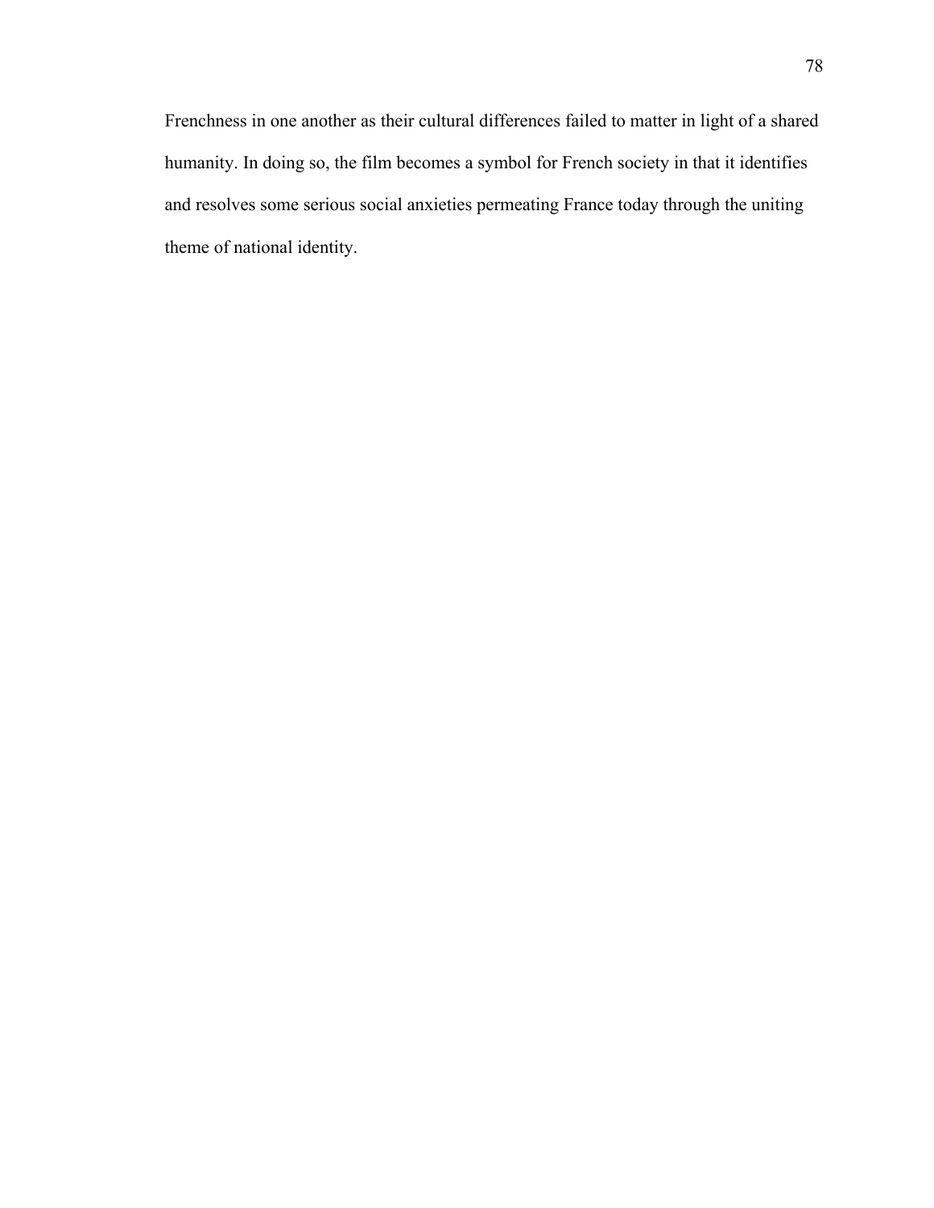Frenchness in one another as their cultural differences failed to matter in light of a shared humanity. In doing so, the film becomes a symbol for French society in that it identifies and resolves some serious social anxieties permeating France today through the uniting theme of national identity.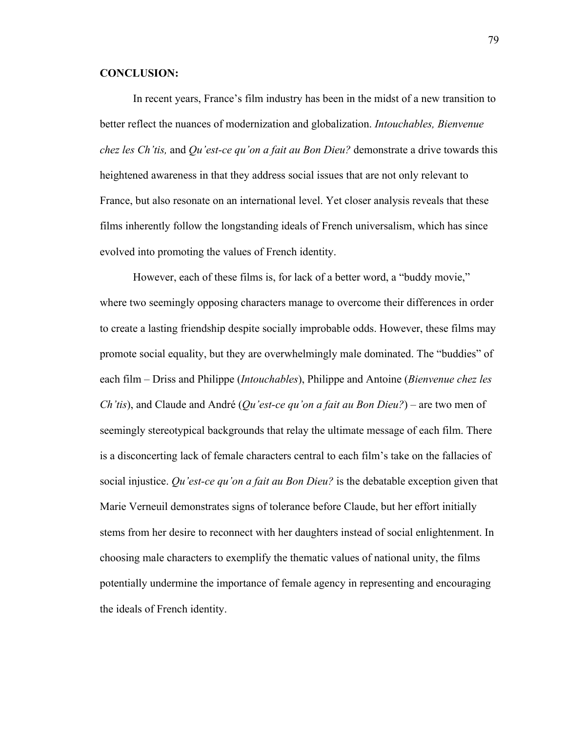**CONCLUSION:**

In recent years, France's film industry has been in the midst of a new transition to better reflect the nuances of modernization and globalization. *Intouchables, Bienvenue chez les Ch'tis,* and *Qu'est-ce qu'on a fait au Bon Dieu?* demonstrate a drive towards this heightened awareness in that they address social issues that are not only relevant to France, but also resonate on an international level. Yet closer analysis reveals that these films inherently follow the longstanding ideals of French universalism, which has since evolved into promoting the values of French identity.

However, each of these films is, for lack of a better word, a "buddy movie," where two seemingly opposing characters manage to overcome their differences in order to create a lasting friendship despite socially improbable odds. However, these films may promote social equality, but they are overwhelmingly male dominated. The "buddies" of each film – Driss and Philippe (*Intouchables*), Philippe and Antoine (*Bienvenue chez les Ch'tis*), and Claude and André (*Qu'est-ce qu'on a fait au Bon Dieu?*) – are two men of seemingly stereotypical backgrounds that relay the ultimate message of each film. There is a disconcerting lack of female characters central to each film's take on the fallacies of social injustice. *Qu'est-ce qu'on a fait au Bon Dieu?* is the debatable exception given that Marie Verneuil demonstrates signs of tolerance before Claude, but her effort initially stems from her desire to reconnect with her daughters instead of social enlightenment. In choosing male characters to exemplify the thematic values of national unity, the films potentially undermine the importance of female agency in representing and encouraging the ideals of French identity.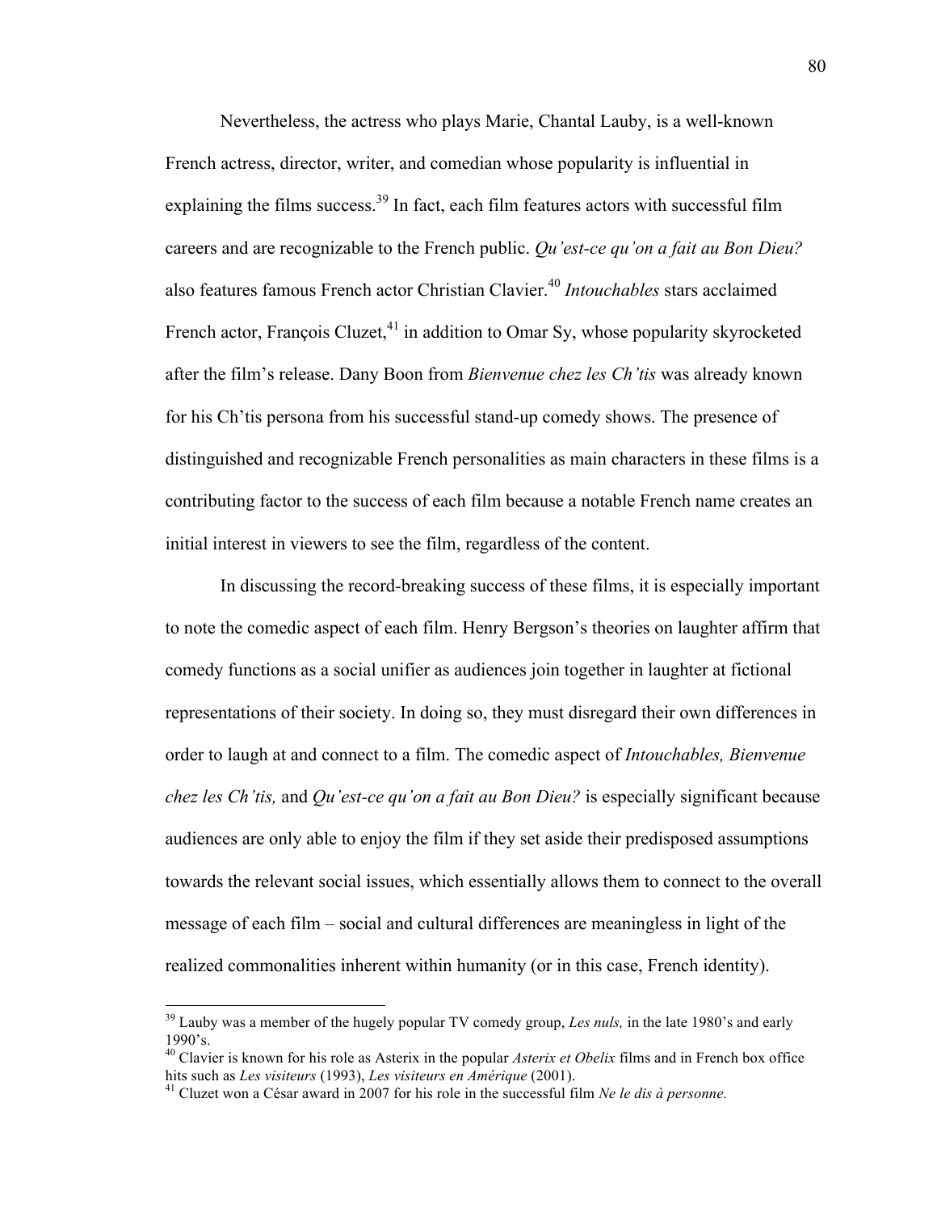Nevertheless, the actress who plays Marie, Chantal Lauby, is a well-known French actress, director, writer, and comedian whose popularity is influential in explaining the films success.[39] In fact, each film features actors with successful film careers and are recognizable to the French public. *Qu'est-ce qu'on a fait au Bon Dieu?* also features famous French actor Christian Clavier.[40] *Intouchables* stars acclaimed French actor, François Cluzet,[41] in addition to Omar Sy, whose popularity skyrocketed after the film's release. Dany Boon from *Bienvenue chez les Ch'tis* was already known for his Ch'tis persona from his successful stand-up comedy shows. The presence of distinguished and recognizable French personalities as main characters in these films is a contributing factor to the success of each film because a notable French name creates an initial interest in viewers to see the film, regardless of the content.

In discussing the record-breaking success of these films, it is especially important to note the comedic aspect of each film. Henry Bergson's theories on laughter affirm that comedy functions as a social unifier as audiences join together in laughter at fictional representations of their society. In doing so, they must disregard their own differences in order to laugh at and connect to a film. The comedic aspect of *Intouchables, Bienvenue chez les Ch'tis,* and *Qu'est-ce qu'on a fait au Bon Dieu?* is especially significant because audiences are only able to enjoy the film if they set aside their predisposed assumptions towards the relevant social issues, which essentially allows them to connect to the overall message of each film – social and cultural differences are meaningless in light of the realized commonalities inherent within humanity (or in this case, French identity).

---

[39] Lauby was a member of the hugely popular TV comedy group, *Les nuls,* in the late 1980's and early 1990's.

[40] Clavier is known for his role as Asterix in the popular *Asterix et Obelix* films and in French box office hits such as *Les visiteurs* (1993), *Les visiteurs en Amérique* (2001).

[41] Cluzet won a César award in 2007 for his role in the successful film *Ne le dis à personne.*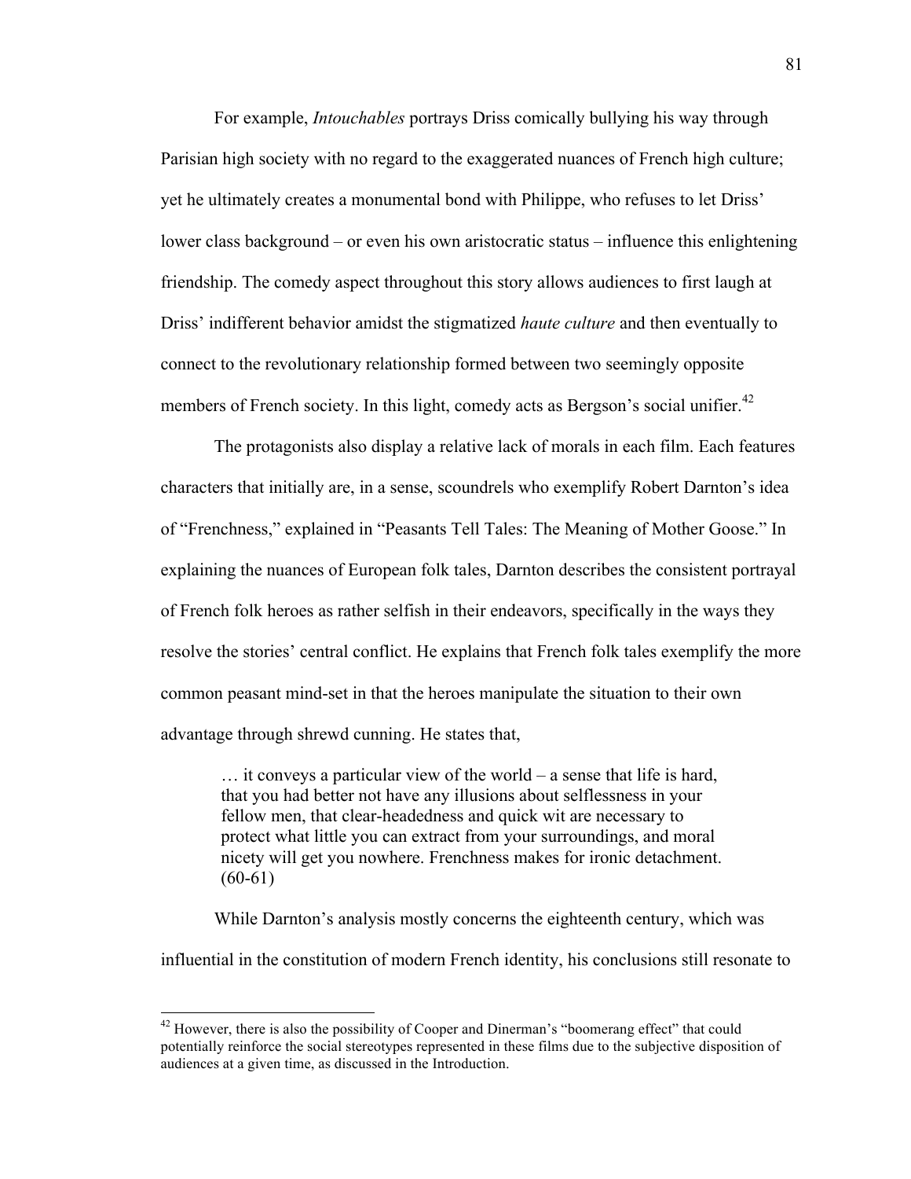For example, *Intouchables* portrays Driss comically bullying his way through Parisian high society with no regard to the exaggerated nuances of French high culture; yet he ultimately creates a monumental bond with Philippe, who refuses to let Driss' lower class background – or even his own aristocratic status – influence this enlightening friendship. The comedy aspect throughout this story allows audiences to first laugh at Driss' indifferent behavior amidst the stigmatized *haute culture* and then eventually to connect to the revolutionary relationship formed between two seemingly opposite members of French society. In this light, comedy acts as Bergson's social unifier.[42]

The protagonists also display a relative lack of morals in each film. Each features characters that initially are, in a sense, scoundrels who exemplify Robert Darnton's idea of "Frenchness," explained in "Peasants Tell Tales: The Meaning of Mother Goose." In explaining the nuances of European folk tales, Darnton describes the consistent portrayal of French folk heroes as rather selfish in their endeavors, specifically in the ways they resolve the stories' central conflict. He explains that French folk tales exemplify the more common peasant mind-set in that the heroes manipulate the situation to their own advantage through shrewd cunning. He states that,

> … it conveys a particular view of the world – a sense that life is hard, that you had better not have any illusions about selflessness in your fellow men, that clear-headedness and quick wit are necessary to protect what little you can extract from your surroundings, and moral nicety will get you nowhere. Frenchness makes for ironic detachment. (60-61)

While Darnton's analysis mostly concerns the eighteenth century, which was influential in the constitution of modern French identity, his conclusions still resonate to

[42] However, there is also the possibility of Cooper and Dinerman's "boomerang effect" that could potentially reinforce the social stereotypes represented in these films due to the subjective disposition of audiences at a given time, as discussed in the Introduction.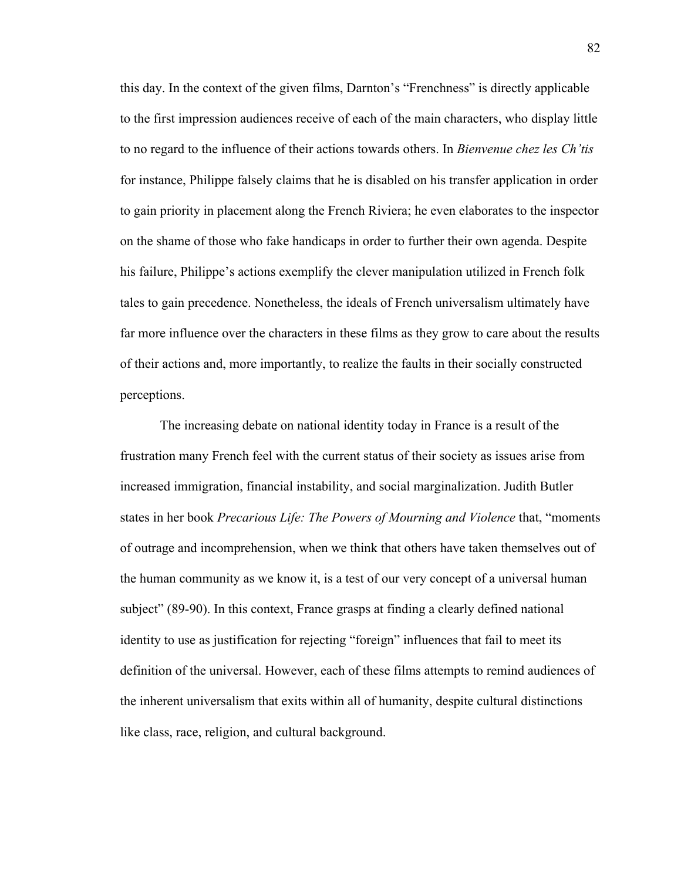this day. In the context of the given films, Darnton's "Frenchness" is directly applicable to the first impression audiences receive of each of the main characters, who display little to no regard to the influence of their actions towards others. In *Bienvenue chez les Ch'tis* for instance, Philippe falsely claims that he is disabled on his transfer application in order to gain priority in placement along the French Riviera; he even elaborates to the inspector on the shame of those who fake handicaps in order to further their own agenda. Despite his failure, Philippe's actions exemplify the clever manipulation utilized in French folk tales to gain precedence. Nonetheless, the ideals of French universalism ultimately have far more influence over the characters in these films as they grow to care about the results of their actions and, more importantly, to realize the faults in their socially constructed perceptions.

The increasing debate on national identity today in France is a result of the frustration many French feel with the current status of their society as issues arise from increased immigration, financial instability, and social marginalization. Judith Butler states in her book *Precarious Life: The Powers of Mourning and Violence* that, "moments of outrage and incomprehension, when we think that others have taken themselves out of the human community as we know it, is a test of our very concept of a universal human subject" (89-90). In this context, France grasps at finding a clearly defined national identity to use as justification for rejecting "foreign" influences that fail to meet its definition of the universal. However, each of these films attempts to remind audiences of the inherent universalism that exits within all of humanity, despite cultural distinctions like class, race, religion, and cultural background.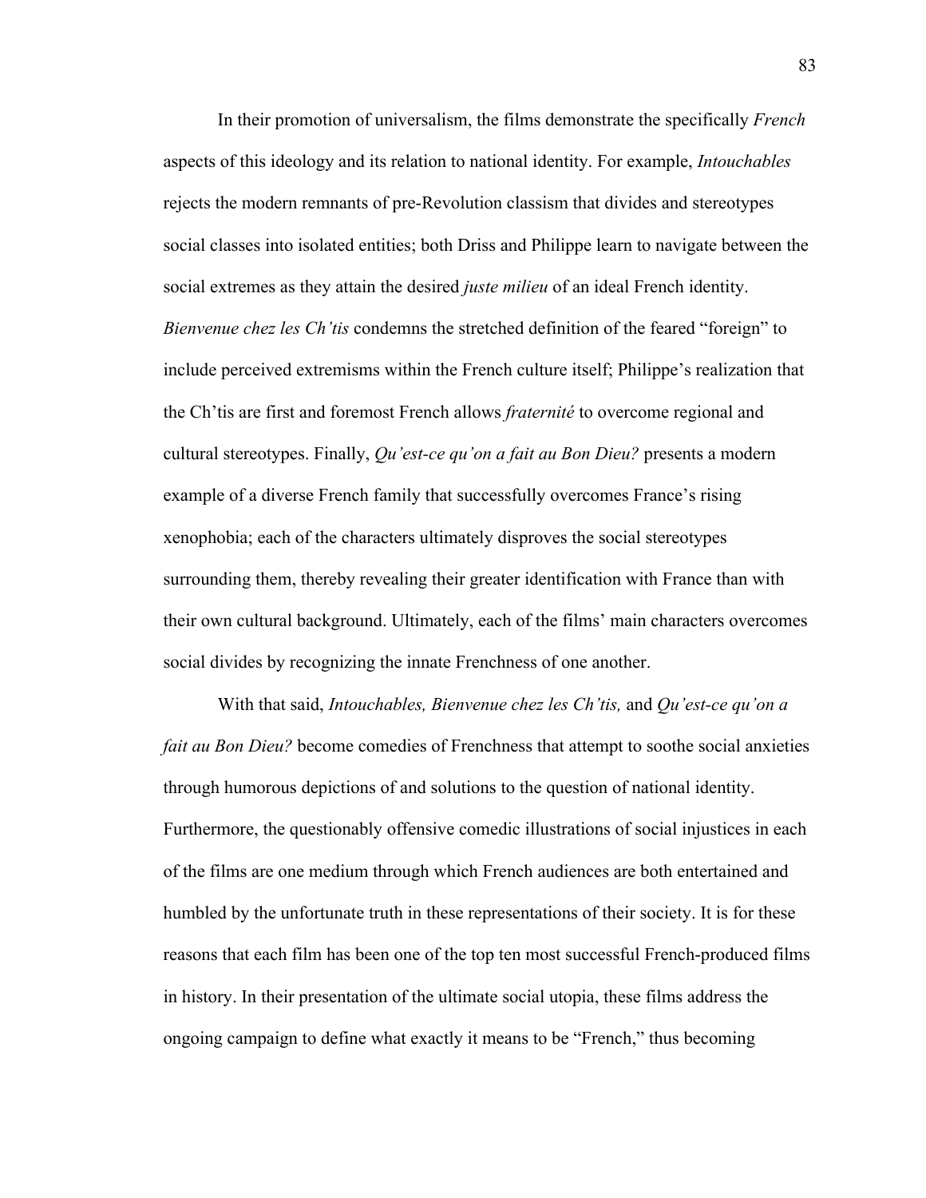In their promotion of universalism, the films demonstrate the specifically *French* aspects of this ideology and its relation to national identity. For example, *Intouchables* rejects the modern remnants of pre-Revolution classism that divides and stereotypes social classes into isolated entities; both Driss and Philippe learn to navigate between the social extremes as they attain the desired *juste milieu* of an ideal French identity. *Bienvenue chez les Ch'tis* condemns the stretched definition of the feared "foreign" to include perceived extremisms within the French culture itself; Philippe's realization that the Ch'tis are first and foremost French allows *fraternité* to overcome regional and cultural stereotypes. Finally, *Qu'est-ce qu'on a fait au Bon Dieu?* presents a modern example of a diverse French family that successfully overcomes France's rising xenophobia; each of the characters ultimately disproves the social stereotypes surrounding them, thereby revealing their greater identification with France than with their own cultural background. Ultimately, each of the films' main characters overcomes social divides by recognizing the innate Frenchness of one another.

With that said, *Intouchables, Bienvenue chez les Ch'tis,* and *Qu'est-ce qu'on a fait au Bon Dieu?* become comedies of Frenchness that attempt to soothe social anxieties through humorous depictions of and solutions to the question of national identity. Furthermore, the questionably offensive comedic illustrations of social injustices in each of the films are one medium through which French audiences are both entertained and humbled by the unfortunate truth in these representations of their society. It is for these reasons that each film has been one of the top ten most successful French-produced films in history. In their presentation of the ultimate social utopia, these films address the ongoing campaign to define what exactly it means to be "French," thus becoming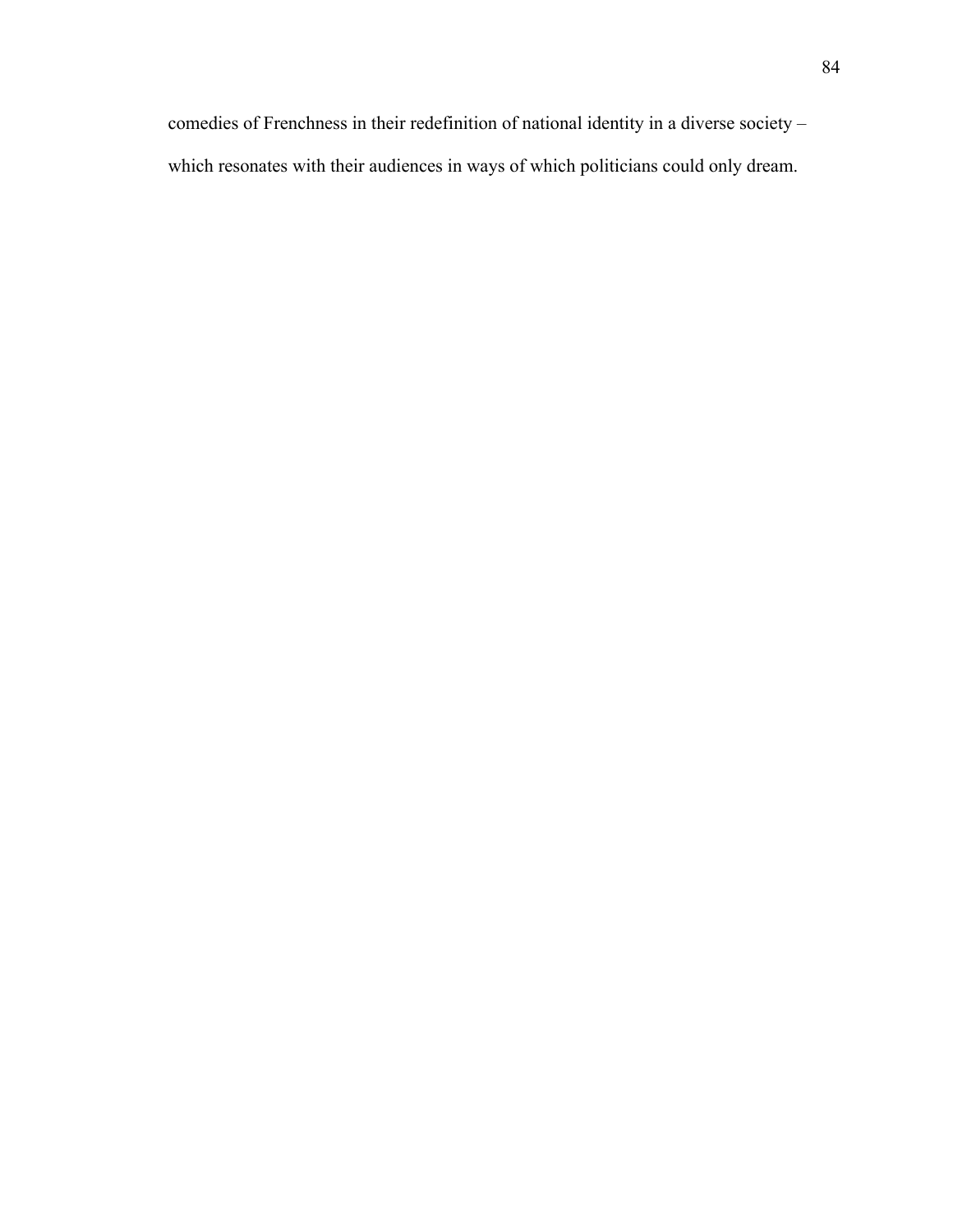comedies of Frenchness in their redefinition of national identity in a diverse society – which resonates with their audiences in ways of which politicians could only dream.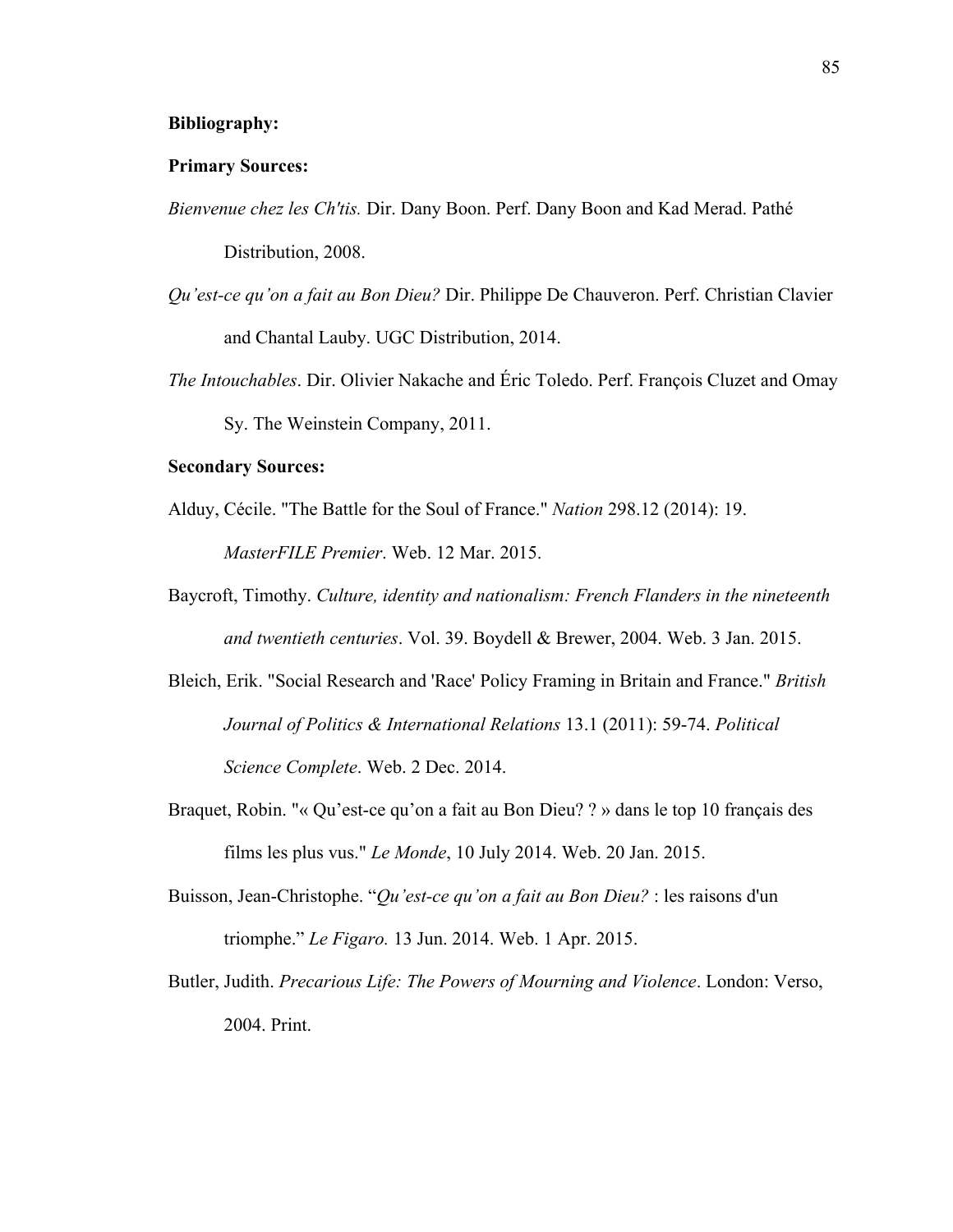**Bibliography:**

**Primary Sources:**

*Bienvenue chez les Ch'tis.* Dir. Dany Boon. Perf. Dany Boon and Kad Merad. Pathé Distribution, 2008.

*Qu'est-ce qu'on a fait au Bon Dieu?* Dir. Philippe De Chauveron. Perf. Christian Clavier and Chantal Lauby. UGC Distribution, 2014.

*The Intouchables*. Dir. Olivier Nakache and Éric Toledo. Perf. François Cluzet and Omay Sy. The Weinstein Company, 2011.

**Secondary Sources:**

Alduy, Cécile. "The Battle for the Soul of France." *Nation* 298.12 (2014): 19. *MasterFILE Premier*. Web. 12 Mar. 2015.

Baycroft, Timothy. *Culture, identity and nationalism: French Flanders in the nineteenth and twentieth centuries*. Vol. 39. Boydell & Brewer, 2004. Web. 3 Jan. 2015.

Bleich, Erik. "Social Research and 'Race' Policy Framing in Britain and France." *British Journal of Politics & International Relations* 13.1 (2011): 59-74. *Political Science Complete*. Web. 2 Dec. 2014.

Braquet, Robin. "« Qu'est-ce qu'on a fait au Bon Dieu? ? » dans le top 10 français des films les plus vus." *Le Monde*, 10 July 2014. Web. 20 Jan. 2015.

Buisson, Jean-Christophe. "*Qu'est-ce qu'on a fait au Bon Dieu?* : les raisons d'un triomphe." *Le Figaro.* 13 Jun. 2014. Web. 1 Apr. 2015.

Butler, Judith. *Precarious Life: The Powers of Mourning and Violence*. London: Verso, 2004. Print.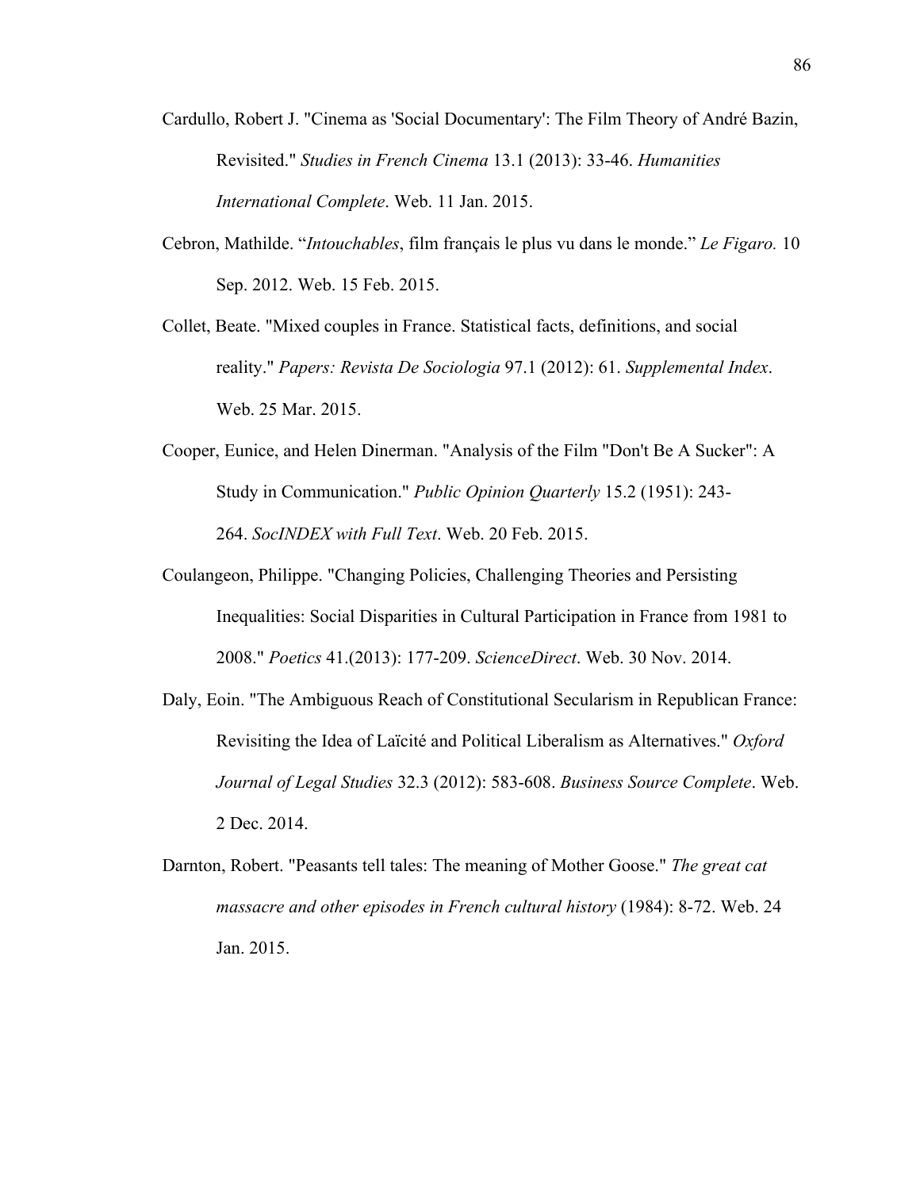Cardullo, Robert J. "Cinema as 'Social Documentary': The Film Theory of André Bazin, Revisited." *Studies in French Cinema* 13.1 (2013): 33-46. *Humanities International Complete*. Web. 11 Jan. 2015.

Cebron, Mathilde. "*Intouchables*, film français le plus vu dans le monde." *Le Figaro.* 10 Sep. 2012. Web. 15 Feb. 2015.

Collet, Beate. "Mixed couples in France. Statistical facts, definitions, and social reality." *Papers: Revista De Sociologia* 97.1 (2012): 61. *Supplemental Index*. Web. 25 Mar. 2015.

Cooper, Eunice, and Helen Dinerman. "Analysis of the Film "Don't Be A Sucker": A Study in Communication." *Public Opinion Quarterly* 15.2 (1951): 243-264. *SocINDEX with Full Text*. Web. 20 Feb. 2015.

Coulangeon, Philippe. "Changing Policies, Challenging Theories and Persisting Inequalities: Social Disparities in Cultural Participation in France from 1981 to 2008." *Poetics* 41.(2013): 177-209. *ScienceDirect*. Web. 30 Nov. 2014.

Daly, Eoin. "The Ambiguous Reach of Constitutional Secularism in Republican France: Revisiting the Idea of Laïcité and Political Liberalism as Alternatives." *Oxford Journal of Legal Studies* 32.3 (2012): 583-608. *Business Source Complete*. Web. 2 Dec. 2014.

Darnton, Robert. "Peasants tell tales: The meaning of Mother Goose." *The great cat massacre and other episodes in French cultural history* (1984): 8-72. Web. 24 Jan. 2015.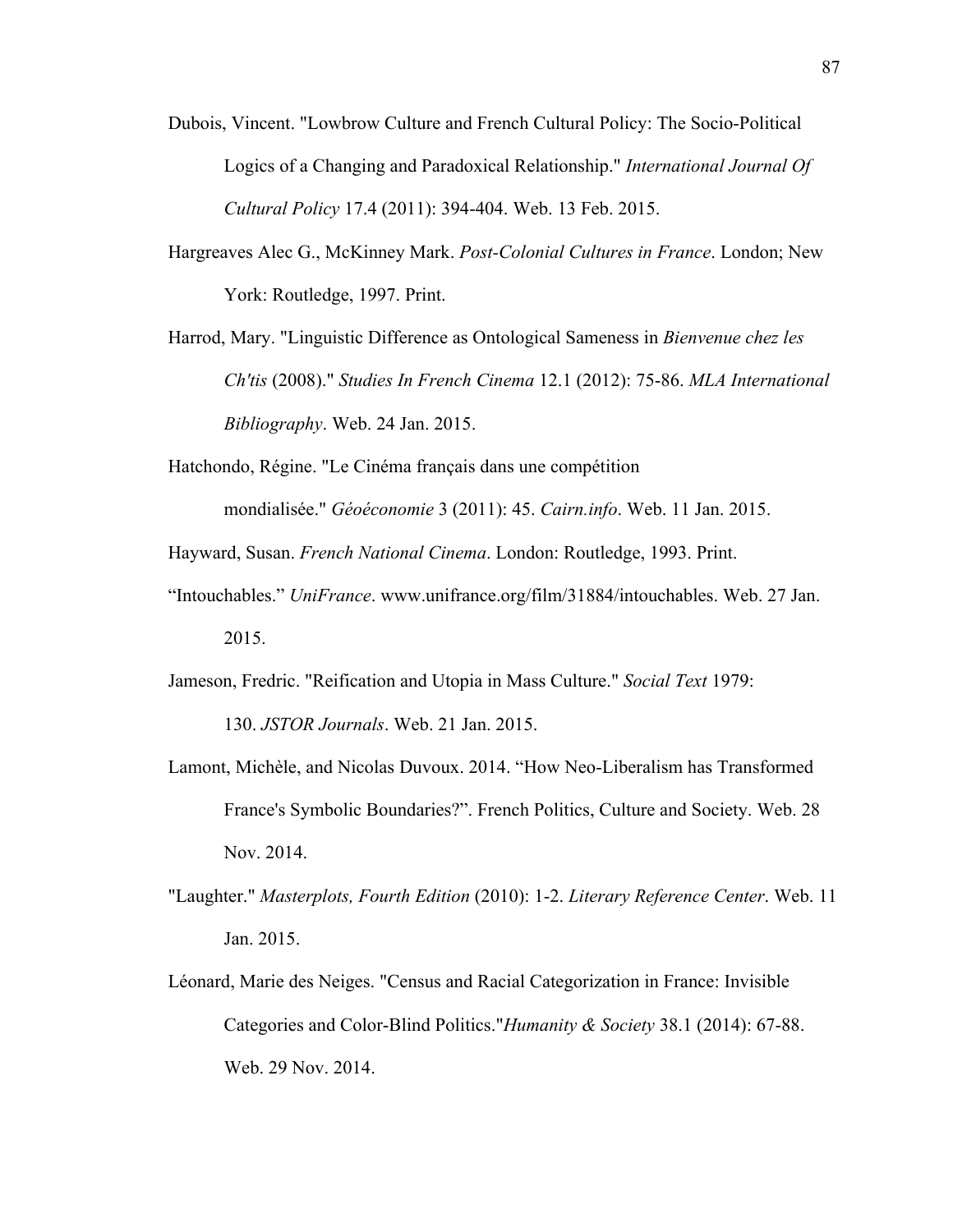Dubois, Vincent. "Lowbrow Culture and French Cultural Policy: The Socio-Political Logics of a Changing and Paradoxical Relationship." *International Journal Of Cultural Policy* 17.4 (2011): 394-404. Web. 13 Feb. 2015.

Hargreaves Alec G., McKinney Mark. *Post-Colonial Cultures in France*. London; New York: Routledge, 1997. Print.

Harrod, Mary. "Linguistic Difference as Ontological Sameness in *Bienvenue chez les Ch'tis* (2008)." *Studies In French Cinema* 12.1 (2012): 75-86. *MLA International Bibliography*. Web. 24 Jan. 2015.

Hatchondo, Régine. "Le Cinéma français dans une compétition mondialisée." *Géoéconomie* 3 (2011): 45. *Cairn.info*. Web. 11 Jan. 2015.

Hayward, Susan. *French National Cinema*. London: Routledge, 1993. Print.

"Intouchables." *UniFrance*. www.unifrance.org/film/31884/intouchables. Web. 27 Jan. 2015.

Jameson, Fredric. "Reification and Utopia in Mass Culture." *Social Text* 1979: 130. *JSTOR Journals*. Web. 21 Jan. 2015.

Lamont, Michèle, and Nicolas Duvoux. 2014. "How Neo-Liberalism has Transformed France's Symbolic Boundaries?". French Politics, Culture and Society. Web. 28 Nov. 2014.

"Laughter." *Masterplots, Fourth Edition* (2010): 1-2. *Literary Reference Center*. Web. 11 Jan. 2015.

Léonard, Marie des Neiges. "Census and Racial Categorization in France: Invisible Categories and Color-Blind Politics."*Humanity & Society* 38.1 (2014): 67-88. Web. 29 Nov. 2014.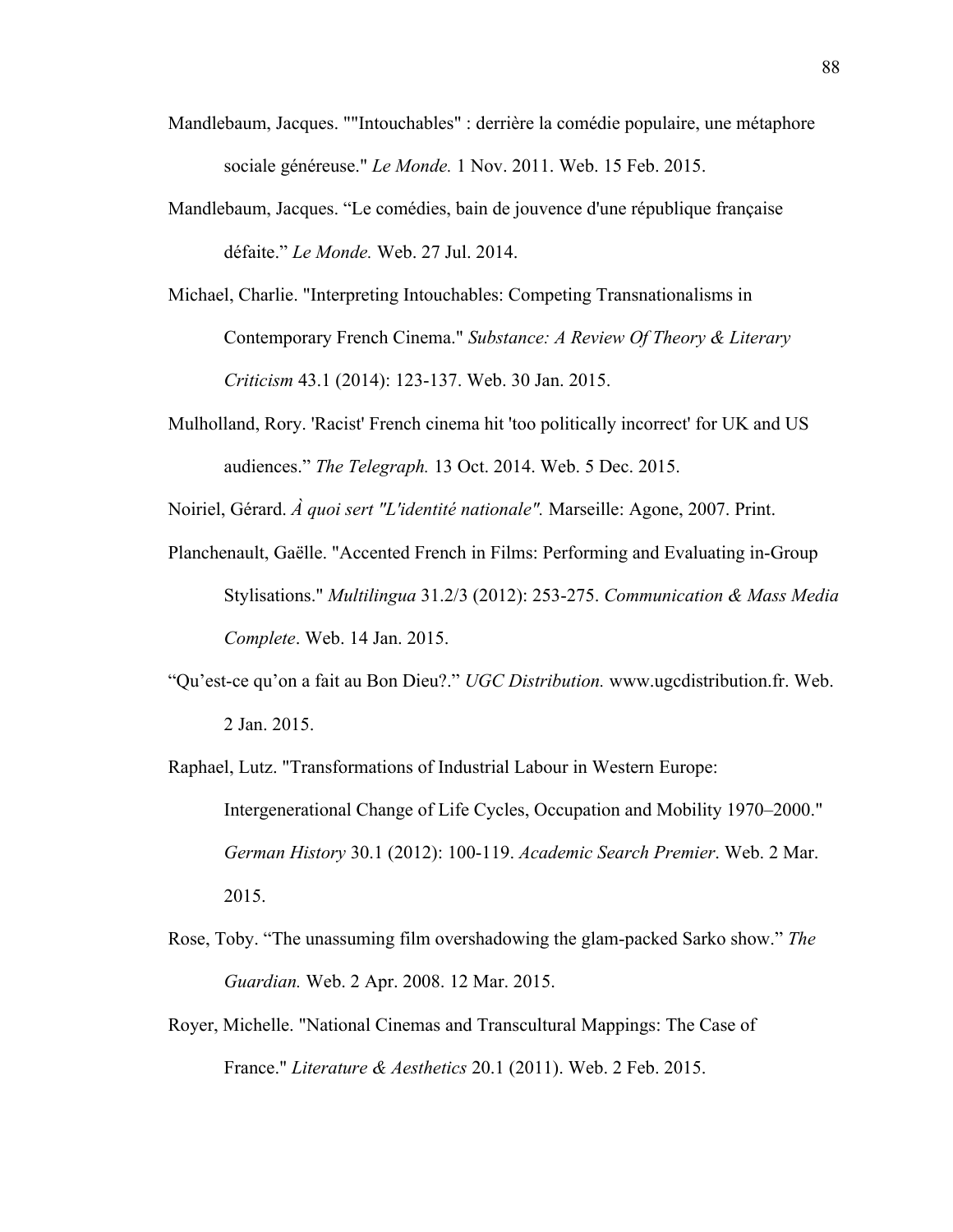Mandlebaum, Jacques. ""Intouchables" : derrière la comédie populaire, une métaphore sociale généreuse." *Le Monde.* 1 Nov. 2011. Web. 15 Feb. 2015.

Mandlebaum, Jacques. "Le comédies, bain de jouvence d'une république française défaite." *Le Monde.* Web. 27 Jul. 2014.

Michael, Charlie. "Interpreting Intouchables: Competing Transnationalisms in Contemporary French Cinema." *Substance: A Review Of Theory & Literary Criticism* 43.1 (2014): 123-137. Web. 30 Jan. 2015.

Mulholland, Rory. 'Racist' French cinema hit 'too politically incorrect' for UK and US audiences." *The Telegraph.* 13 Oct. 2014. Web. 5 Dec. 2015.

Noiriel, Gérard. *À quoi sert "L'identité nationale".* Marseille: Agone, 2007. Print.

Planchenault, Gaëlle. "Accented French in Films: Performing and Evaluating in-Group Stylisations." *Multilingua* 31.2/3 (2012): 253-275. *Communication & Mass Media Complete*. Web. 14 Jan. 2015.

"Qu'est-ce qu'on a fait au Bon Dieu?." *UGC Distribution.* www.ugcdistribution.fr. Web. 2 Jan. 2015.

Raphael, Lutz. "Transformations of Industrial Labour in Western Europe: Intergenerational Change of Life Cycles, Occupation and Mobility 1970–2000." *German History* 30.1 (2012): 100-119. *Academic Search Premier*. Web. 2 Mar. 2015.

Rose, Toby. "The unassuming film overshadowing the glam-packed Sarko show." *The Guardian.* Web. 2 Apr. 2008. 12 Mar. 2015.

Royer, Michelle. "National Cinemas and Transcultural Mappings: The Case of France." *Literature & Aesthetics* 20.1 (2011). Web. 2 Feb. 2015.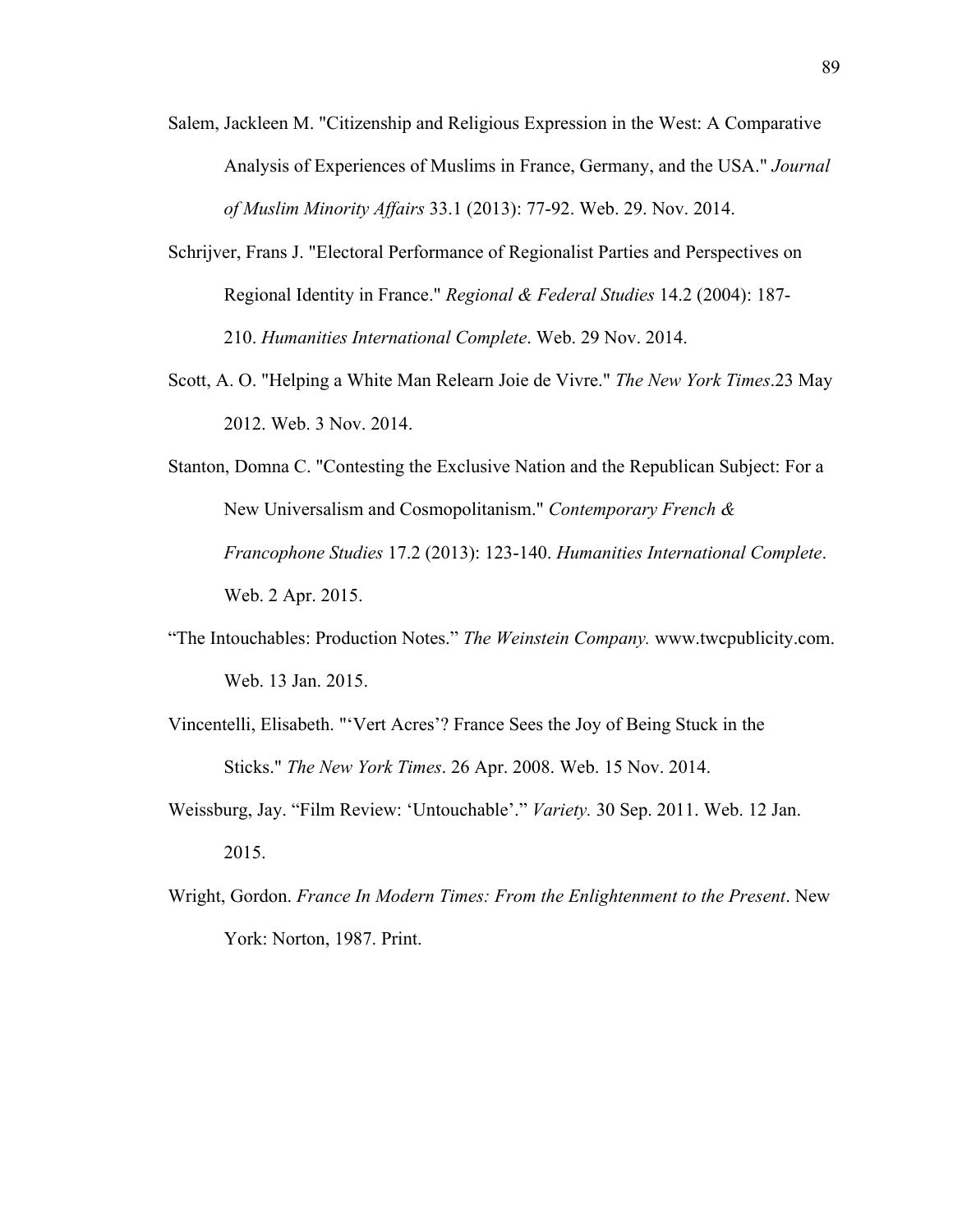Salem, Jackleen M. "Citizenship and Religious Expression in the West: A Comparative Analysis of Experiences of Muslims in France, Germany, and the USA." *Journal of Muslim Minority Affairs* 33.1 (2013): 77-92. Web. 29. Nov. 2014.

Schrijver, Frans J. "Electoral Performance of Regionalist Parties and Perspectives on Regional Identity in France." *Regional & Federal Studies* 14.2 (2004): 187-210. *Humanities International Complete*. Web. 29 Nov. 2014.

Scott, A. O. "Helping a White Man Relearn Joie de Vivre." *The New York Times*.23 May 2012. Web. 3 Nov. 2014.

Stanton, Domna C. "Contesting the Exclusive Nation and the Republican Subject: For a New Universalism and Cosmopolitanism." *Contemporary French & Francophone Studies* 17.2 (2013): 123-140. *Humanities International Complete*. Web. 2 Apr. 2015.

"The Intouchables: Production Notes." *The Weinstein Company.* www.twcpublicity.com. Web. 13 Jan. 2015.

Vincentelli, Elisabeth. "'Vert Acres'? France Sees the Joy of Being Stuck in the Sticks." *The New York Times*. 26 Apr. 2008. Web. 15 Nov. 2014.

Weissburg, Jay. "Film Review: 'Untouchable'." *Variety.* 30 Sep. 2011. Web. 12 Jan. 2015.

Wright, Gordon. *France In Modern Times: From the Enlightenment to the Present*. New York: Norton, 1987. Print.